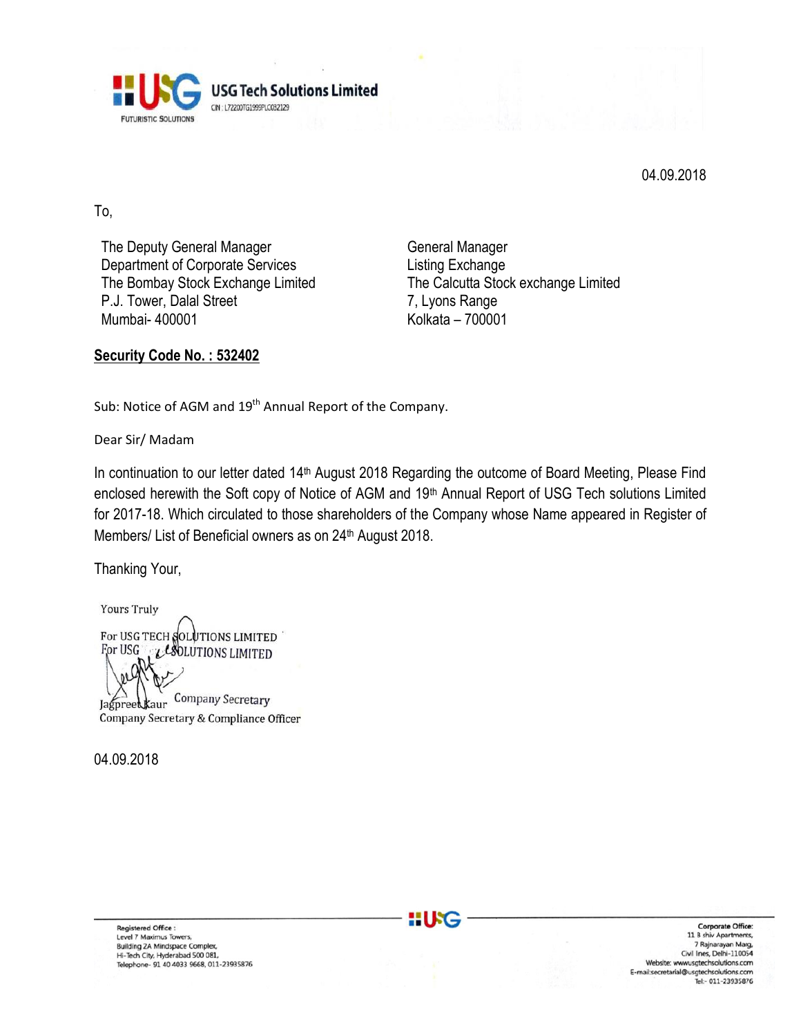**USG Tech Solutions Limited**

CIN : L72200TG1999PLC032129

FUTURISTIC SOLUTIONS

04.09.2018

To,

The Deputy General Manager
Department of Corporate Services
The Bombay Stock Exchange Limited
P.J. Tower, Dalal Street
Mumbai- 400001

General Manager
Listing Exchange
The Calcutta Stock exchange Limited
7, Lyons Range
Kolkata – 700001

**Security Code No. : 532402**

Sub: Notice of AGM and 19th Annual Report of the Company.

Dear Sir/ Madam

In continuation to our letter dated 14th August 2018 Regarding the outcome of Board Meeting, Please Find enclosed herewith the Soft copy of Notice of AGM and 19th Annual Report of USG Tech solutions Limited for 2017-18. Which circulated to those shareholders of the Company whose Name appeared in Register of Members/ List of Beneficial owners as on 24th August 2018.

Thanking Your,

Yours Truly

For USG TECH SOLUTIONS LIMITED

For USG TECH SOLUTIONS LIMITED

Company Secretary

Jagpreet Kaur
Company Secretary & Compliance Officer

04.09.2018

Registered Office :
Level 7 Maximus Towers,
Building 2A Mindspace Complex,
Hi-Tech City, Hyderabad 500 081,
Telephone- 91 40 4033 9668, 011-23935876

Corporate Office:
11 B shiv Apartments,
7 Rajnarayan Marg,
Civil lines, Delhi-110054
Website: www.usgtechsolutions.com
E-mail:secretarial@usgtechsolutions.com
Tel:- 011-23935876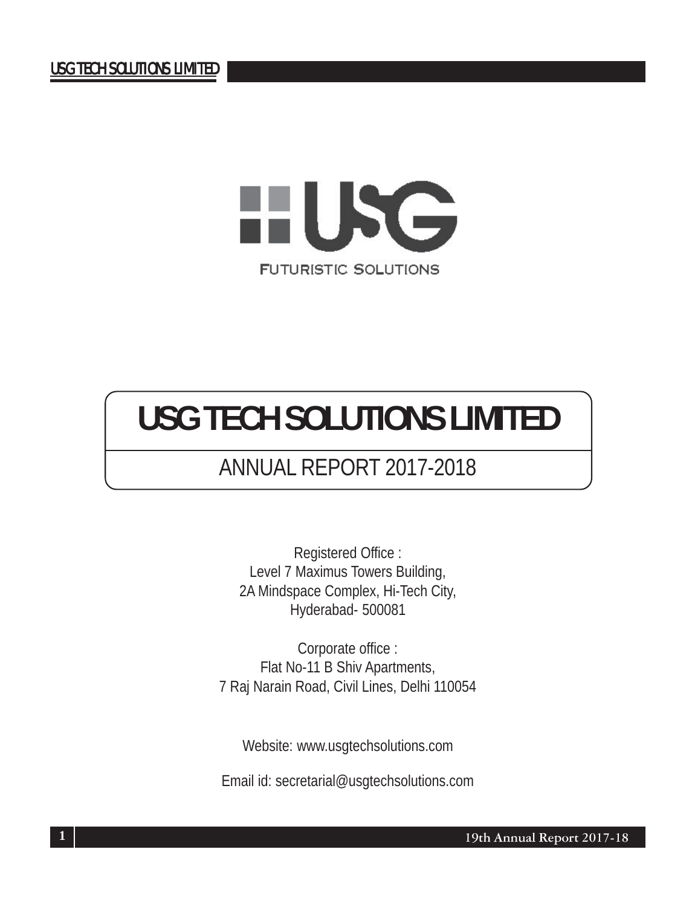FUTURISTIC SOLUTIONS

# USG TECH SOLUTIONS LIMITED

## ANNUAL REPORT 2017-2018

Registered Office :
Level 7 Maximus Towers Building,
2A Mindspace Complex, Hi-Tech City,
Hyderabad- 500081

Corporate office :
Flat No-11 B Shiv Apartments,
7 Raj Narain Road, Civil Lines, Delhi 110054

Website: www.usgtechsolutions.com

Email id: secretarial@usgtechsolutions.com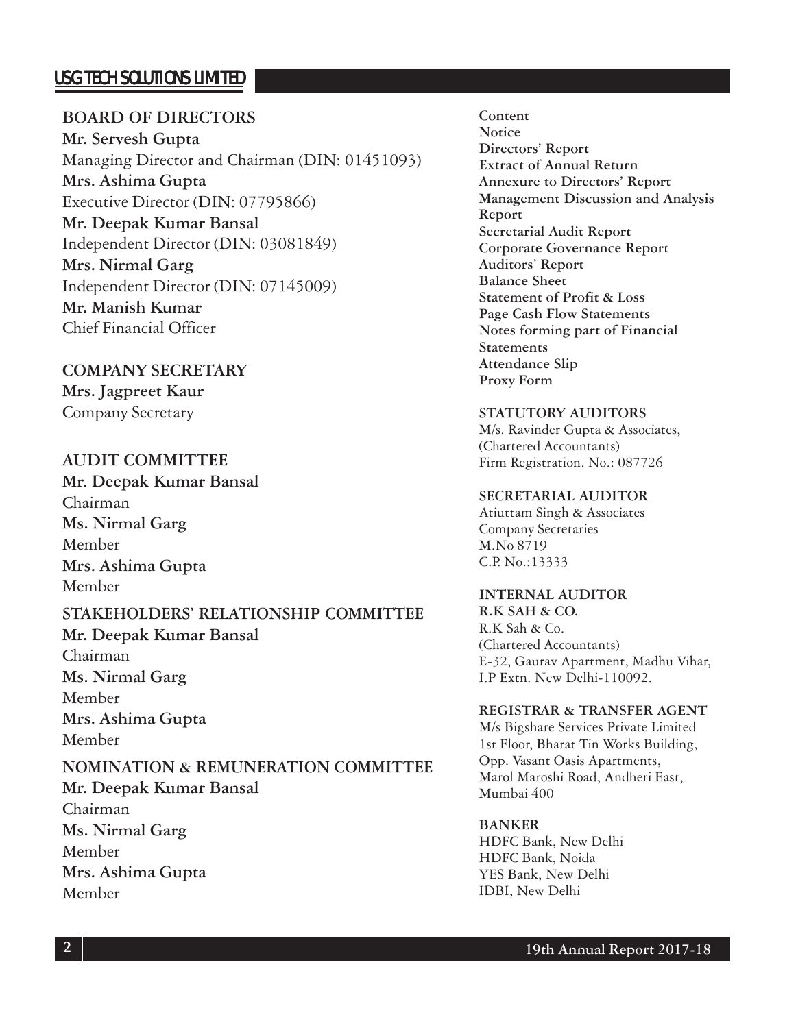## BOARD OF DIRECTORS

**Mr. Servesh Gupta**
Managing Director and Chairman (DIN: 01451093)

**Mrs. Ashima Gupta**
Executive Director (DIN: 07795866)

**Mr. Deepak Kumar Bansal**
Independent Director (DIN: 03081849)

**Mrs. Nirmal Garg**
Independent Director (DIN: 07145009)

**Mr. Manish Kumar**
Chief Financial Officer

## COMPANY SECRETARY

**Mrs. Jagpreet Kaur**
Company Secretary

## AUDIT COMMITTEE

**Mr. Deepak Kumar Bansal**
Chairman

**Ms. Nirmal Garg**
Member

**Mrs. Ashima Gupta**
Member

## STAKEHOLDERS' RELATIONSHIP COMMITTEE

**Mr. Deepak Kumar Bansal**
Chairman

**Ms. Nirmal Garg**
Member

**Mrs. Ashima Gupta**
Member

## NOMINATION & REMUNERATION COMMITTEE

**Mr. Deepak Kumar Bansal**
Chairman

**Ms. Nirmal Garg**
Member

**Mrs. Ashima Gupta**
Member

**Content**
**Notice**
**Directors' Report**
**Extract of Annual Return**
**Annexure to Directors' Report**
**Management Discussion and Analysis Report**
**Secretarial Audit Report**
**Corporate Governance Report**
**Auditors' Report**
**Balance Sheet**
**Statement of Profit & Loss**
**Page Cash Flow Statements**
**Notes forming part of Financial Statements**
**Attendance Slip**
**Proxy Form**

### STATUTORY AUDITORS

M/s. Ravinder Gupta & Associates,
(Chartered Accountants)
Firm Registration. No.: 087726

### SECRETARIAL AUDITOR

Atiuttam Singh & Associates
Company Secretaries
M.No 8719
C.P. No.:13333

### INTERNAL AUDITOR

**R.K SAH & CO.**
R.K Sah & Co.
(Chartered Accountants)
E-32, Gaurav Apartment, Madhu Vihar,
I.P Extn. New Delhi-110092.

### REGISTRAR & TRANSFER AGENT

M/s Bigshare Services Private Limited
1st Floor, Bharat Tin Works Building,
Opp. Vasant Oasis Apartments,
Marol Maroshi Road, Andheri East,
Mumbai 400

### BANKER

HDFC Bank, New Delhi
HDFC Bank, Noida
YES Bank, New Delhi
IDBI, New Delhi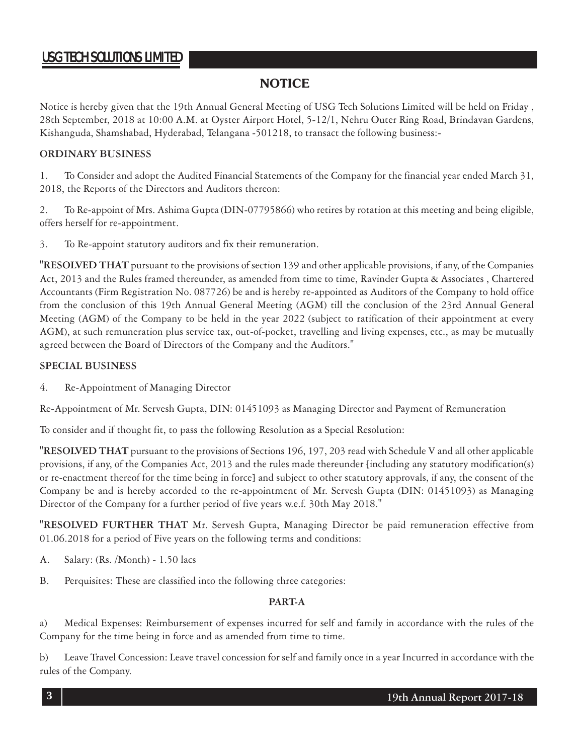## NOTICE

Notice is hereby given that the 19th Annual General Meeting of USG Tech Solutions Limited will be held on Friday , 28th September, 2018 at 10:00 A.M. at Oyster Airport Hotel, 5-12/1, Nehru Outer Ring Road, Brindavan Gardens, Kishanguda, Shamshabad, Hyderabad, Telangana -501218, to transact the following business:-

**ORDINARY BUSINESS**

1. To Consider and adopt the Audited Financial Statements of the Company for the financial year ended March 31, 2018, the Reports of the Directors and Auditors thereon:

2. To Re-appoint of Mrs. Ashima Gupta (DIN-07795866) who retires by rotation at this meeting and being eligible, offers herself for re-appointment.

3. To Re-appoint statutory auditors and fix their remuneration.

"**RESOLVED THAT** pursuant to the provisions of section 139 and other applicable provisions, if any, of the Companies Act, 2013 and the Rules framed thereunder, as amended from time to time, Ravinder Gupta & Associates , Chartered Accountants (Firm Registration No. 087726) be and is hereby re-appointed as Auditors of the Company to hold office from the conclusion of this 19th Annual General Meeting (AGM) till the conclusion of the 23rd Annual General Meeting (AGM) of the Company to be held in the year 2022 (subject to ratification of their appointment at every AGM), at such remuneration plus service tax, out-of-pocket, travelling and living expenses, etc., as may be mutually agreed between the Board of Directors of the Company and the Auditors."

**SPECIAL BUSINESS**

4. Re-Appointment of Managing Director

Re-Appointment of Mr. Servesh Gupta, DIN: 01451093 as Managing Director and Payment of Remuneration

To consider and if thought fit, to pass the following Resolution as a Special Resolution:

"**RESOLVED THAT** pursuant to the provisions of Sections 196, 197, 203 read with Schedule V and all other applicable provisions, if any, of the Companies Act, 2013 and the rules made thereunder [including any statutory modification(s) or re-enactment thereof for the time being in force] and subject to other statutory approvals, if any, the consent of the Company be and is hereby accorded to the re-appointment of Mr. Servesh Gupta (DIN: 01451093) as Managing Director of the Company for a further period of five years w.e.f. 30th May 2018."

"**RESOLVED FURTHER THAT** Mr. Servesh Gupta, Managing Director be paid remuneration effective from 01.06.2018 for a period of Five years on the following terms and conditions:

A. Salary: (Rs. /Month) - 1.50 lacs

B. Perquisites: These are classified into the following three categories:

**PART-A**

a) Medical Expenses: Reimbursement of expenses incurred for self and family in accordance with the rules of the Company for the time being in force and as amended from time to time.

b) Leave Travel Concession: Leave travel concession for self and family once in a year Incurred in accordance with the rules of the Company.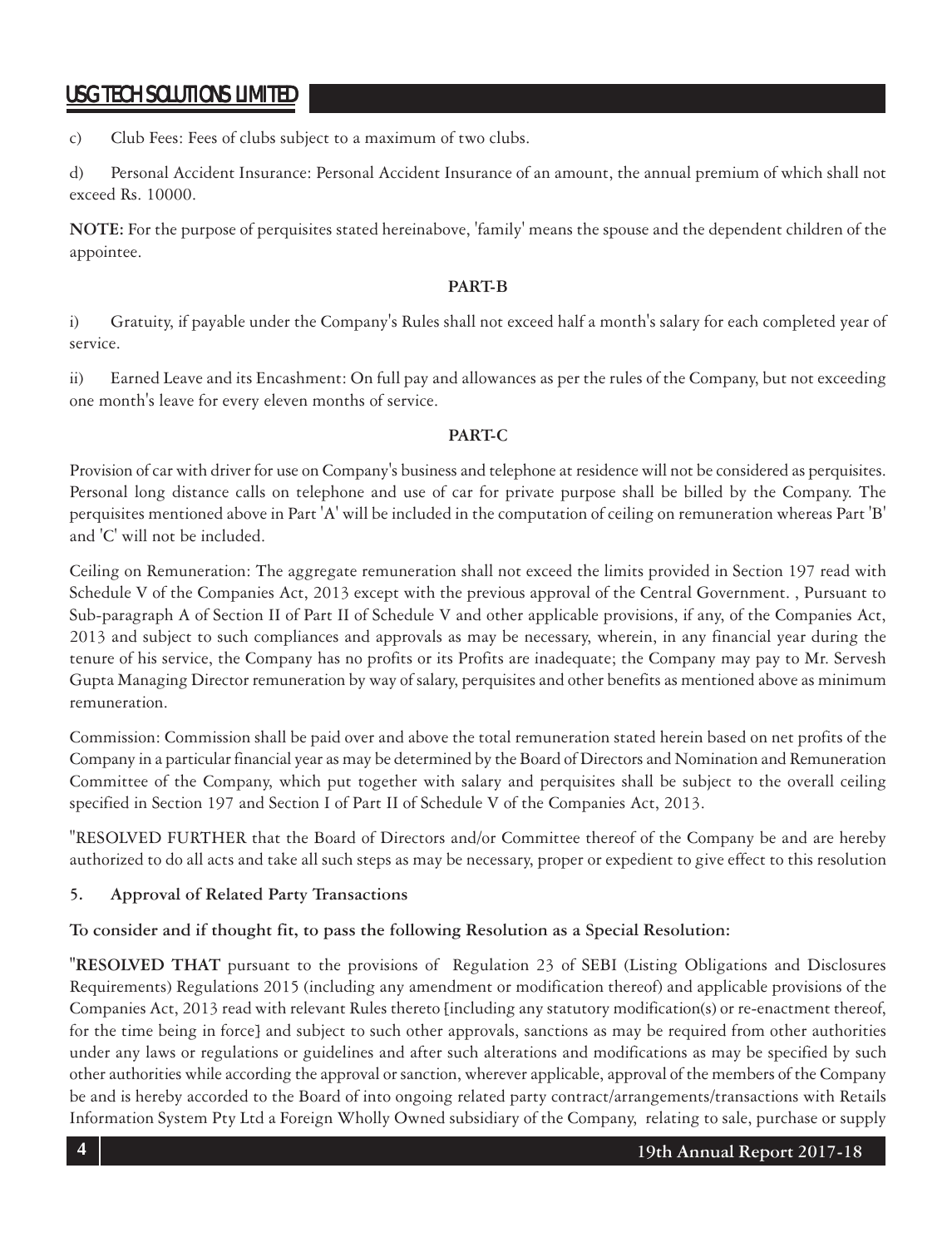c) Club Fees: Fees of clubs subject to a maximum of two clubs.

d) Personal Accident Insurance: Personal Accident Insurance of an amount, the annual premium of which shall not exceed Rs. 10000.

**NOTE:** For the purpose of perquisites stated hereinabove, 'family' means the spouse and the dependent children of the appointee.

**PART-B**

i) Gratuity, if payable under the Company's Rules shall not exceed half a month's salary for each completed year of service.

ii) Earned Leave and its Encashment: On full pay and allowances as per the rules of the Company, but not exceeding one month's leave for every eleven months of service.

**PART-C**

Provision of car with driver for use on Company's business and telephone at residence will not be considered as perquisites. Personal long distance calls on telephone and use of car for private purpose shall be billed by the Company. The perquisites mentioned above in Part 'A' will be included in the computation of ceiling on remuneration whereas Part 'B' and 'C' will not be included.

Ceiling on Remuneration: The aggregate remuneration shall not exceed the limits provided in Section 197 read with Schedule V of the Companies Act, 2013 except with the previous approval of the Central Government. , Pursuant to Sub-paragraph A of Section II of Part II of Schedule V and other applicable provisions, if any, of the Companies Act, 2013 and subject to such compliances and approvals as may be necessary, wherein, in any financial year during the tenure of his service, the Company has no profits or its Profits are inadequate; the Company may pay to Mr. Servesh Gupta Managing Director remuneration by way of salary, perquisites and other benefits as mentioned above as minimum remuneration.

Commission: Commission shall be paid over and above the total remuneration stated herein based on net profits of the Company in a particular financial year as may be determined by the Board of Directors and Nomination and Remuneration Committee of the Company, which put together with salary and perquisites shall be subject to the overall ceiling specified in Section 197 and Section I of Part II of Schedule V of the Companies Act, 2013.

"RESOLVED FURTHER that the Board of Directors and/or Committee thereof of the Company be and are hereby authorized to do all acts and take all such steps as may be necessary, proper or expedient to give effect to this resolution

**5. Approval of Related Party Transactions**

**To consider and if thought fit, to pass the following Resolution as a Special Resolution:**

"**RESOLVED THAT** pursuant to the provisions of Regulation 23 of SEBI (Listing Obligations and Disclosures Requirements) Regulations 2015 (including any amendment or modification thereof) and applicable provisions of the Companies Act, 2013 read with relevant Rules thereto [including any statutory modification(s) or re-enactment thereof, for the time being in force] and subject to such other approvals, sanctions as may be required from other authorities under any laws or regulations or guidelines and after such alterations and modifications as may be specified by such other authorities while according the approval or sanction, wherever applicable, approval of the members of the Company be and is hereby accorded to the Board of into ongoing related party contract/arrangements/transactions with Retails Information System Pty Ltd a Foreign Wholly Owned subsidiary of the Company, relating to sale, purchase or supply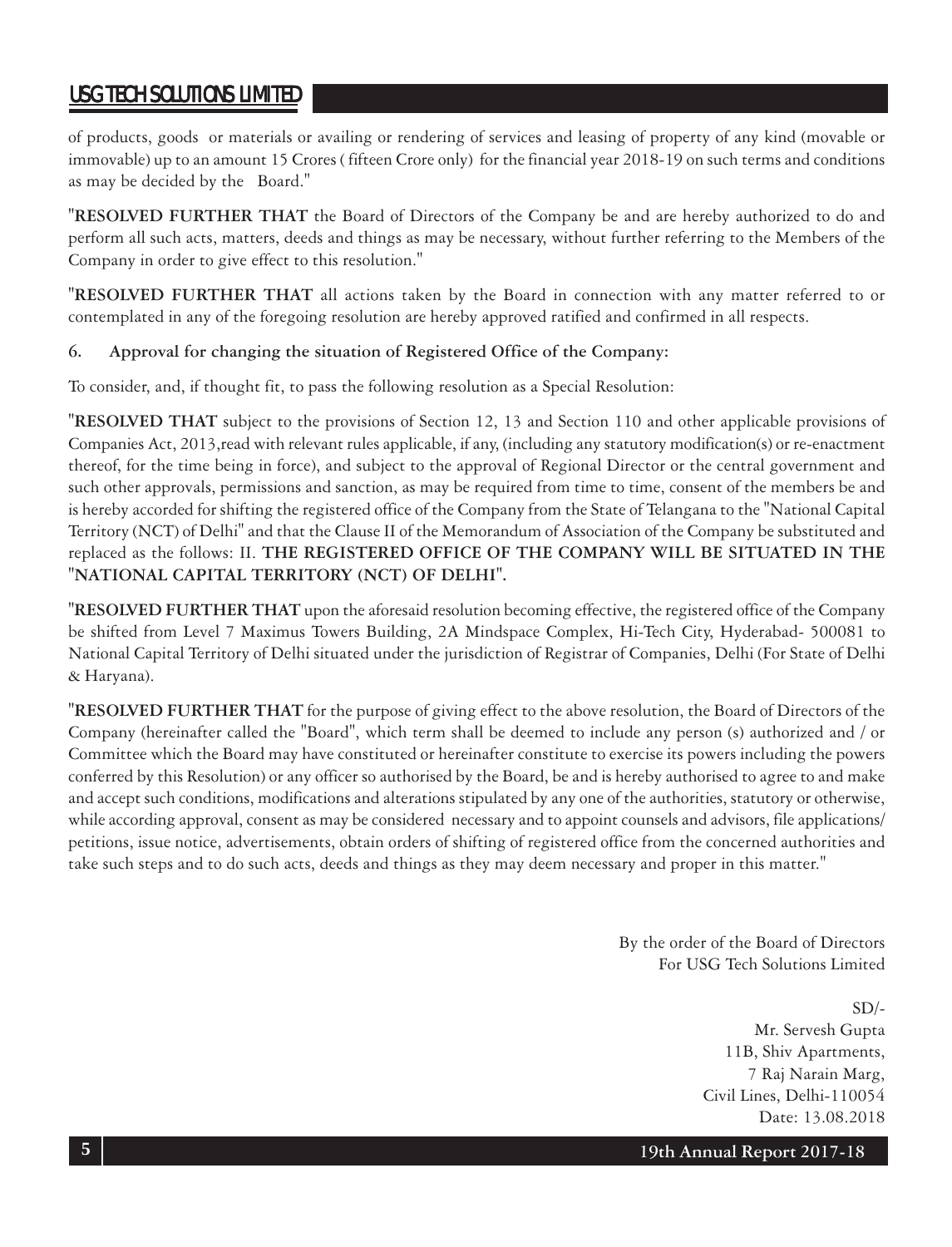of products, goods or materials or availing or rendering of services and leasing of property of any kind (movable or immovable) up to an amount 15 Crores ( fifteen Crore only) for the financial year 2018-19 on such terms and conditions as may be decided by the Board."

"**RESOLVED FURTHER THAT** the Board of Directors of the Company be and are hereby authorized to do and perform all such acts, matters, deeds and things as may be necessary, without further referring to the Members of the Company in order to give effect to this resolution."

"**RESOLVED FURTHER THAT** all actions taken by the Board in connection with any matter referred to or contemplated in any of the foregoing resolution are hereby approved ratified and confirmed in all respects.

6. **Approval for changing the situation of Registered Office of the Company:**

To consider, and, if thought fit, to pass the following resolution as a Special Resolution:

"**RESOLVED THAT** subject to the provisions of Section 12, 13 and Section 110 and other applicable provisions of Companies Act, 2013,read with relevant rules applicable, if any, (including any statutory modification(s) or re-enactment thereof, for the time being in force), and subject to the approval of Regional Director or the central government and such other approvals, permissions and sanction, as may be required from time to time, consent of the members be and is hereby accorded for shifting the registered office of the Company from the State of Telangana to the "National Capital Territory (NCT) of Delhi" and that the Clause II of the Memorandum of Association of the Company be substituted and replaced as the follows: II. **THE REGISTERED OFFICE OF THE COMPANY WILL BE SITUATED IN THE "NATIONAL CAPITAL TERRITORY (NCT) OF DELHI".**

"**RESOLVED FURTHER THAT** upon the aforesaid resolution becoming effective, the registered office of the Company be shifted from Level 7 Maximus Towers Building, 2A Mindspace Complex, Hi-Tech City, Hyderabad- 500081 to National Capital Territory of Delhi situated under the jurisdiction of Registrar of Companies, Delhi (For State of Delhi & Haryana).

"**RESOLVED FURTHER THAT** for the purpose of giving effect to the above resolution, the Board of Directors of the Company (hereinafter called the "Board", which term shall be deemed to include any person (s) authorized and / or Committee which the Board may have constituted or hereinafter constitute to exercise its powers including the powers conferred by this Resolution) or any officer so authorised by the Board, be and is hereby authorised to agree to and make and accept such conditions, modifications and alterations stipulated by any one of the authorities, statutory or otherwise, while according approval, consent as may be considered necessary and to appoint counsels and advisors, file applications/ petitions, issue notice, advertisements, obtain orders of shifting of registered office from the concerned authorities and take such steps and to do such acts, deeds and things as they may deem necessary and proper in this matter."

By the order of the Board of Directors
For USG Tech Solutions Limited

SD/-
Mr. Servesh Gupta
11B, Shiv Apartments,
7 Raj Narain Marg,
Civil Lines, Delhi-110054
Date: 13.08.2018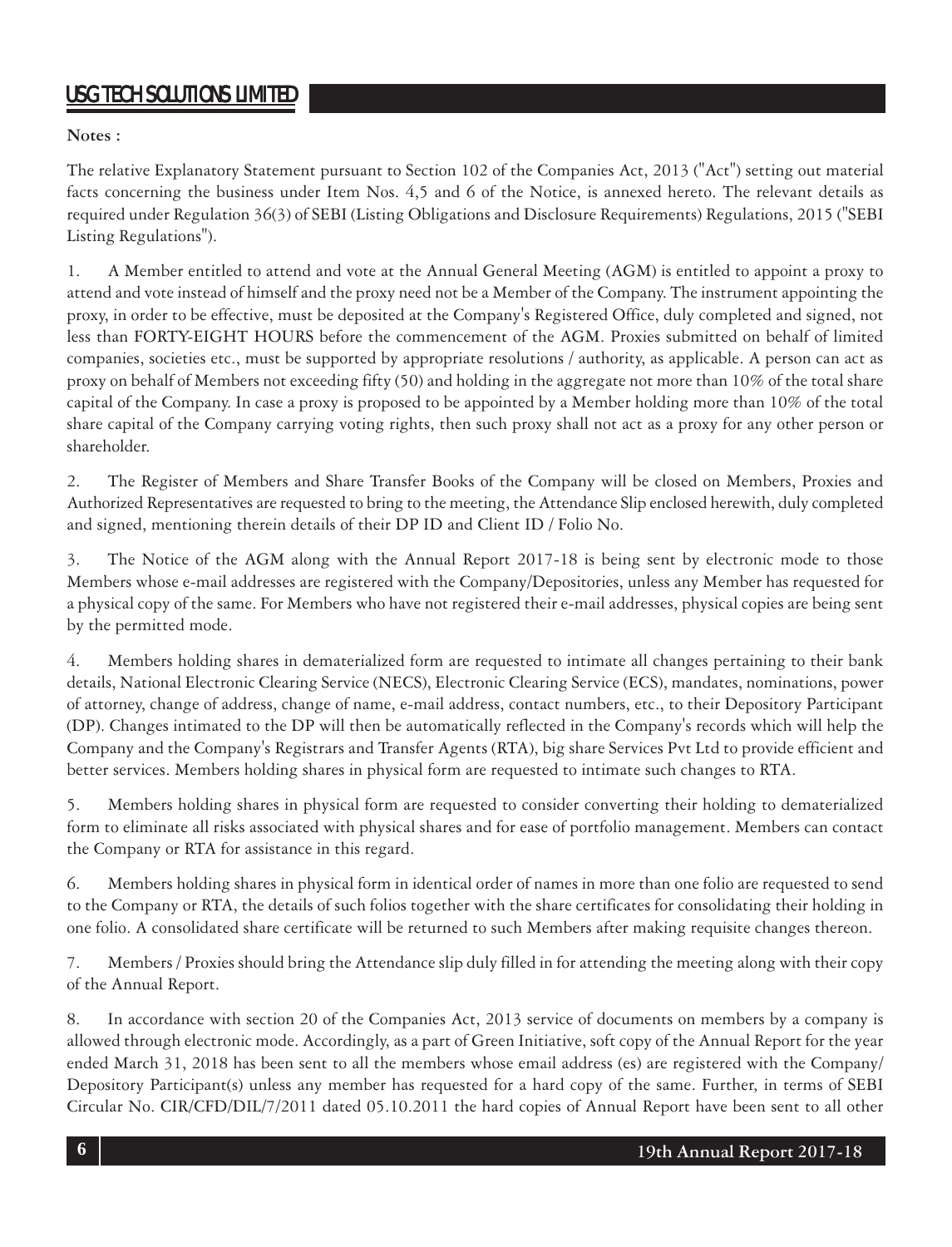**Notes :**

The relative Explanatory Statement pursuant to Section 102 of the Companies Act, 2013 ("Act") setting out material facts concerning the business under Item Nos. 4,5 and 6 of the Notice, is annexed hereto. The relevant details as required under Regulation 36(3) of SEBI (Listing Obligations and Disclosure Requirements) Regulations, 2015 ("SEBI Listing Regulations").

1. A Member entitled to attend and vote at the Annual General Meeting (AGM) is entitled to appoint a proxy to attend and vote instead of himself and the proxy need not be a Member of the Company. The instrument appointing the proxy, in order to be effective, must be deposited at the Company's Registered Office, duly completed and signed, not less than FORTY-EIGHT HOURS before the commencement of the AGM. Proxies submitted on behalf of limited companies, societies etc., must be supported by appropriate resolutions / authority, as applicable. A person can act as proxy on behalf of Members not exceeding fifty (50) and holding in the aggregate not more than 10% of the total share capital of the Company. In case a proxy is proposed to be appointed by a Member holding more than 10% of the total share capital of the Company carrying voting rights, then such proxy shall not act as a proxy for any other person or shareholder.

2. The Register of Members and Share Transfer Books of the Company will be closed on Members, Proxies and Authorized Representatives are requested to bring to the meeting, the Attendance Slip enclosed herewith, duly completed and signed, mentioning therein details of their DP ID and Client ID / Folio No.

3. The Notice of the AGM along with the Annual Report 2017-18 is being sent by electronic mode to those Members whose e-mail addresses are registered with the Company/Depositories, unless any Member has requested for a physical copy of the same. For Members who have not registered their e-mail addresses, physical copies are being sent by the permitted mode.

4. Members holding shares in dematerialized form are requested to intimate all changes pertaining to their bank details, National Electronic Clearing Service (NECS), Electronic Clearing Service (ECS), mandates, nominations, power of attorney, change of address, change of name, e-mail address, contact numbers, etc., to their Depository Participant (DP). Changes intimated to the DP will then be automatically reflected in the Company's records which will help the Company and the Company's Registrars and Transfer Agents (RTA), big share Services Pvt Ltd to provide efficient and better services. Members holding shares in physical form are requested to intimate such changes to RTA.

5. Members holding shares in physical form are requested to consider converting their holding to dematerialized form to eliminate all risks associated with physical shares and for ease of portfolio management. Members can contact the Company or RTA for assistance in this regard.

6. Members holding shares in physical form in identical order of names in more than one folio are requested to send to the Company or RTA, the details of such folios together with the share certificates for consolidating their holding in one folio. A consolidated share certificate will be returned to such Members after making requisite changes thereon.

7. Members / Proxies should bring the Attendance slip duly filled in for attending the meeting along with their copy of the Annual Report.

8. In accordance with section 20 of the Companies Act, 2013 service of documents on members by a company is allowed through electronic mode. Accordingly, as a part of Green Initiative, soft copy of the Annual Report for the year ended March 31, 2018 has been sent to all the members whose email address (es) are registered with the Company/ Depository Participant(s) unless any member has requested for a hard copy of the same. Further, in terms of SEBI Circular No. CIR/CFD/DIL/7/2011 dated 05.10.2011 the hard copies of Annual Report have been sent to all other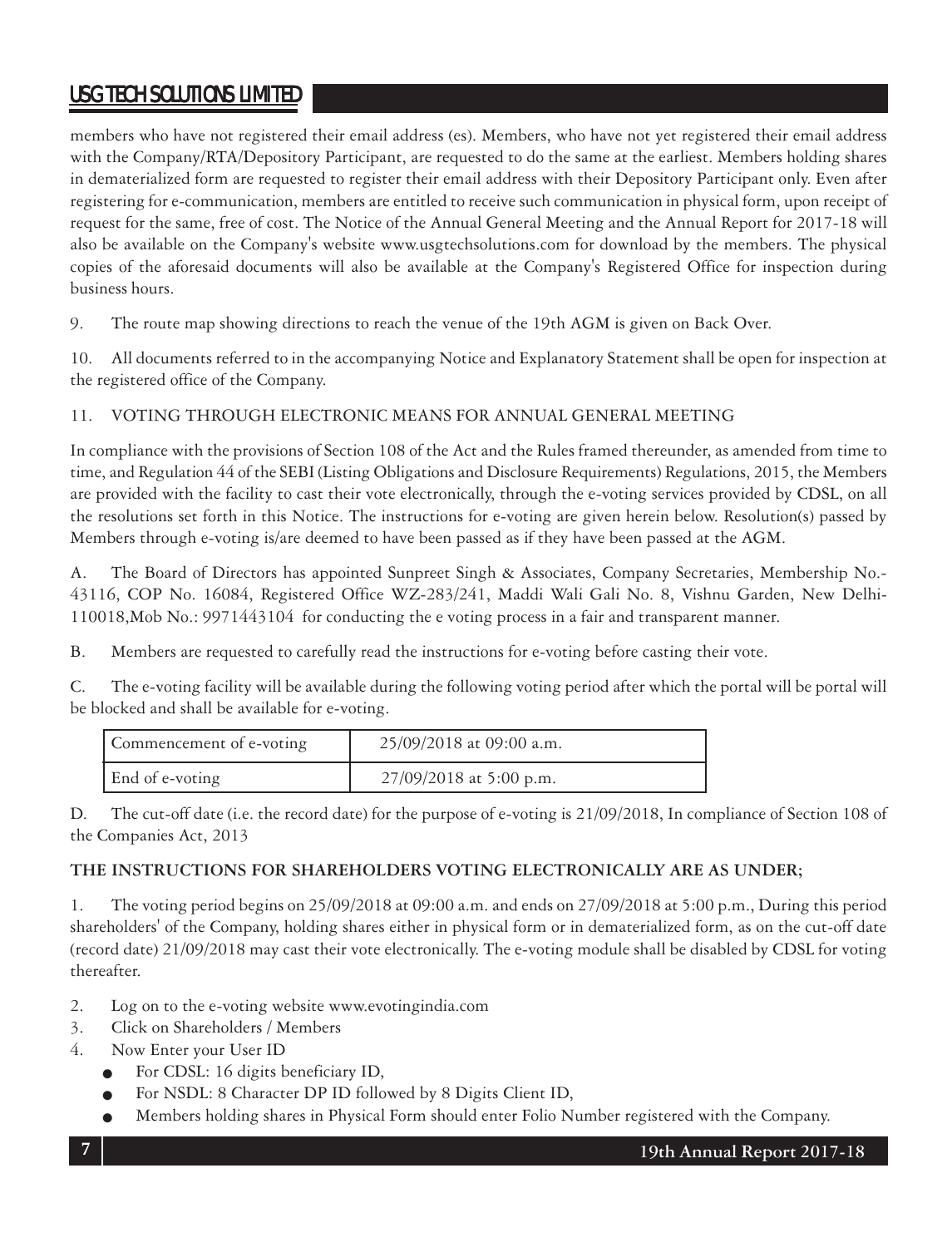members who have not registered their email address (es). Members, who have not yet registered their email address with the Company/RTA/Depository Participant, are requested to do the same at the earliest. Members holding shares in dematerialized form are requested to register their email address with their Depository Participant only. Even after registering for e-communication, members are entitled to receive such communication in physical form, upon receipt of request for the same, free of cost. The Notice of the Annual General Meeting and the Annual Report for 2017-18 will also be available on the Company's website www.usgtechsolutions.com for download by the members. The physical copies of the aforesaid documents will also be available at the Company's Registered Office for inspection during business hours.

9. The route map showing directions to reach the venue of the 19th AGM is given on Back Over.

10. All documents referred to in the accompanying Notice and Explanatory Statement shall be open for inspection at the registered office of the Company.

11. VOTING THROUGH ELECTRONIC MEANS FOR ANNUAL GENERAL MEETING

In compliance with the provisions of Section 108 of the Act and the Rules framed thereunder, as amended from time to time, and Regulation 44 of the SEBI (Listing Obligations and Disclosure Requirements) Regulations, 2015, the Members are provided with the facility to cast their vote electronically, through the e-voting services provided by CDSL, on all the resolutions set forth in this Notice. The instructions for e-voting are given herein below. Resolution(s) passed by Members through e-voting is/are deemed to have been passed as if they have been passed at the AGM.

A. The Board of Directors has appointed Sunpreet Singh & Associates, Company Secretaries, Membership No.- 43116, COP No. 16084, Registered Office WZ-283/241, Maddi Wali Gali No. 8, Vishnu Garden, New Delhi-110018,Mob No.: 9971443104 for conducting the e voting process in a fair and transparent manner.

B. Members are requested to carefully read the instructions for e-voting before casting their vote.

C. The e-voting facility will be available during the following voting period after which the portal will be portal will be blocked and shall be available for e-voting.

| Commencement of e-voting | 25/09/2018 at 09:00 a.m. |
|---|---|
| End of e-voting | 27/09/2018 at 5:00 p.m. |

D. The cut-off date (i.e. the record date) for the purpose of e-voting is 21/09/2018, In compliance of Section 108 of the Companies Act, 2013

**THE INSTRUCTIONS FOR SHAREHOLDERS VOTING ELECTRONICALLY ARE AS UNDER;**

1. The voting period begins on 25/09/2018 at 09:00 a.m. and ends on 27/09/2018 at 5:00 p.m., During this period shareholders' of the Company, holding shares either in physical form or in dematerialized form, as on the cut-off date (record date) 21/09/2018 may cast their vote electronically. The e-voting module shall be disabled by CDSL for voting thereafter.

2. Log on to the e-voting website www.evotingindia.com
3. Click on Shareholders / Members
4. Now Enter your User ID
   - For CDSL: 16 digits beneficiary ID,
   - For NSDL: 8 Character DP ID followed by 8 Digits Client ID,
   - Members holding shares in Physical Form should enter Folio Number registered with the Company.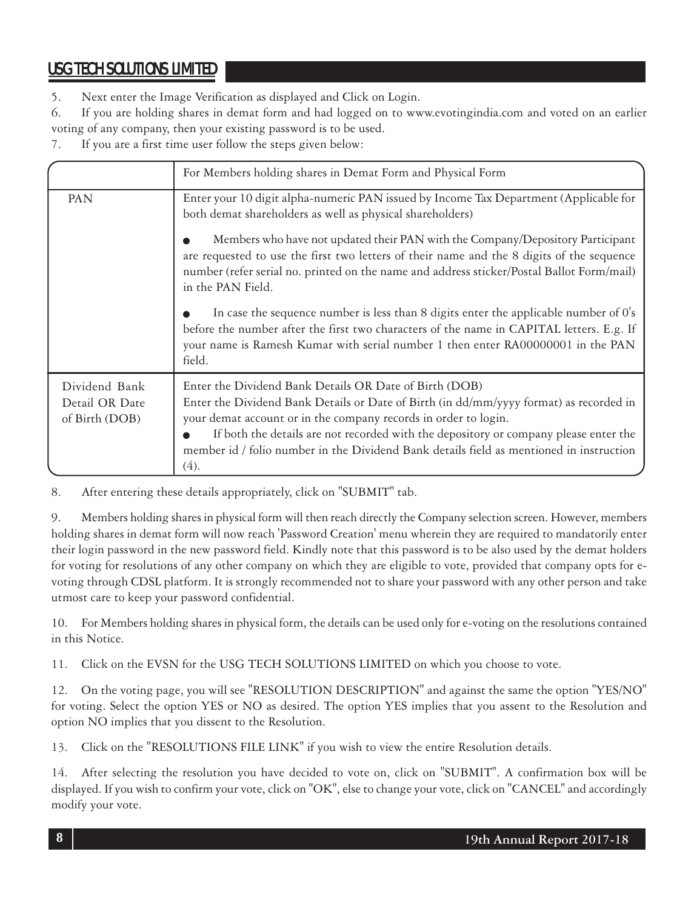5. Next enter the Image Verification as displayed and Click on Login.

6. If you are holding shares in demat form and had logged on to www.evotingindia.com and voted on an earlier voting of any company, then your existing password is to be used.

7. If you are a first time user follow the steps given below:

| | For Members holding shares in Demat Form and Physical Form |
|---|---|
| PAN | Enter your 10 digit alpha-numeric PAN issued by Income Tax Department (Applicable for both demat shareholders as well as physical shareholders)<br>● Members who have not updated their PAN with the Company/Depository Participant are requested to use the first two letters of their name and the 8 digits of the sequence number (refer serial no. printed on the name and address sticker/Postal Ballot Form/mail) in the PAN Field.<br>● In case the sequence number is less than 8 digits enter the applicable number of 0's before the number after the first two characters of the name in CAPITAL letters. E.g. If your name is Ramesh Kumar with serial number 1 then enter RA00000001 in the PAN field. |
| Dividend Bank Detail OR Date of Birth (DOB) | Enter the Dividend Bank Details OR Date of Birth (DOB)<br>Enter the Dividend Bank Details or Date of Birth (in dd/mm/yyyy format) as recorded in your demat account or in the company records in order to login.<br>● If both the details are not recorded with the depository or company please enter the member id / folio number in the Dividend Bank details field as mentioned in instruction (4). |

8. After entering these details appropriately, click on "SUBMIT" tab.

9. Members holding shares in physical form will then reach directly the Company selection screen. However, members holding shares in demat form will now reach 'Password Creation' menu wherein they are required to mandatorily enter their login password in the new password field. Kindly note that this password is to be also used by the demat holders for voting for resolutions of any other company on which they are eligible to vote, provided that company opts for e-voting through CDSL platform. It is strongly recommended not to share your password with any other person and take utmost care to keep your password confidential.

10. For Members holding shares in physical form, the details can be used only for e-voting on the resolutions contained in this Notice.

11. Click on the EVSN for the USG TECH SOLUTIONS LIMITED on which you choose to vote.

12. On the voting page, you will see "RESOLUTION DESCRIPTION" and against the same the option "YES/NO" for voting. Select the option YES or NO as desired. The option YES implies that you assent to the Resolution and option NO implies that you dissent to the Resolution.

13. Click on the "RESOLUTIONS FILE LINK" if you wish to view the entire Resolution details.

14. After selecting the resolution you have decided to vote on, click on "SUBMIT". A confirmation box will be displayed. If you wish to confirm your vote, click on "OK", else to change your vote, click on "CANCEL" and accordingly modify your vote.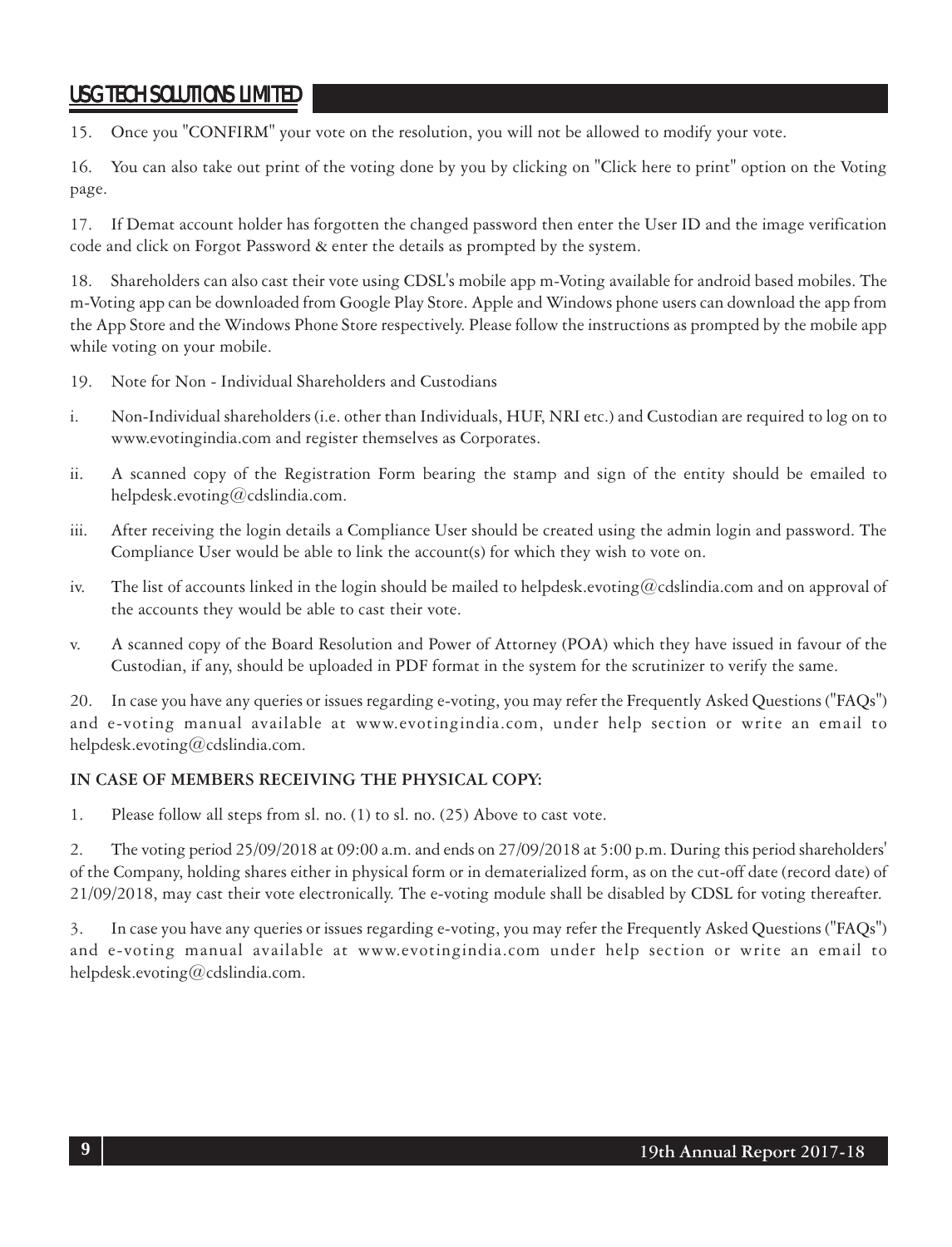15. Once you "CONFIRM" your vote on the resolution, you will not be allowed to modify your vote.

16. You can also take out print of the voting done by you by clicking on "Click here to print" option on the Voting page.

17. If Demat account holder has forgotten the changed password then enter the User ID and the image verification code and click on Forgot Password & enter the details as prompted by the system.

18. Shareholders can also cast their vote using CDSL's mobile app m-Voting available for android based mobiles. The m-Voting app can be downloaded from Google Play Store. Apple and Windows phone users can download the app from the App Store and the Windows Phone Store respectively. Please follow the instructions as prompted by the mobile app while voting on your mobile.

19. Note for Non - Individual Shareholders and Custodians

i. Non-Individual shareholders (i.e. other than Individuals, HUF, NRI etc.) and Custodian are required to log on to www.evotingindia.com and register themselves as Corporates.

ii. A scanned copy of the Registration Form bearing the stamp and sign of the entity should be emailed to helpdesk.evoting@cdslindia.com.

iii. After receiving the login details a Compliance User should be created using the admin login and password. The Compliance User would be able to link the account(s) for which they wish to vote on.

iv. The list of accounts linked in the login should be mailed to helpdesk.evoting@cdslindia.com and on approval of the accounts they would be able to cast their vote.

v. A scanned copy of the Board Resolution and Power of Attorney (POA) which they have issued in favour of the Custodian, if any, should be uploaded in PDF format in the system for the scrutinizer to verify the same.

20. In case you have any queries or issues regarding e-voting, you may refer the Frequently Asked Questions ("FAQs") and e-voting manual available at www.evotingindia.com, under help section or write an email to helpdesk.evoting@cdslindia.com.

**IN CASE OF MEMBERS RECEIVING THE PHYSICAL COPY:**

1. Please follow all steps from sl. no. (1) to sl. no. (25) Above to cast vote.

2. The voting period 25/09/2018 at 09:00 a.m. and ends on 27/09/2018 at 5:00 p.m. During this period shareholders' of the Company, holding shares either in physical form or in dematerialized form, as on the cut-off date (record date) of 21/09/2018, may cast their vote electronically. The e-voting module shall be disabled by CDSL for voting thereafter.

3. In case you have any queries or issues regarding e-voting, you may refer the Frequently Asked Questions ("FAQs") and e-voting manual available at www.evotingindia.com under help section or write an email to helpdesk.evoting@cdslindia.com.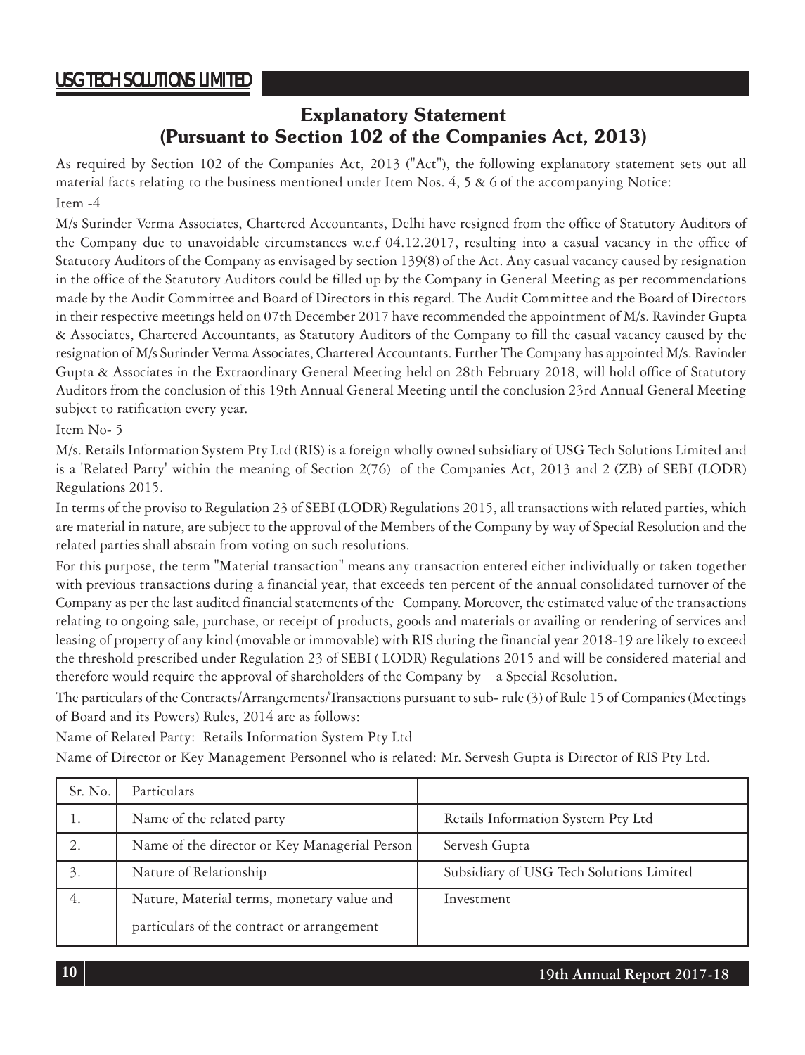## Explanatory Statement
## (Pursuant to Section 102 of the Companies Act, 2013)

As required by Section 102 of the Companies Act, 2013 ("Act"), the following explanatory statement sets out all material facts relating to the business mentioned under Item Nos. 4, 5 & 6 of the accompanying Notice:

Item -4

M/s Surinder Verma Associates, Chartered Accountants, Delhi have resigned from the office of Statutory Auditors of the Company due to unavoidable circumstances w.e.f 04.12.2017, resulting into a casual vacancy in the office of Statutory Auditors of the Company as envisaged by section 139(8) of the Act. Any casual vacancy caused by resignation in the office of the Statutory Auditors could be filled up by the Company in General Meeting as per recommendations made by the Audit Committee and Board of Directors in this regard. The Audit Committee and the Board of Directors in their respective meetings held on 07th December 2017 have recommended the appointment of M/s. Ravinder Gupta & Associates, Chartered Accountants, as Statutory Auditors of the Company to fill the casual vacancy caused by the resignation of M/s Surinder Verma Associates, Chartered Accountants. Further The Company has appointed M/s. Ravinder Gupta & Associates in the Extraordinary General Meeting held on 28th February 2018, will hold office of Statutory Auditors from the conclusion of this 19th Annual General Meeting until the conclusion 23rd Annual General Meeting subject to ratification every year.

Item No- 5

M/s. Retails Information System Pty Ltd (RIS) is a foreign wholly owned subsidiary of USG Tech Solutions Limited and is a 'Related Party' within the meaning of Section 2(76) of the Companies Act, 2013 and 2 (ZB) of SEBI (LODR) Regulations 2015.

In terms of the proviso to Regulation 23 of SEBI (LODR) Regulations 2015, all transactions with related parties, which are material in nature, are subject to the approval of the Members of the Company by way of Special Resolution and the related parties shall abstain from voting on such resolutions.

For this purpose, the term "Material transaction" means any transaction entered either individually or taken together with previous transactions during a financial year, that exceeds ten percent of the annual consolidated turnover of the Company as per the last audited financial statements of the Company. Moreover, the estimated value of the transactions relating to ongoing sale, purchase, or receipt of products, goods and materials or availing or rendering of services and leasing of property of any kind (movable or immovable) with RIS during the financial year 2018-19 are likely to exceed the threshold prescribed under Regulation 23 of SEBI ( LODR) Regulations 2015 and will be considered material and therefore would require the approval of shareholders of the Company by a Special Resolution.

The particulars of the Contracts/Arrangements/Transactions pursuant to sub- rule (3) of Rule 15 of Companies (Meetings of Board and its Powers) Rules, 2014 are as follows:

Name of Related Party: Retails Information System Pty Ltd

Name of Director or Key Management Personnel who is related: Mr. Servesh Gupta is Director of RIS Pty Ltd.

| Sr. No. | Particulars | |
|---|---|---|
| 1. | Name of the related party | Retails Information System Pty Ltd |
| 2. | Name of the director or Key Managerial Person | Servesh Gupta |
| 3. | Nature of Relationship | Subsidiary of USG Tech Solutions Limited |
| 4. | Nature, Material terms, monetary value and particulars of the contract or arrangement | Investment |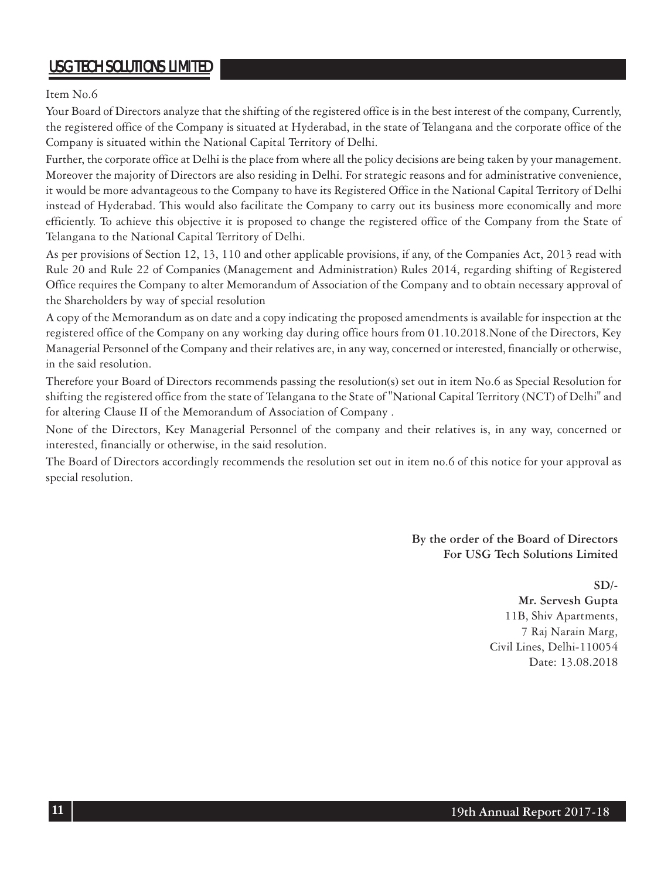Item No.6

Your Board of Directors analyze that the shifting of the registered office is in the best interest of the company, Currently, the registered office of the Company is situated at Hyderabad, in the state of Telangana and the corporate office of the Company is situated within the National Capital Territory of Delhi.

Further, the corporate office at Delhi is the place from where all the policy decisions are being taken by your management. Moreover the majority of Directors are also residing in Delhi. For strategic reasons and for administrative convenience, it would be more advantageous to the Company to have its Registered Office in the National Capital Territory of Delhi instead of Hyderabad. This would also facilitate the Company to carry out its business more economically and more efficiently. To achieve this objective it is proposed to change the registered office of the Company from the State of Telangana to the National Capital Territory of Delhi.

As per provisions of Section 12, 13, 110 and other applicable provisions, if any, of the Companies Act, 2013 read with Rule 20 and Rule 22 of Companies (Management and Administration) Rules 2014, regarding shifting of Registered Office requires the Company to alter Memorandum of Association of the Company and to obtain necessary approval of the Shareholders by way of special resolution

A copy of the Memorandum as on date and a copy indicating the proposed amendments is available for inspection at the registered office of the Company on any working day during office hours from 01.10.2018.None of the Directors, Key Managerial Personnel of the Company and their relatives are, in any way, concerned or interested, financially or otherwise, in the said resolution.

Therefore your Board of Directors recommends passing the resolution(s) set out in item No.6 as Special Resolution for shifting the registered office from the state of Telangana to the State of "National Capital Territory (NCT) of Delhi" and for altering Clause II of the Memorandum of Association of Company .

None of the Directors, Key Managerial Personnel of the company and their relatives is, in any way, concerned or interested, financially or otherwise, in the said resolution.

The Board of Directors accordingly recommends the resolution set out in item no.6 of this notice for your approval as special resolution.

**By the order of the Board of Directors**
**For USG Tech Solutions Limited**

**SD/-**
**Mr. Servesh Gupta**
11B, Shiv Apartments,
7 Raj Narain Marg,
Civil Lines, Delhi-110054
Date: 13.08.2018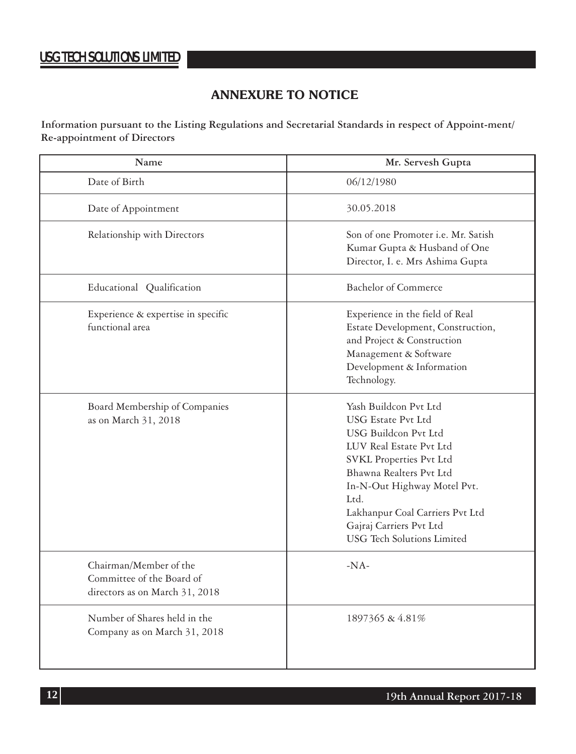# ANNEXURE TO NOTICE

**Information pursuant to the Listing Regulations and Secretarial Standards in respect of Appoint-ment/ Re-appointment of Directors**

| Name | Mr. Servesh Gupta |
| --- | --- |
| Date of Birth | 06/12/1980 |
| Date of Appointment | 30.05.2018 |
| Relationship with Directors | Son of one Promoter i.e. Mr. Satish Kumar Gupta & Husband of One Director, I. e. Mrs Ashima Gupta |
| Educational Qualification | Bachelor of Commerce |
| Experience & expertise in specific functional area | Experience in the field of Real Estate Development, Construction, and Project & Construction Management & Software Development & Information Technology. |
| Board Membership of Companies as on March 31, 2018 | Yash Buildcon Pvt Ltd<br>USG Estate Pvt Ltd<br>USG Buildcon Pvt Ltd<br>LUV Real Estate Pvt Ltd<br>SVKL Properties Pvt Ltd<br>Bhawna Realters Pvt Ltd<br>In-N-Out Highway Motel Pvt. Ltd.<br>Lakhanpur Coal Carriers Pvt Ltd<br>Gajraj Carriers Pvt Ltd<br>USG Tech Solutions Limited |
| Chairman/Member of the Committee of the Board of directors as on March 31, 2018 | -NA- |
| Number of Shares held in the Company as on March 31, 2018 | 1897365 & 4.81% |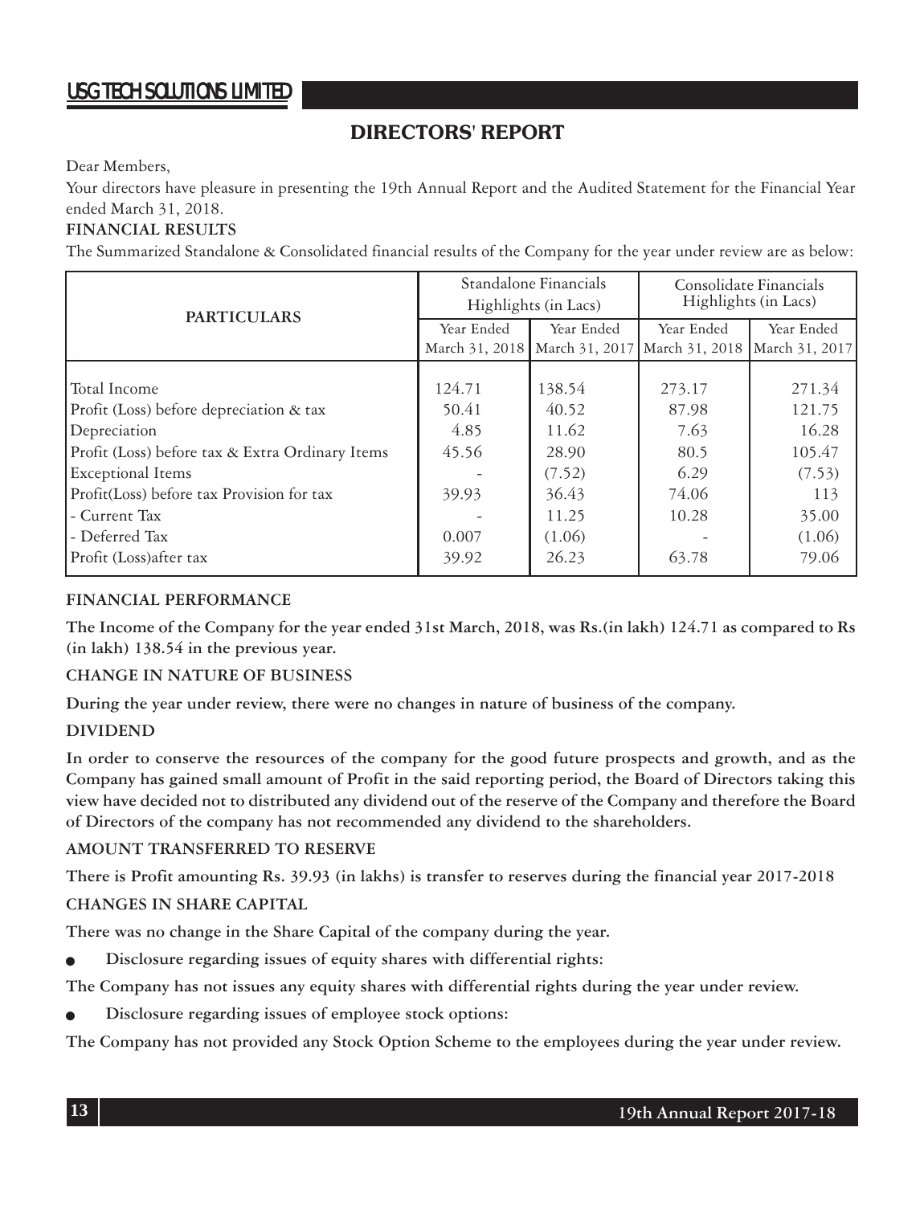# DIRECTORS' REPORT

Dear Members,

Your directors have pleasure in presenting the 19th Annual Report and the Audited Statement for the Financial Year ended March 31, 2018.

**FINANCIAL RESULTS**

The Summarized Standalone & Consolidated financial results of the Company for the year under review are as below:

| PARTICULARS | Standalone Financials Highlights (in Lacs) | | Consolidate Financials Highlights (in Lacs) | |
|---|---|---|---|---|
| | Year Ended March 31, 2018 | Year Ended March 31, 2017 | Year Ended March 31, 2018 | Year Ended March 31, 2017 |
| Total Income | 124.71 | 138.54 | 273.17 | 271.34 |
| Profit (Loss) before depreciation & tax | 50.41 | 40.52 | 87.98 | 121.75 |
| Depreciation | 4.85 | 11.62 | 7.63 | 16.28 |
| Profit (Loss) before tax & Extra Ordinary Items | 45.56 | 28.90 | 80.5 | 105.47 |
| Exceptional Items | - | (7.52) | 6.29 | (7.53) |
| Profit(Loss) before tax Provision for tax | 39.93 | 36.43 | 74.06 | 113 |
| - Current Tax | - | 11.25 | 10.28 | 35.00 |
| - Deferred Tax | 0.007 | (1.06) | - | (1.06) |
| Profit (Loss)after tax | 39.92 | 26.23 | 63.78 | 79.06 |

**FINANCIAL PERFORMANCE**

**The Income of the Company for the year ended 31st March, 2018, was Rs.(in lakh) 124.71 as compared to Rs (in lakh) 138.54 in the previous year.**

**CHANGE IN NATURE OF BUSINESS**

**During the year under review, there were no changes in nature of business of the company.**

**DIVIDEND**

**In order to conserve the resources of the company for the good future prospects and growth, and as the Company has gained small amount of Profit in the said reporting period, the Board of Directors taking this view have decided not to distributed any dividend out of the reserve of the Company and therefore the Board of Directors of the company has not recommended any dividend to the shareholders.**

**AMOUNT TRANSFERRED TO RESERVE**

**There is Profit amounting Rs. 39.93 (in lakhs) is transfer to reserves during the financial year 2017-2018**

**CHANGES IN SHARE CAPITAL**

**There was no change in the Share Capital of the company during the year.**

- **Disclosure regarding issues of equity shares with differential rights:**

**The Company has not issues any equity shares with differential rights during the year under review.**

- **Disclosure regarding issues of employee stock options:**

**The Company has not provided any Stock Option Scheme to the employees during the year under review.**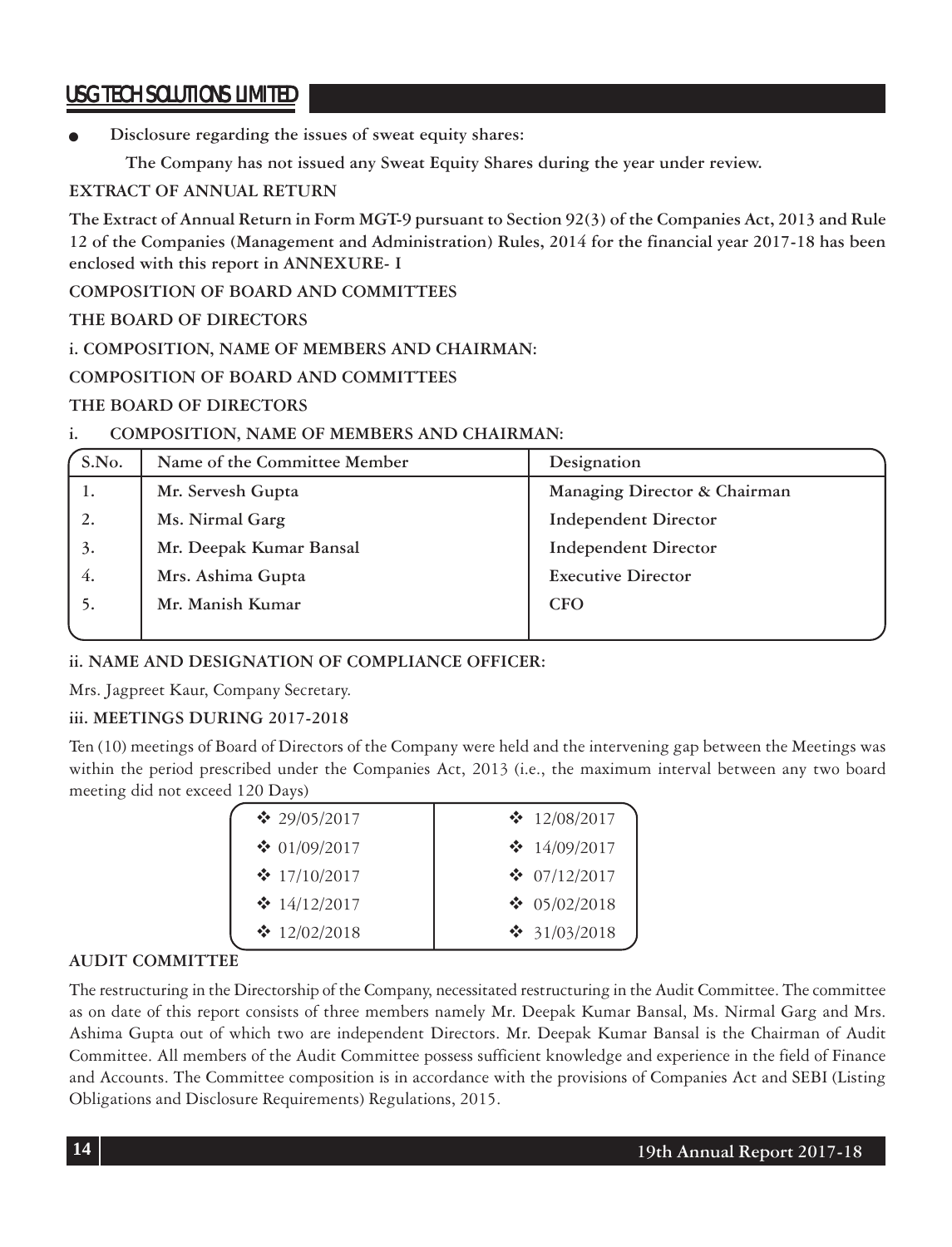- **Disclosure regarding the issues of sweat equity shares:**

  **The Company has not issued any Sweat Equity Shares during the year under review.**

**EXTRACT OF ANNUAL RETURN**

**The Extract of Annual Return in Form MGT-9 pursuant to Section 92(3) of the Companies Act, 2013 and Rule 12 of the Companies (Management and Administration) Rules, 2014 for the financial year 2017-18 has been enclosed with this report in ANNEXURE- I**

**COMPOSITION OF BOARD AND COMMITTEES**

**THE BOARD OF DIRECTORS**

**i. COMPOSITION, NAME OF MEMBERS AND CHAIRMAN:**

**COMPOSITION OF BOARD AND COMMITTEES**

**THE BOARD OF DIRECTORS**

**i. COMPOSITION, NAME OF MEMBERS AND CHAIRMAN:**

| S.No. | Name of the Committee Member | Designation |
|---|---|---|
| 1. | Mr. Servesh Gupta | Managing Director & Chairman |
| 2. | Ms. Nirmal Garg | Independent Director |
| 3. | Mr. Deepak Kumar Bansal | Independent Director |
| 4. | Mrs. Ashima Gupta | Executive Director |
| 5. | Mr. Manish Kumar | CFO |

**ii. NAME AND DESIGNATION OF COMPLIANCE OFFICER:**

Mrs. Jagpreet Kaur, Company Secretary.

**iii. MEETINGS DURING 2017-2018**

Ten (10) meetings of Board of Directors of the Company were held and the intervening gap between the Meetings was within the period prescribed under the Companies Act, 2013 (i.e., the maximum interval between any two board meeting did not exceed 120 Days)

| | |
|---|---|
| ❖ 29/05/2017 | ❖ 12/08/2017 |
| ❖ 01/09/2017 | ❖ 14/09/2017 |
| ❖ 17/10/2017 | ❖ 07/12/2017 |
| ❖ 14/12/2017 | ❖ 05/02/2018 |
| ❖ 12/02/2018 | ❖ 31/03/2018 |

**AUDIT COMMITTEE**

The restructuring in the Directorship of the Company, necessitated restructuring in the Audit Committee. The committee as on date of this report consists of three members namely Mr. Deepak Kumar Bansal, Ms. Nirmal Garg and Mrs. Ashima Gupta out of which two are independent Directors. Mr. Deepak Kumar Bansal is the Chairman of Audit Committee. All members of the Audit Committee possess sufficient knowledge and experience in the field of Finance and Accounts. The Committee composition is in accordance with the provisions of Companies Act and SEBI (Listing Obligations and Disclosure Requirements) Regulations, 2015.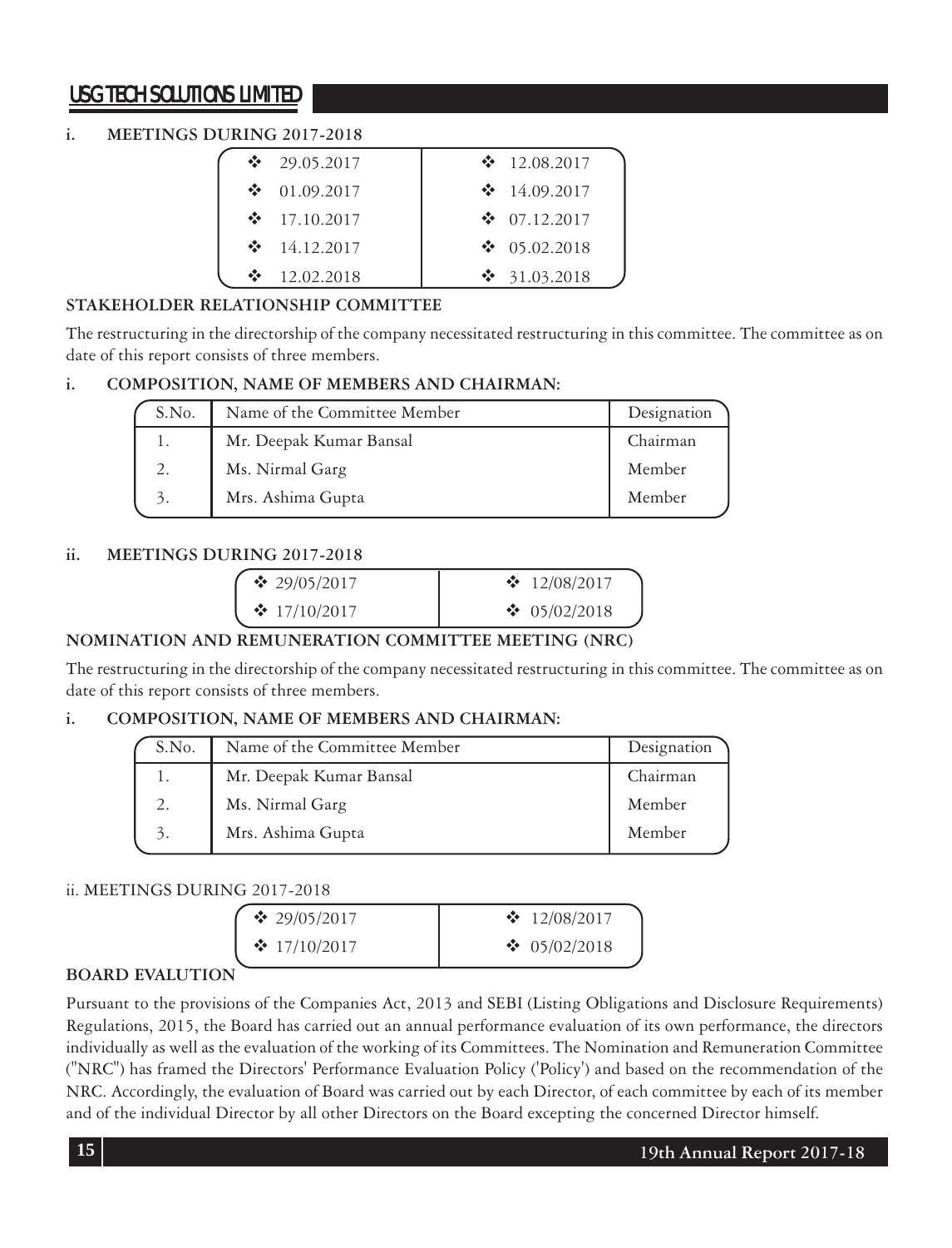### i. MEETINGS DURING 2017-2018

| | |
|---|---|
| ❖ 29.05.2017 | ❖ 12.08.2017 |
| ❖ 01.09.2017 | ❖ 14.09.2017 |
| ❖ 17.10.2017 | ❖ 07.12.2017 |
| ❖ 14.12.2017 | ❖ 05.02.2018 |
| ❖ 12.02.2018 | ❖ 31.03.2018 |

## STAKEHOLDER RELATIONSHIP COMMITTEE

The restructuring in the directorship of the company necessitated restructuring in this committee. The committee as on date of this report consists of three members.

### i. COMPOSITION, NAME OF MEMBERS AND CHAIRMAN:

| S.No. | Name of the Committee Member | Designation |
|---|---|---|
| 1. | Mr. Deepak Kumar Bansal | Chairman |
| 2. | Ms. Nirmal Garg | Member |
| 3. | Mrs. Ashima Gupta | Member |

### ii. MEETINGS DURING 2017-2018

| | |
|---|---|
| ❖ 29/05/2017 | ❖ 12/08/2017 |
| ❖ 17/10/2017 | ❖ 05/02/2018 |

## NOMINATION AND REMUNERATION COMMITTEE MEETING (NRC)

The restructuring in the directorship of the company necessitated restructuring in this committee. The committee as on date of this report consists of three members.

### i. COMPOSITION, NAME OF MEMBERS AND CHAIRMAN:

| S.No. | Name of the Committee Member | Designation |
|---|---|---|
| 1. | Mr. Deepak Kumar Bansal | Chairman |
| 2. | Ms. Nirmal Garg | Member |
| 3. | Mrs. Ashima Gupta | Member |

ii. MEETINGS DURING 2017-2018

| | |
|---|---|
| ❖ 29/05/2017 | ❖ 12/08/2017 |
| ❖ 17/10/2017 | ❖ 05/02/2018 |

## BOARD EVALUTION

Pursuant to the provisions of the Companies Act, 2013 and SEBI (Listing Obligations and Disclosure Requirements) Regulations, 2015, the Board has carried out an annual performance evaluation of its own performance, the directors individually as well as the evaluation of the working of its Committees. The Nomination and Remuneration Committee ("NRC") has framed the Directors' Performance Evaluation Policy ('Policy') and based on the recommendation of the NRC. Accordingly, the evaluation of Board was carried out by each Director, of each committee by each of its member and of the individual Director by all other Directors on the Board excepting the concerned Director himself.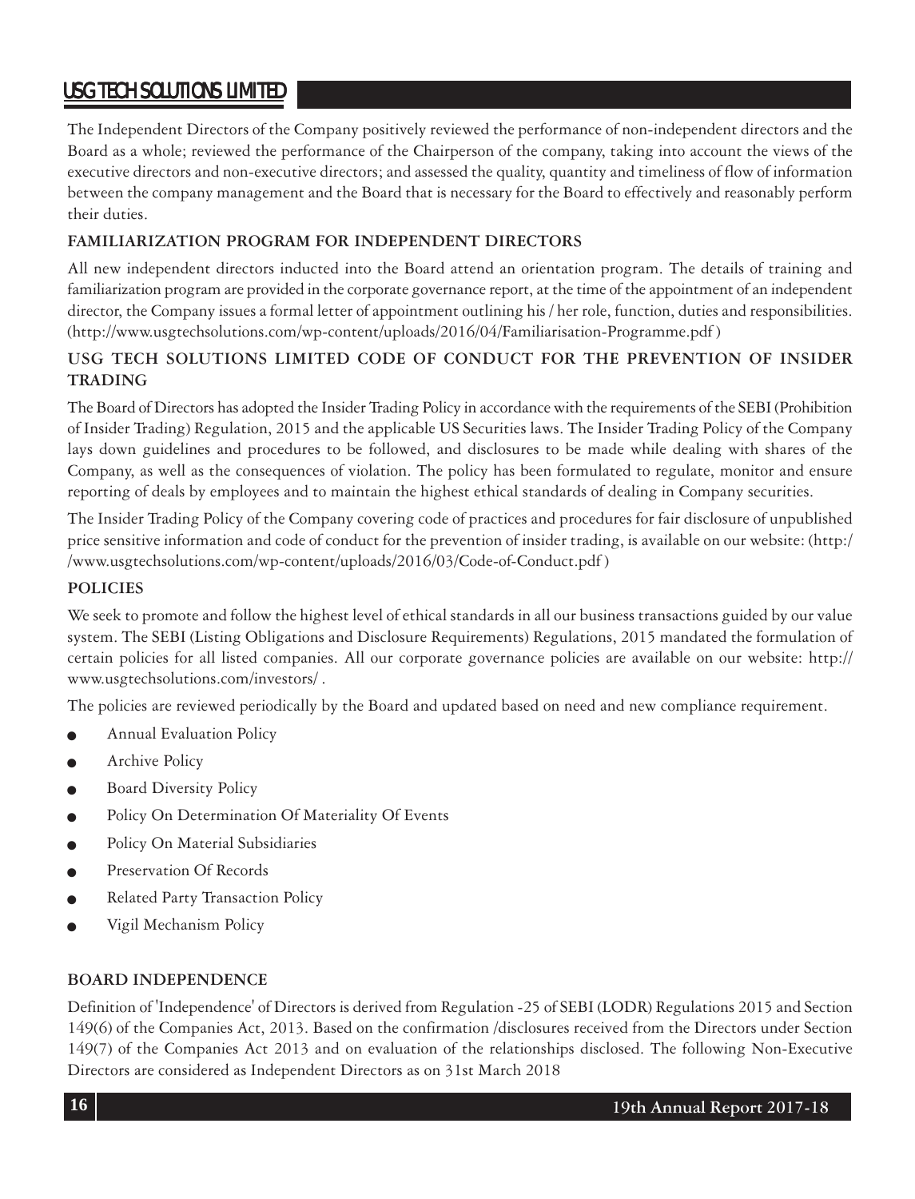The Independent Directors of the Company positively reviewed the performance of non-independent directors and the Board as a whole; reviewed the performance of the Chairperson of the company, taking into account the views of the executive directors and non-executive directors; and assessed the quality, quantity and timeliness of flow of information between the company management and the Board that is necessary for the Board to effectively and reasonably perform their duties.

## FAMILIARIZATION PROGRAM FOR INDEPENDENT DIRECTORS

All new independent directors inducted into the Board attend an orientation program. The details of training and familiarization program are provided in the corporate governance report, at the time of the appointment of an independent director, the Company issues a formal letter of appointment outlining his / her role, function, duties and responsibilities. (http://www.usgtechsolutions.com/wp-content/uploads/2016/04/Familiarisation-Programme.pdf )

## USG TECH SOLUTIONS LIMITED CODE OF CONDUCT FOR THE PREVENTION OF INSIDER TRADING

The Board of Directors has adopted the Insider Trading Policy in accordance with the requirements of the SEBI (Prohibition of Insider Trading) Regulation, 2015 and the applicable US Securities laws. The Insider Trading Policy of the Company lays down guidelines and procedures to be followed, and disclosures to be made while dealing with shares of the Company, as well as the consequences of violation. The policy has been formulated to regulate, monitor and ensure reporting of deals by employees and to maintain the highest ethical standards of dealing in Company securities.

The Insider Trading Policy of the Company covering code of practices and procedures for fair disclosure of unpublished price sensitive information and code of conduct for the prevention of insider trading, is available on our website: (http://www.usgtechsolutions.com/wp-content/uploads/2016/03/Code-of-Conduct.pdf )

## POLICIES

We seek to promote and follow the highest level of ethical standards in all our business transactions guided by our value system. The SEBI (Listing Obligations and Disclosure Requirements) Regulations, 2015 mandated the formulation of certain policies for all listed companies. All our corporate governance policies are available on our website: http://www.usgtechsolutions.com/investors/ .

The policies are reviewed periodically by the Board and updated based on need and new compliance requirement.

- Annual Evaluation Policy
- Archive Policy
- Board Diversity Policy
- Policy On Determination Of Materiality Of Events
- Policy On Material Subsidiaries
- Preservation Of Records
- Related Party Transaction Policy
- Vigil Mechanism Policy

## BOARD INDEPENDENCE

Definition of 'Independence' of Directors is derived from Regulation -25 of SEBI (LODR) Regulations 2015 and Section 149(6) of the Companies Act, 2013. Based on the confirmation /disclosures received from the Directors under Section 149(7) of the Companies Act 2013 and on evaluation of the relationships disclosed. The following Non-Executive Directors are considered as Independent Directors as on 31st March 2018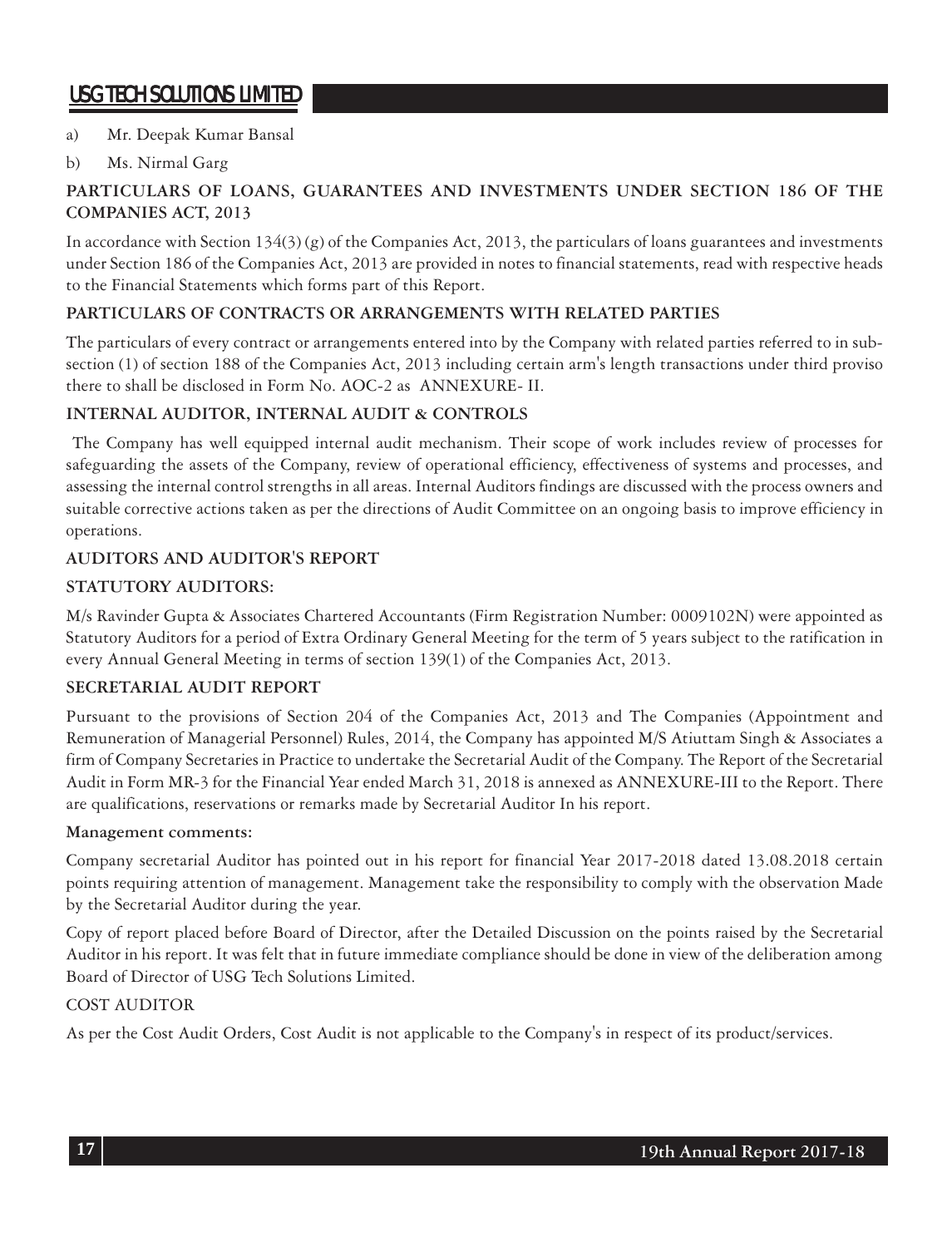a) Mr. Deepak Kumar Bansal

b) Ms. Nirmal Garg

### PARTICULARS OF LOANS, GUARANTEES AND INVESTMENTS UNDER SECTION 186 OF THE COMPANIES ACT, 2013

In accordance with Section 134(3) (g) of the Companies Act, 2013, the particulars of loans guarantees and investments under Section 186 of the Companies Act, 2013 are provided in notes to financial statements, read with respective heads to the Financial Statements which forms part of this Report.

### PARTICULARS OF CONTRACTS OR ARRANGEMENTS WITH RELATED PARTIES

The particulars of every contract or arrangements entered into by the Company with related parties referred to in sub-section (1) of section 188 of the Companies Act, 2013 including certain arm's length transactions under third proviso there to shall be disclosed in Form No. AOC-2 as ANNEXURE- II.

### INTERNAL AUDITOR, INTERNAL AUDIT & CONTROLS

The Company has well equipped internal audit mechanism. Their scope of work includes review of processes for safeguarding the assets of the Company, review of operational efficiency, effectiveness of systems and processes, and assessing the internal control strengths in all areas. Internal Auditors findings are discussed with the process owners and suitable corrective actions taken as per the directions of Audit Committee on an ongoing basis to improve efficiency in operations.

### AUDITORS AND AUDITOR'S REPORT

### STATUTORY AUDITORS:

M/s Ravinder Gupta & Associates Chartered Accountants (Firm Registration Number: 0009102N) were appointed as Statutory Auditors for a period of Extra Ordinary General Meeting for the term of 5 years subject to the ratification in every Annual General Meeting in terms of section 139(1) of the Companies Act, 2013.

### SECRETARIAL AUDIT REPORT

Pursuant to the provisions of Section 204 of the Companies Act, 2013 and The Companies (Appointment and Remuneration of Managerial Personnel) Rules, 2014, the Company has appointed M/S Atiuttam Singh & Associates a firm of Company Secretaries in Practice to undertake the Secretarial Audit of the Company. The Report of the Secretarial Audit in Form MR-3 for the Financial Year ended March 31, 2018 is annexed as ANNEXURE-III to the Report. There are qualifications, reservations or remarks made by Secretarial Auditor In his report.

**Management comments:**

Company secretarial Auditor has pointed out in his report for financial Year 2017-2018 dated 13.08.2018 certain points requiring attention of management. Management take the responsibility to comply with the observation Made by the Secretarial Auditor during the year.

Copy of report placed before Board of Director, after the Detailed Discussion on the points raised by the Secretarial Auditor in his report. It was felt that in future immediate compliance should be done in view of the deliberation among Board of Director of USG Tech Solutions Limited.

COST AUDITOR

As per the Cost Audit Orders, Cost Audit is not applicable to the Company's in respect of its product/services.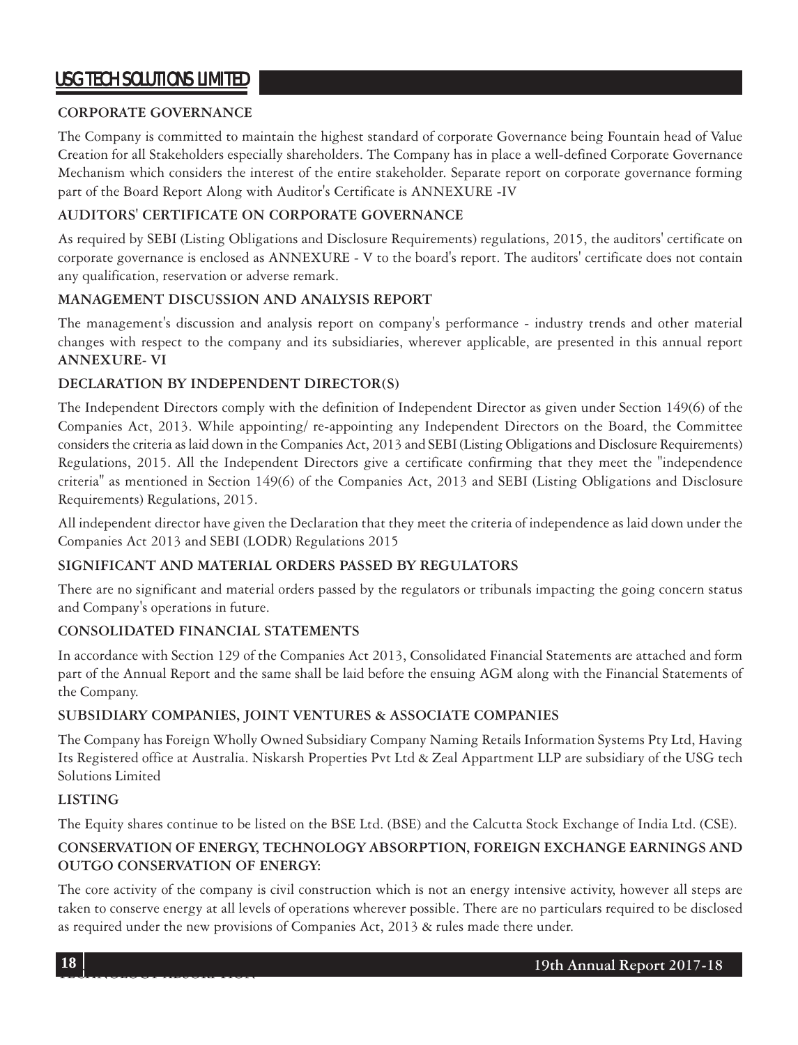## CORPORATE GOVERNANCE

The Company is committed to maintain the highest standard of corporate Governance being Fountain head of Value Creation for all Stakeholders especially shareholders. The Company has in place a well-defined Corporate Governance Mechanism which considers the interest of the entire stakeholder. Separate report on corporate governance forming part of the Board Report Along with Auditor's Certificate is ANNEXURE -IV

## AUDITORS' CERTIFICATE ON CORPORATE GOVERNANCE

As required by SEBI (Listing Obligations and Disclosure Requirements) regulations, 2015, the auditors' certificate on corporate governance is enclosed as ANNEXURE - V to the board's report. The auditors' certificate does not contain any qualification, reservation or adverse remark.

## MANAGEMENT DISCUSSION AND ANALYSIS REPORT

The management's discussion and analysis report on company's performance - industry trends and other material changes with respect to the company and its subsidiaries, wherever applicable, are presented in this annual report **ANNEXURE- VI**

## DECLARATION BY INDEPENDENT DIRECTOR(S)

The Independent Directors comply with the definition of Independent Director as given under Section 149(6) of the Companies Act, 2013. While appointing/ re-appointing any Independent Directors on the Board, the Committee considers the criteria as laid down in the Companies Act, 2013 and SEBI (Listing Obligations and Disclosure Requirements) Regulations, 2015. All the Independent Directors give a certificate confirming that they meet the "independence criteria" as mentioned in Section 149(6) of the Companies Act, 2013 and SEBI (Listing Obligations and Disclosure Requirements) Regulations, 2015.

All independent director have given the Declaration that they meet the criteria of independence as laid down under the Companies Act 2013 and SEBI (LODR) Regulations 2015

## SIGNIFICANT AND MATERIAL ORDERS PASSED BY REGULATORS

There are no significant and material orders passed by the regulators or tribunals impacting the going concern status and Company's operations in future.

## CONSOLIDATED FINANCIAL STATEMENTS

In accordance with Section 129 of the Companies Act 2013, Consolidated Financial Statements are attached and form part of the Annual Report and the same shall be laid before the ensuing AGM along with the Financial Statements of the Company.

## SUBSIDIARY COMPANIES, JOINT VENTURES & ASSOCIATE COMPANIES

The Company has Foreign Wholly Owned Subsidiary Company Naming Retails Information Systems Pty Ltd, Having Its Registered office at Australia. Niskarsh Properties Pvt Ltd & Zeal Appartment LLP are subsidiary of the USG tech Solutions Limited

## LISTING

The Equity shares continue to be listed on the BSE Ltd. (BSE) and the Calcutta Stock Exchange of India Ltd. (CSE).

## CONSERVATION OF ENERGY, TECHNOLOGY ABSORPTION, FOREIGN EXCHANGE EARNINGS AND OUTGO CONSERVATION OF ENERGY:

The core activity of the company is civil construction which is not an energy intensive activity, however all steps are taken to conserve energy at all levels of operations wherever possible. There are no particulars required to be disclosed as required under the new provisions of Companies Act, 2013 & rules made there under.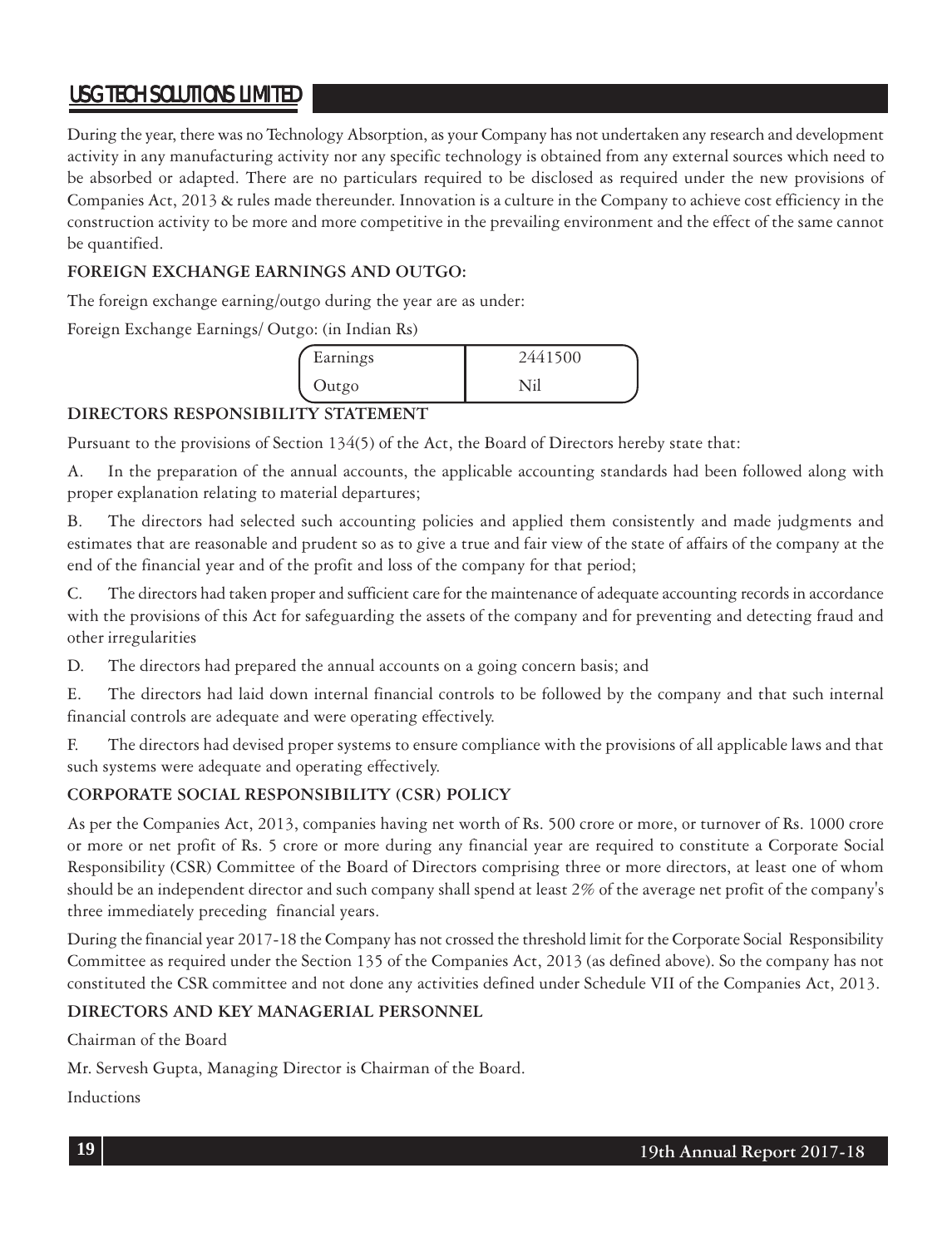During the year, there was no Technology Absorption, as your Company has not undertaken any research and development activity in any manufacturing activity nor any specific technology is obtained from any external sources which need to be absorbed or adapted. There are no particulars required to be disclosed as required under the new provisions of Companies Act, 2013 & rules made thereunder. Innovation is a culture in the Company to achieve cost efficiency in the construction activity to be more and more competitive in the prevailing environment and the effect of the same cannot be quantified.

**FOREIGN EXCHANGE EARNINGS AND OUTGO:**

The foreign exchange earning/outgo during the year are as under:

Foreign Exchange Earnings/ Outgo: (in Indian Rs)

| | |
|---|---|
| Earnings | 2441500 |
| Outgo | Nil |

**DIRECTORS RESPONSIBILITY STATEMENT**

Pursuant to the provisions of Section 134(5) of the Act, the Board of Directors hereby state that:

A. In the preparation of the annual accounts, the applicable accounting standards had been followed along with proper explanation relating to material departures;

B. The directors had selected such accounting policies and applied them consistently and made judgments and estimates that are reasonable and prudent so as to give a true and fair view of the state of affairs of the company at the end of the financial year and of the profit and loss of the company for that period;

C. The directors had taken proper and sufficient care for the maintenance of adequate accounting records in accordance with the provisions of this Act for safeguarding the assets of the company and for preventing and detecting fraud and other irregularities

D. The directors had prepared the annual accounts on a going concern basis; and

E. The directors had laid down internal financial controls to be followed by the company and that such internal financial controls are adequate and were operating effectively.

F. The directors had devised proper systems to ensure compliance with the provisions of all applicable laws and that such systems were adequate and operating effectively.

**CORPORATE SOCIAL RESPONSIBILITY (CSR) POLICY**

As per the Companies Act, 2013, companies having net worth of Rs. 500 crore or more, or turnover of Rs. 1000 crore or more or net profit of Rs. 5 crore or more during any financial year are required to constitute a Corporate Social Responsibility (CSR) Committee of the Board of Directors comprising three or more directors, at least one of whom should be an independent director and such company shall spend at least 2% of the average net profit of the company's three immediately preceding financial years.

During the financial year 2017-18 the Company has not crossed the threshold limit for the Corporate Social Responsibility Committee as required under the Section 135 of the Companies Act, 2013 (as defined above). So the company has not constituted the CSR committee and not done any activities defined under Schedule VII of the Companies Act, 2013.

**DIRECTORS AND KEY MANAGERIAL PERSONNEL**

Chairman of the Board

Mr. Servesh Gupta, Managing Director is Chairman of the Board.

Inductions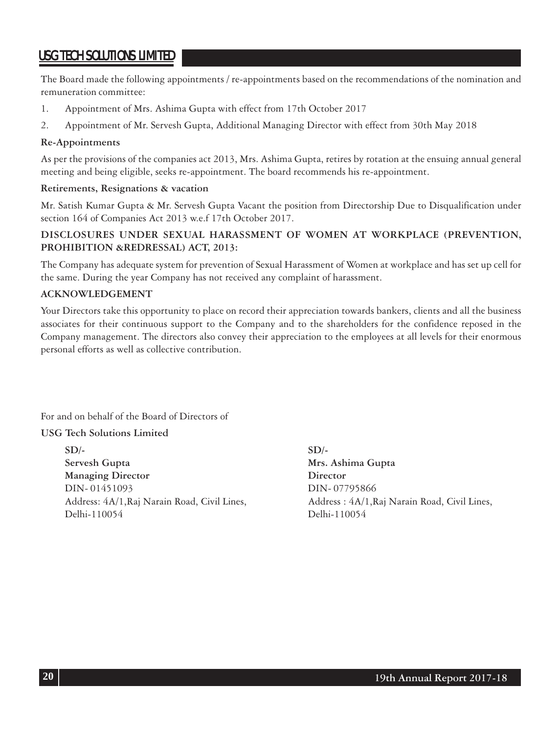The Board made the following appointments / re-appointments based on the recommendations of the nomination and remuneration committee:

1. Appointment of Mrs. Ashima Gupta with effect from 17th October 2017
2. Appointment of Mr. Servesh Gupta, Additional Managing Director with effect from 30th May 2018

**Re-Appointments**

As per the provisions of the companies act 2013, Mrs. Ashima Gupta, retires by rotation at the ensuing annual general meeting and being eligible, seeks re-appointment. The board recommends his re-appointment.

**Retirements, Resignations & vacation**

Mr. Satish Kumar Gupta & Mr. Servesh Gupta Vacant the position from Directorship Due to Disqualification under section 164 of Companies Act 2013 w.e.f 17th October 2017.

**DISCLOSURES UNDER SEXUAL HARASSMENT OF WOMEN AT WORKPLACE (PREVENTION, PROHIBITION &REDRESSAL) ACT, 2013:**

The Company has adequate system for prevention of Sexual Harassment of Women at workplace and has set up cell for the same. During the year Company has not received any complaint of harassment.

**ACKNOWLEDGEMENT**

Your Directors take this opportunity to place on record their appreciation towards bankers, clients and all the business associates for their continuous support to the Company and to the shareholders for the confidence reposed in the Company management. The directors also convey their appreciation to the employees at all levels for their enormous personal efforts as well as collective contribution.

For and on behalf of the Board of Directors of

**USG Tech Solutions Limited**

**SD/-**
**Servesh Gupta**
**Managing Director**
DIN- 01451093
Address: 4A/1,Raj Narain Road, Civil Lines,
Delhi-110054

**SD/-**
**Mrs. Ashima Gupta**
**Director**
DIN- 07795866
Address : 4A/1,Raj Narain Road, Civil Lines,
Delhi-110054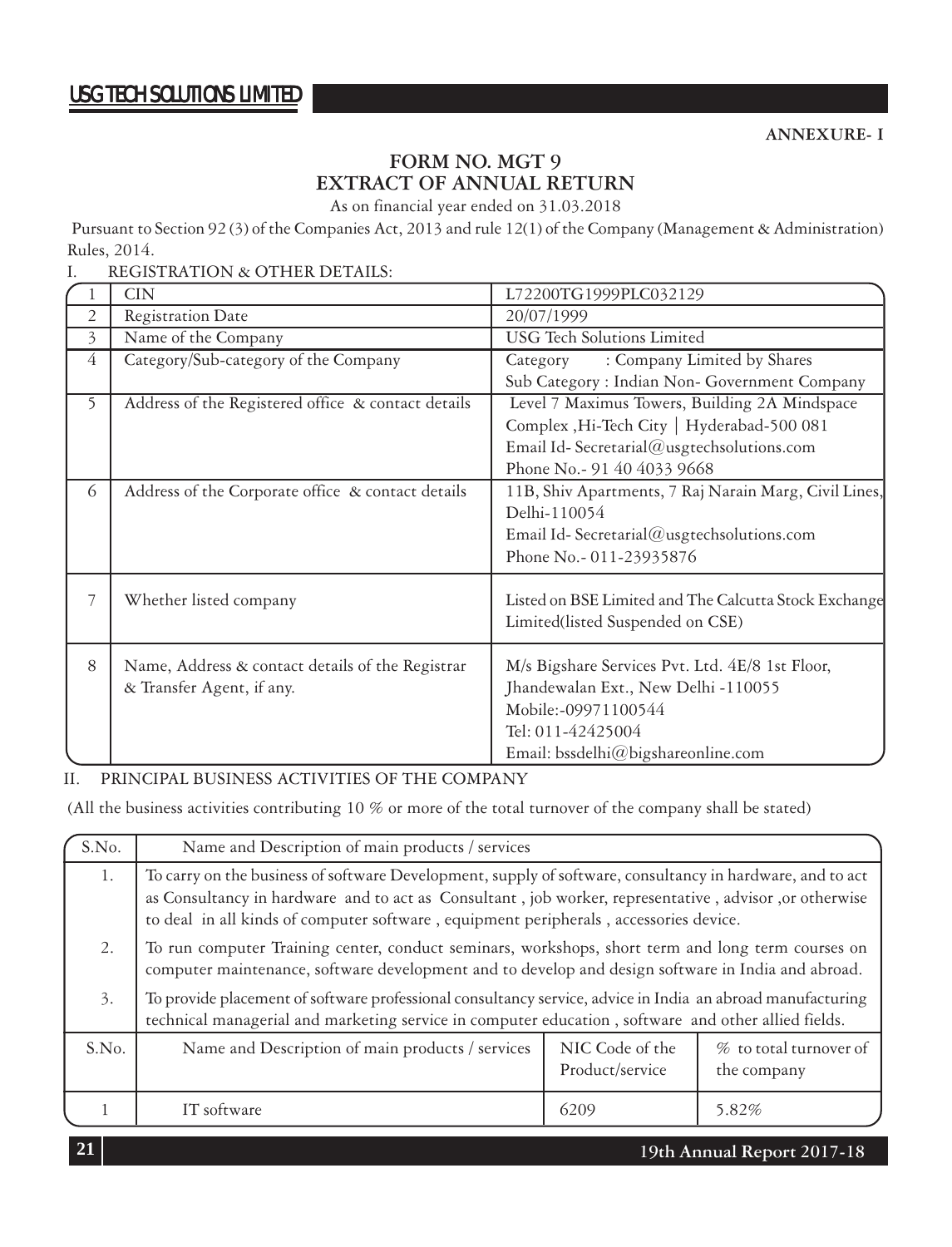**ANNEXURE- I**

## FORM NO. MGT 9
## EXTRACT OF ANNUAL RETURN

As on financial year ended on 31.03.2018

Pursuant to Section 92 (3) of the Companies Act, 2013 and rule 12(1) of the Company (Management & Administration) Rules, 2014.

I. REGISTRATION & OTHER DETAILS:

| | | |
|---|---|---|
| 1 | CIN | L72200TG1999PLC032129 |
| 2 | Registration Date | 20/07/1999 |
| 3 | Name of the Company | USG Tech Solutions Limited |
| 4 | Category/Sub-category of the Company | Category : Company Limited by Shares<br>Sub Category : Indian Non- Government Company |
| 5 | Address of the Registered office & contact details | Level 7 Maximus Towers, Building 2A Mindspace Complex ,Hi-Tech City \| Hyderabad-500 081<br>Email Id- Secretarial@usgtechsolutions.com<br>Phone No.- 91 40 4033 9668 |
| 6 | Address of the Corporate office & contact details | 11B, Shiv Apartments, 7 Raj Narain Marg, Civil Lines, Delhi-110054<br>Email Id- Secretarial@usgtechsolutions.com<br>Phone No.- 011-23935876 |
| 7 | Whether listed company | Listed on BSE Limited and The Calcutta Stock Exchange Limited(listed Suspended on CSE) |
| 8 | Name, Address & contact details of the Registrar & Transfer Agent, if any. | M/s Bigshare Services Pvt. Ltd. 4E/8 1st Floor, Jhandewalan Ext., New Delhi -110055<br>Mobile:-09971100544<br>Tel: 011-42425004<br>Email: bssdelhi@bigshareonline.com |

II. PRINCIPAL BUSINESS ACTIVITIES OF THE COMPANY

(All the business activities contributing 10 % or more of the total turnover of the company shall be stated)

| S.No. | Name and Description of main products / services |
|---|---|
| 1. | To carry on the business of software Development, supply of software, consultancy in hardware, and to act as Consultancy in hardware and to act as Consultant , job worker, representative , advisor ,or otherwise to deal in all kinds of computer software , equipment peripherals , accessories device. |
| 2. | To run computer Training center, conduct seminars, workshops, short term and long term courses on computer maintenance, software development and to develop and design software in India and abroad. |
| 3. | To provide placement of software professional consultancy service, advice in India an abroad manufacturing technical managerial and marketing service in computer education , software and other allied fields. |

| S.No. | Name and Description of main products / services | NIC Code of the Product/service | % to total turnover of the company |
|---|---|---|---|
| 1 | IT software | 6209 | 5.82% |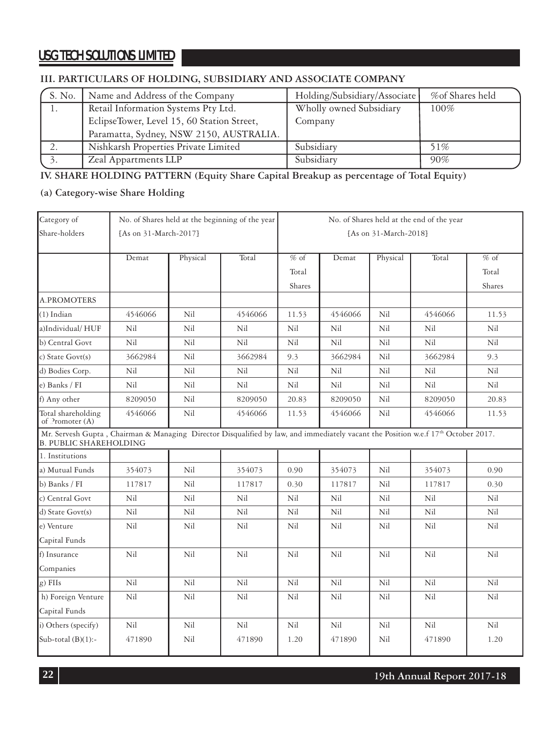### III. PARTICULARS OF HOLDING, SUBSIDIARY AND ASSOCIATE COMPANY

| S. No. | Name and Address of the Company | Holding/Subsidiary/Associate | %of Shares held |
|---|---|---|---|
| 1. | Retail Information Systems Pty Ltd. EclipseTower, Level 15, 60 Station Street, Paramatta, Sydney, NSW 2150, AUSTRALIA. | Wholly owned Subsidiary Company | 100% |
| 2. | Nishkarsh Properties Private Limited | Subsidiary | 51% |
| 3. | Zeal Appartments LLP | Subsidiary | 90% |

### IV. SHARE HOLDING PATTERN (Equity Share Capital Breakup as percentage of Total Equity)

#### (a) Category-wise Share Holding

| Category of Share-holders | No. of Shares held at the beginning of the year [As on 31-March-2017] | | | | No. of Shares held at the end of the year [As on 31-March-2018] | | | |
|---|---|---|---|---|---|---|---|---|
| | Demat | Physical | Total | % of Total Shares | Demat | Physical | Total | % of Total Shares |
| A.PROMOTERS | | | | | | | | |
| (1) Indian | 4546066 | Nil | 4546066 | 11.53 | 4546066 | Nil | 4546066 | 11.53 |
| a)Individual/ HUF | Nil | Nil | Nil | Nil | Nil | Nil | Nil | Nil |
| b) Central Govt | Nil | Nil | Nil | Nil | Nil | Nil | Nil | Nil |
| c) State Govt(s) | 3662984 | Nil | 3662984 | 9.3 | 3662984 | Nil | 3662984 | 9.3 |
| d) Bodies Corp. | Nil | Nil | Nil | Nil | Nil | Nil | Nil | Nil |
| e) Banks / FI | Nil | Nil | Nil | Nil | Nil | Nil | Nil | Nil |
| f) Any other | 8209050 | Nil | 8209050 | 20.83 | 8209050 | Nil | 8209050 | 20.83 |
| Total shareholding of Promoter (A) | 4546066 | Nil | 4546066 | 11.53 | 4546066 | Nil | 4546066 | 11.53 |
| Mr. Servesh Gupta , Chairman & Managing Director Disqualified by law, and immediately vacant the Position w.e.f 17th October 2017. | | | | | | | | |
| B. PUBLIC SHAREHOLDING | | | | | | | | |
| 1. Institutions | | | | | | | | |
| a) Mutual Funds | 354073 | Nil | 354073 | 0.90 | 354073 | Nil | 354073 | 0.90 |
| b) Banks / FI | 117817 | Nil | 117817 | 0.30 | 117817 | Nil | 117817 | 0.30 |
| c) Central Govt | Nil | Nil | Nil | Nil | Nil | Nil | Nil | Nil |
| d) State Govt(s) | Nil | Nil | Nil | Nil | Nil | Nil | Nil | Nil |
| e) Venture Capital Funds | Nil | Nil | Nil | Nil | Nil | Nil | Nil | Nil |
| f) Insurance Companies | Nil | Nil | Nil | Nil | Nil | Nil | Nil | Nil |
| g) FIIs | Nil | Nil | Nil | Nil | Nil | Nil | Nil | Nil |
| h) Foreign Venture Capital Funds | Nil | Nil | Nil | Nil | Nil | Nil | Nil | Nil |
| i) Others (specify) | Nil | Nil | Nil | Nil | Nil | Nil | Nil | Nil |
| Sub-total (B)(1):- | 471890 | Nil | 471890 | 1.20 | 471890 | Nil | 471890 | 1.20 |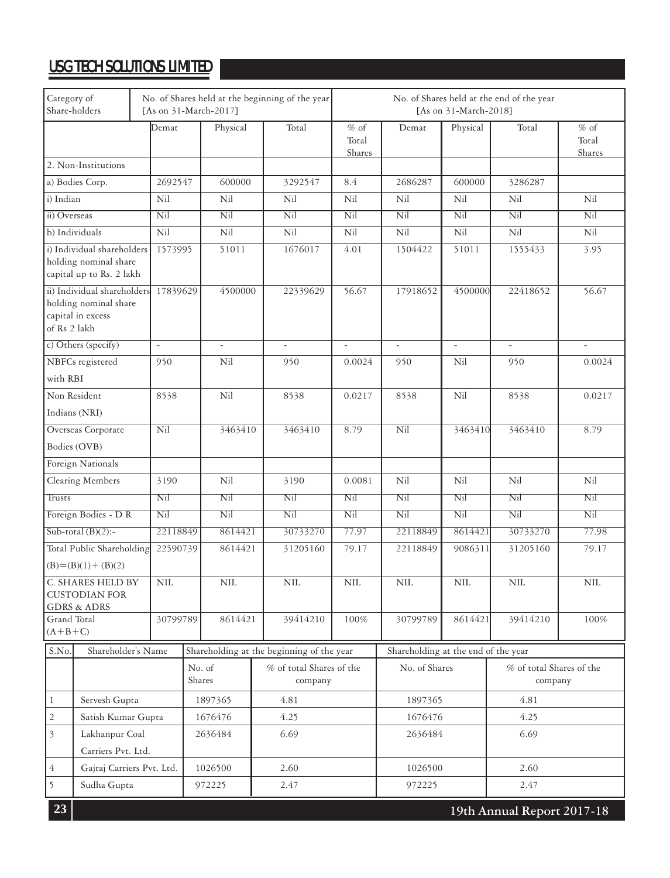| Category of Share-holders | No. of Shares held at the beginning of the year [As on 31-March-2017] | | | | No. of Shares held at the end of the year [As on 31-March-2018] | | | |
|---|---|---|---|---|---|---|---|---|
| | Demat | Physical | Total | % of Total Shares | Demat | Physical | Total | % of Total Shares |
| 2. Non-Institutions | | | | | | | | |
| a) Bodies Corp. | 2692547 | 600000 | 3292547 | 8.4 | 2686287 | 600000 | 3286287 | |
| i) Indian | Nil | Nil | Nil | Nil | Nil | Nil | Nil | Nil |
| ii) Overseas | Nil | Nil | Nil | Nil | Nil | Nil | Nil | Nil |
| b) Individuals | Nil | Nil | Nil | Nil | Nil | Nil | Nil | Nil |
| i) Individual shareholders holding nominal share capital up to Rs. 2 lakh | 1573995 | 51011 | 1676017 | 4.01 | 1504422 | 51011 | 1555433 | 3.95 |
| ii) Individual shareholders holding nominal share capital in excess of Rs 2 lakh | 17839629 | 4500000 | 22339629 | 56.67 | 17918652 | 4500000 | 22418652 | 56.67 |
| c) Others (specify) | - | - | - | - | - | - | - | - |
| NBFCs registered with RBI | 950 | Nil | 950 | 0.0024 | 950 | Nil | 950 | 0.0024 |
| Non Resident Indians (NRI) | 8538 | Nil | 8538 | 0.0217 | 8538 | Nil | 8538 | 0.0217 |
| Overseas Corporate Bodies (OVB) | Nil | 3463410 | 3463410 | 8.79 | Nil | 3463410 | 3463410 | 8.79 |
| Foreign Nationals | | | | | | | | |
| Clearing Members | 3190 | Nil | 3190 | 0.0081 | Nil | Nil | Nil | Nil |
| Trusts | Nil | Nil | Nil | Nil | Nil | Nil | Nil | Nil |
| Foreign Bodies - D R | Nil | Nil | Nil | Nil | Nil | Nil | Nil | Nil |
| Sub-total (B)(2):- | 22118849 | 8614421 | 30733270 | 77.97 | 22118849 | 8614421 | 30733270 | 77.98 |
| Total Public Shareholding (B)=(B)(1)+ (B)(2) | 22590739 | 8614421 | 31205160 | 79.17 | 22118849 | 9086311 | 31205160 | 79.17 |
| C. SHARES HELD BY CUSTODIAN FOR GDRS & ADRS | NIL | NIL | NIL | NIL | NIL | NIL | NIL | NIL |
| Grand Total (A+B+C) | 30799789 | 8614421 | 39414210 | 100% | 30799789 | 8614421 | 39414210 | 100% |

| S.No. | Shareholder's Name | Shareholding at the beginning of the year | | Shareholding at the end of the year | |
|---|---|---|---|---|---|
| | | No. of Shares | % of total Shares of the company | No. of Shares | % of total Shares of the company |
| 1 | Servesh Gupta | 1897365 | 4.81 | 1897365 | 4.81 |
| 2 | Satish Kumar Gupta | 1676476 | 4.25 | 1676476 | 4.25 |
| 3 | Lakhanpur Coal Carriers Pvt. Ltd. | 2636484 | 6.69 | 2636484 | 6.69 |
| 4 | Gajraj Carriers Pvt. Ltd. | 1026500 | 2.60 | 1026500 | 2.60 |
| 5 | Sudha Gupta | 972225 | 2.47 | 972225 | 2.47 |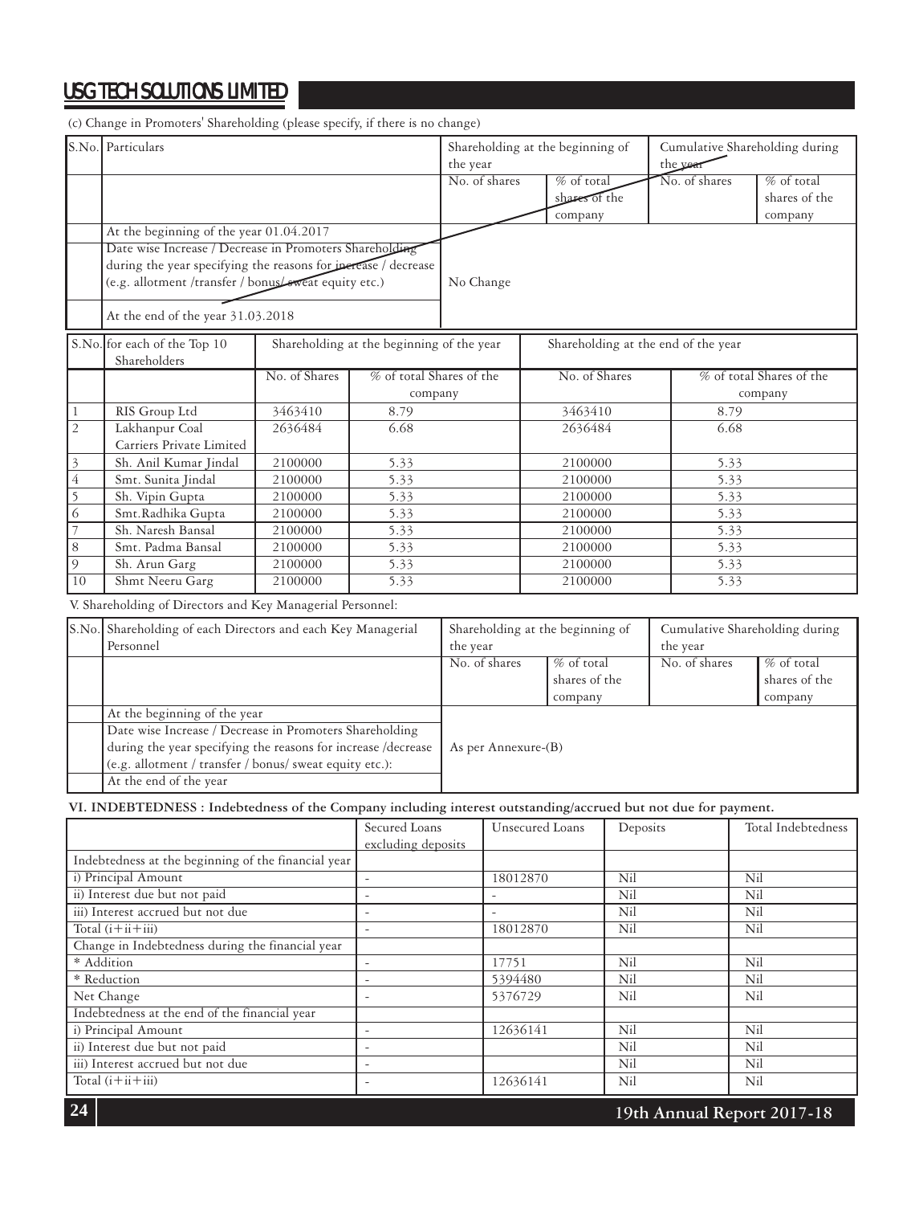(c) Change in Promoters' Shareholding (please specify, if there is no change)

| S.No. | Particulars | Shareholding at the beginning of the year | | Cumulative Shareholding during the year | |
|---|---|---|---|---|---|
| | | No. of shares | % of total shares of the company | No. of shares | % of total shares of the company |
| | At the beginning of the year 01.04.2017 | | | | |
| | Date wise Increase / Decrease in Promoters Shareholding during the year specifying the reasons for increase / decrease (e.g. allotment /transfer / bonus/ sweat equity etc.) | No Change | | | |
| | At the end of the year 31.03.2018 | | | | |

| S.No. | for each of the Top 10 Shareholders | Shareholding at the beginning of the year | | Shareholding at the end of the year | |
|---|---|---|---|---|---|
| | | No. of Shares | % of total Shares of the company | No. of Shares | % of total Shares of the company |
| 1 | RIS Group Ltd | 3463410 | 8.79 | 3463410 | 8.79 |
| 2 | Lakhanpur Coal Carriers Private Limited | 2636484 | 6.68 | 2636484 | 6.68 |
| 3 | Sh. Anil Kumar Jindal | 2100000 | 5.33 | 2100000 | 5.33 |
| 4 | Smt. Sunita Jindal | 2100000 | 5.33 | 2100000 | 5.33 |
| 5 | Sh. Vipin Gupta | 2100000 | 5.33 | 2100000 | 5.33 |
| 6 | Smt.Radhika Gupta | 2100000 | 5.33 | 2100000 | 5.33 |
| 7 | Sh. Naresh Bansal | 2100000 | 5.33 | 2100000 | 5.33 |
| 8 | Smt. Padma Bansal | 2100000 | 5.33 | 2100000 | 5.33 |
| 9 | Sh. Arun Garg | 2100000 | 5.33 | 2100000 | 5.33 |
| 10 | Shmt Neeru Garg | 2100000 | 5.33 | 2100000 | 5.33 |

V. Shareholding of Directors and Key Managerial Personnel:

| S.No. | Shareholding of each Directors and each Key Managerial Personnel | Shareholding at the beginning of the year | | Cumulative Shareholding during the year | |
|---|---|---|---|---|---|
| | | No. of shares | % of total shares of the company | No. of shares | % of total shares of the company |
| | At the beginning of the year | As per Annexure-(B) | | | |
| | Date wise Increase / Decrease in Promoters Shareholding during the year specifying the reasons for increase /decrease (e.g. allotment / transfer / bonus/ sweat equity etc.): | | | | |
| | At the end of the year | | | | |

**VI. INDEBTEDNESS : Indebtedness of the Company including interest outstanding/accrued but not due for payment.**

| | Secured Loans excluding deposits | Unsecured Loans | Deposits | Total Indebtedness |
|---|---|---|---|---|
| Indebtedness at the beginning of the financial year | | | | |
| i) Principal Amount | - | 18012870 | Nil | Nil |
| ii) Interest due but not paid | - | - | Nil | Nil |
| iii) Interest accrued but not due | - | - | Nil | Nil |
| Total (i+ii+iii) | - | 18012870 | Nil | Nil |
| Change in Indebtedness during the financial year | | | | |
| * Addition | - | 17751 | Nil | Nil |
| * Reduction | - | 5394480 | Nil | Nil |
| Net Change | - | 5376729 | Nil | Nil |
| Indebtedness at the end of the financial year | | | | |
| i) Principal Amount | - | 12636141 | Nil | Nil |
| ii) Interest due but not paid | - | | Nil | Nil |
| iii) Interest accrued but not due | - | | Nil | Nil |
| Total (i+ii+iii) | - | 12636141 | Nil | Nil |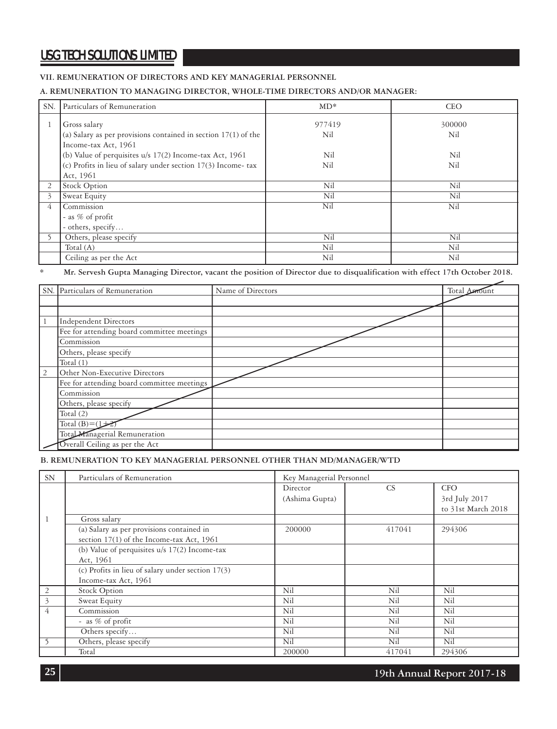## VII. REMUNERATION OF DIRECTORS AND KEY MANAGERIAL PERSONNEL

### A. REMUNERATION TO MANAGING DIRECTOR, WHOLE-TIME DIRECTORS AND/OR MANAGER:

| SN. | Particulars of Remuneration | MD* | CEO |
|---|---|---|---|
| 1 | Gross salary<br>(a) Salary as per provisions contained in section 17(1) of the Income-tax Act, 1961<br>(b) Value of perquisites u/s 17(2) Income-tax Act, 1961<br>(c) Profits in lieu of salary under section 17(3) Income- tax Act, 1961 | 977419<br>Nil<br><br>Nil<br>Nil | 300000<br>Nil<br><br>Nil<br>Nil |
| 2 | Stock Option | Nil | Nil |
| 3 | Sweat Equity | Nil | Nil |
| 4 | Commission<br>- as % of profit<br>- others, specify… | Nil | Nil |
| 5 | Others, please specify | Nil | Nil |
| | Total (A) | Nil | Nil |
| | Ceiling as per the Act | Nil | Nil |

\* **Mr. Servesh Gupta Managing Director, vacant the position of Director due to disqualification with effect 17th October 2018.**

| SN. | Particulars of Remuneration | Name of Directors | Total Amount |
|---|---|---|---|
| | | | |
| | | | |
| 1 | Independent Directors | | |
| | Fee for attending board committee meetings | | |
| | Commission | | |
| | Others, please specify | | |
| | Total (1) | | |
| 2 | Other Non-Executive Directors | | |
| | Fee for attending board committee meetings | | |
| | Commission | | |
| | Others, please specify | | |
| | Total (2) | | |
| | Total (B)=(1+2) | | |
| | Total Managerial Remuneration | | |
| | Overall Ceiling as per the Act | | |

### B. REMUNERATION TO KEY MANAGERIAL PERSONNEL OTHER THAN MD/MANAGER/WTD

| SN | Particulars of Remuneration | Key Managerial Personnel | | |
|---|---|---|---|---|
| | | Director (Ashima Gupta) | CS | CFO 3rd July 2017 to 31st March 2018 |
| 1 | Gross salary | | | |
| | (a) Salary as per provisions contained in section 17(1) of the Income-tax Act, 1961 | 200000 | 417041 | 294306 |
| | (b) Value of perquisites u/s 17(2) Income-tax Act, 1961 | | | |
| | (c) Profits in lieu of salary under section 17(3) Income-tax Act, 1961 | | | |
| 2 | Stock Option | Nil | Nil | Nil |
| 3 | Sweat Equity | Nil | Nil | Nil |
| 4 | Commission | Nil | Nil | Nil |
| | - as % of profit | Nil | Nil | Nil |
| | Others specify… | Nil | Nil | Nil |
| 5 | Others, please specify | Nil | Nil | Nil |
| | Total | 200000 | 417041 | 294306 |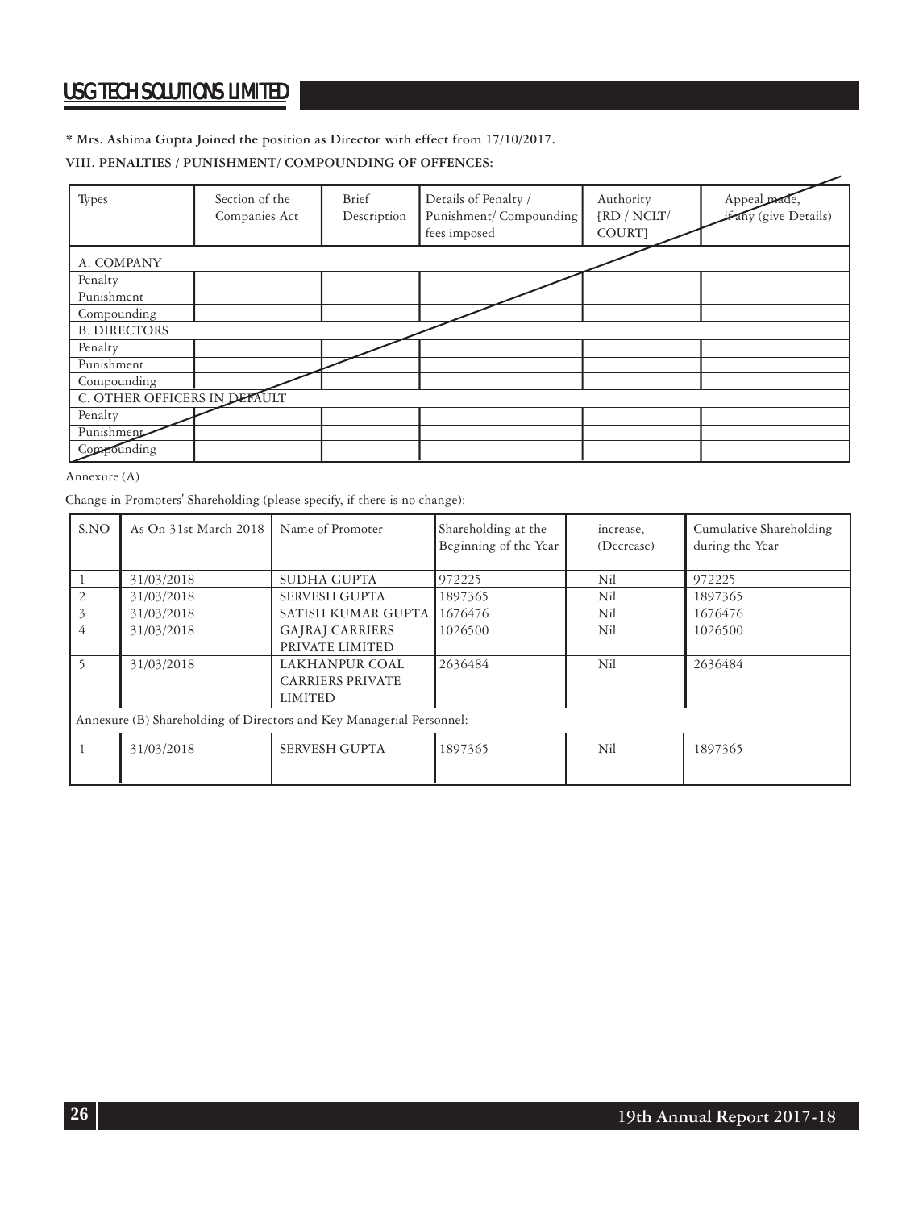**\* Mrs. Ashima Gupta Joined the position as Director with effect from 17/10/2017.**

**VIII. PENALTIES / PUNISHMENT/ COMPOUNDING OF OFFENCES:**

| Types | Section of the Companies Act | Brief Description | Details of Penalty / Punishment/ Compounding fees imposed | Authority [RD / NCLT/ COURT] | Appeal made, if any (give Details) |
|---|---|---|---|---|---|
| A. COMPANY | | | | | |
| Penalty | | | | | |
| Punishment | | | | | |
| Compounding | | | | | |
| B. DIRECTORS | | | | | |
| Penalty | | | | | |
| Punishment | | | | | |
| Compounding | | | | | |
| C. OTHER OFFICERS IN DEFAULT | | | | | |
| Penalty | | | | | |
| Punishment | | | | | |
| Compounding | | | | | |

Annexure (A)

Change in Promoters' Shareholding (please specify, if there is no change):

| S.NO | As On 31st March 2018 | Name of Promoter | Shareholding at the Beginning of the Year | increase, (Decrease) | Cumulative Shareholding during the Year |
|---|---|---|---|---|---|
| 1 | 31/03/2018 | SUDHA GUPTA | 972225 | Nil | 972225 |
| 2 | 31/03/2018 | SERVESH GUPTA | 1897365 | Nil | 1897365 |
| 3 | 31/03/2018 | SATISH KUMAR GUPTA | 1676476 | Nil | 1676476 |
| 4 | 31/03/2018 | GAJRAJ CARRIERS PRIVATE LIMITED | 1026500 | Nil | 1026500 |
| 5 | 31/03/2018 | LAKHANPUR COAL CARRIERS PRIVATE LIMITED | 2636484 | Nil | 2636484 |
| Annexure (B) Shareholding of Directors and Key Managerial Personnel: | | | | | |
| 1 | 31/03/2018 | SERVESH GUPTA | 1897365 | Nil | 1897365 |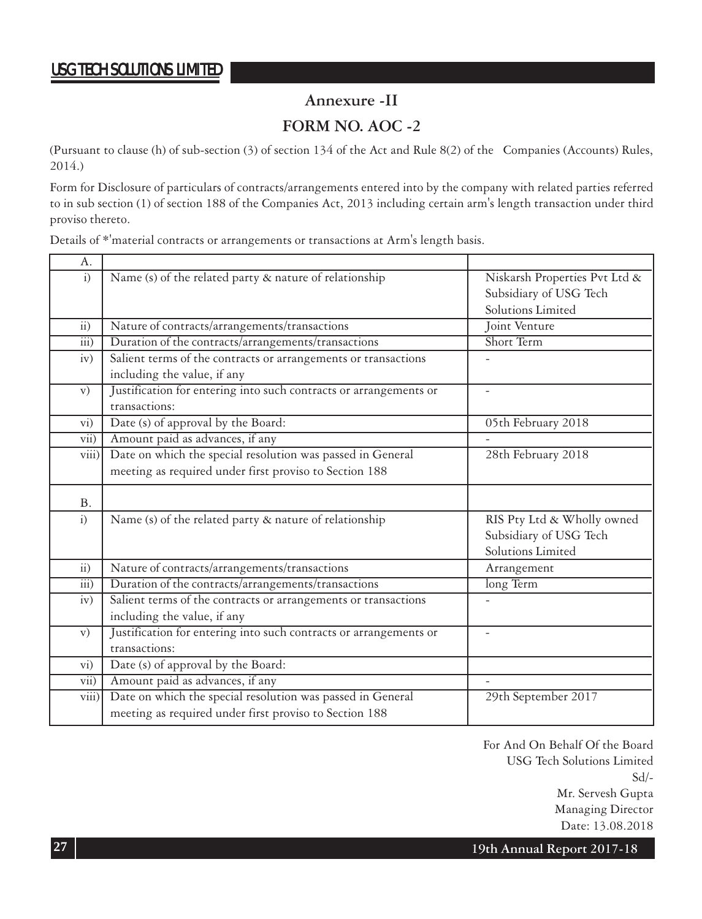## Annexure -II

## FORM NO. AOC -2

(Pursuant to clause (h) of sub-section (3) of section 134 of the Act and Rule 8(2) of the Companies (Accounts) Rules, 2014.)

Form for Disclosure of particulars of contracts/arrangements entered into by the company with related parties referred to in sub section (1) of section 188 of the Companies Act, 2013 including certain arm's length transaction under third proviso thereto.

Details of *'material contracts or arrangements or transactions at Arm's length basis.

| A. | | |
|---|---|---|
| i) | Name (s) of the related party & nature of relationship | Niskarsh Properties Pvt Ltd & Subsidiary of USG Tech Solutions Limited |
| ii) | Nature of contracts/arrangements/transactions | Joint Venture |
| iii) | Duration of the contracts/arrangements/transactions | Short Term |
| iv) | Salient terms of the contracts or arrangements or transactions including the value, if any | - |
| v) | Justification for entering into such contracts or arrangements or transactions: | - |
| vi) | Date (s) of approval by the Board: | 05th February 2018 |
| vii) | Amount paid as advances, if any | - |
| viii) | Date on which the special resolution was passed in General meeting as required under first proviso to Section 188 | 28th February 2018 |
| B. | | |
| i) | Name (s) of the related party & nature of relationship | RIS Pty Ltd & Wholly owned Subsidiary of USG Tech Solutions Limited |
| ii) | Nature of contracts/arrangements/transactions | Arrangement |
| iii) | Duration of the contracts/arrangements/transactions | long Term |
| iv) | Salient terms of the contracts or arrangements or transactions including the value, if any | - |
| v) | Justification for entering into such contracts or arrangements or transactions: | - |
| vi) | Date (s) of approval by the Board: | |
| vii) | Amount paid as advances, if any | - |
| viii) | Date on which the special resolution was passed in General meeting as required under first proviso to Section 188 | 29th September 2017 |

For And On Behalf Of the Board
USG Tech Solutions Limited
Sd/-
Mr. Servesh Gupta
Managing Director
Date: 13.08.2018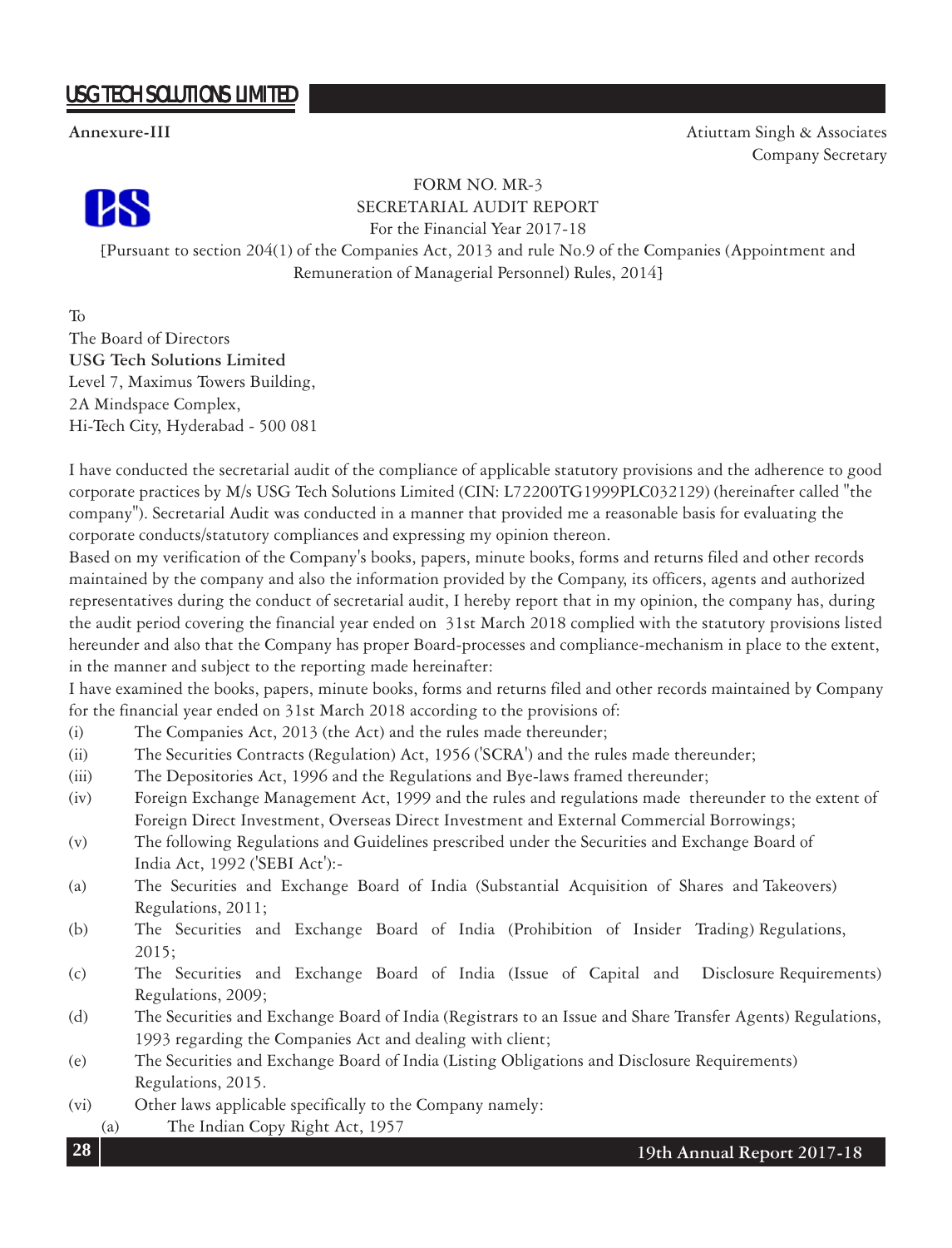**Annexure-III**

Atiuttam Singh & Associates
Company Secretary

FORM NO. MR-3
SECRETARIAL AUDIT REPORT
For the Financial Year 2017-18
{Pursuant to section 204(1) of the Companies Act, 2013 and rule No.9 of the Companies (Appointment and Remuneration of Managerial Personnel) Rules, 2014}

To
The Board of Directors
**USG Tech Solutions Limited**
Level 7, Maximus Towers Building,
2A Mindspace Complex,
Hi-Tech City, Hyderabad - 500 081

I have conducted the secretarial audit of the compliance of applicable statutory provisions and the adherence to good corporate practices by M/s USG Tech Solutions Limited (CIN: L72200TG1999PLC032129) (hereinafter called "the company"). Secretarial Audit was conducted in a manner that provided me a reasonable basis for evaluating the corporate conducts/statutory compliances and expressing my opinion thereon.

Based on my verification of the Company's books, papers, minute books, forms and returns filed and other records maintained by the company and also the information provided by the Company, its officers, agents and authorized representatives during the conduct of secretarial audit, I hereby report that in my opinion, the company has, during the audit period covering the financial year ended on 31st March 2018 complied with the statutory provisions listed hereunder and also that the Company has proper Board-processes and compliance-mechanism in place to the extent, in the manner and subject to the reporting made hereinafter:

I have examined the books, papers, minute books, forms and returns filed and other records maintained by Company for the financial year ended on 31st March 2018 according to the provisions of:

(i) The Companies Act, 2013 (the Act) and the rules made thereunder;

(ii) The Securities Contracts (Regulation) Act, 1956 ('SCRA') and the rules made thereunder;

(iii) The Depositories Act, 1996 and the Regulations and Bye-laws framed thereunder;

(iv) Foreign Exchange Management Act, 1999 and the rules and regulations made thereunder to the extent of Foreign Direct Investment, Overseas Direct Investment and External Commercial Borrowings;

(v) The following Regulations and Guidelines prescribed under the Securities and Exchange Board of India Act, 1992 ('SEBI Act'):-

(a) The Securities and Exchange Board of India (Substantial Acquisition of Shares and Takeovers) Regulations, 2011;

(b) The Securities and Exchange Board of India (Prohibition of Insider Trading) Regulations, 2015;

(c) The Securities and Exchange Board of India (Issue of Capital and Disclosure Requirements) Regulations, 2009;

(d) The Securities and Exchange Board of India (Registrars to an Issue and Share Transfer Agents) Regulations, 1993 regarding the Companies Act and dealing with client;

(e) The Securities and Exchange Board of India (Listing Obligations and Disclosure Requirements) Regulations, 2015.

(vi) Other laws applicable specifically to the Company namely:

(a) The Indian Copy Right Act, 1957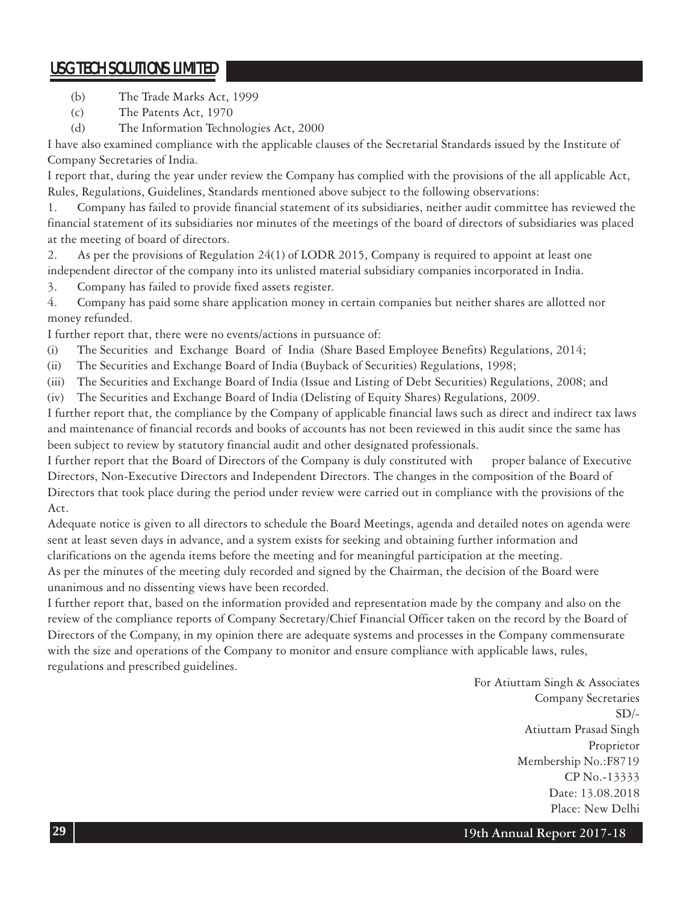(b) The Trade Marks Act, 1999

(c) The Patents Act, 1970

(d) The Information Technologies Act, 2000

I have also examined compliance with the applicable clauses of the Secretarial Standards issued by the Institute of Company Secretaries of India.

I report that, during the year under review the Company has complied with the provisions of the all applicable Act, Rules, Regulations, Guidelines, Standards mentioned above subject to the following observations:

1. Company has failed to provide financial statement of its subsidiaries, neither audit committee has reviewed the financial statement of its subsidiaries nor minutes of the meetings of the board of directors of subsidiaries was placed at the meeting of board of directors.
2. As per the provisions of Regulation 24(1) of LODR 2015, Company is required to appoint at least one independent director of the company into its unlisted material subsidiary companies incorporated in India.
3. Company has failed to provide fixed assets register.
4. Company has paid some share application money in certain companies but neither shares are allotted nor money refunded.

I further report that, there were no events/actions in pursuance of:

(i) The Securities and Exchange Board of India (Share Based Employee Benefits) Regulations, 2014;

(ii) The Securities and Exchange Board of India (Buyback of Securities) Regulations, 1998;

(iii) The Securities and Exchange Board of India (Issue and Listing of Debt Securities) Regulations, 2008; and

(iv) The Securities and Exchange Board of India (Delisting of Equity Shares) Regulations, 2009.

I further report that, the compliance by the Company of applicable financial laws such as direct and indirect tax laws and maintenance of financial records and books of accounts has not been reviewed in this audit since the same has been subject to review by statutory financial audit and other designated professionals.

I further report that the Board of Directors of the Company is duly constituted with proper balance of Executive Directors, Non-Executive Directors and Independent Directors. The changes in the composition of the Board of Directors that took place during the period under review were carried out in compliance with the provisions of the Act.

Adequate notice is given to all directors to schedule the Board Meetings, agenda and detailed notes on agenda were sent at least seven days in advance, and a system exists for seeking and obtaining further information and clarifications on the agenda items before the meeting and for meaningful participation at the meeting.

As per the minutes of the meeting duly recorded and signed by the Chairman, the decision of the Board were unanimous and no dissenting views have been recorded.

I further report that, based on the information provided and representation made by the company and also on the review of the compliance reports of Company Secretary/Chief Financial Officer taken on the record by the Board of Directors of the Company, in my opinion there are adequate systems and processes in the Company commensurate with the size and operations of the Company to monitor and ensure compliance with applicable laws, rules, regulations and prescribed guidelines.

For Atiuttam Singh & Associates
Company Secretaries
SD/-
Atiuttam Prasad Singh
Proprietor
Membership No.:F8719
CP No.-13333
Date: 13.08.2018
Place: New Delhi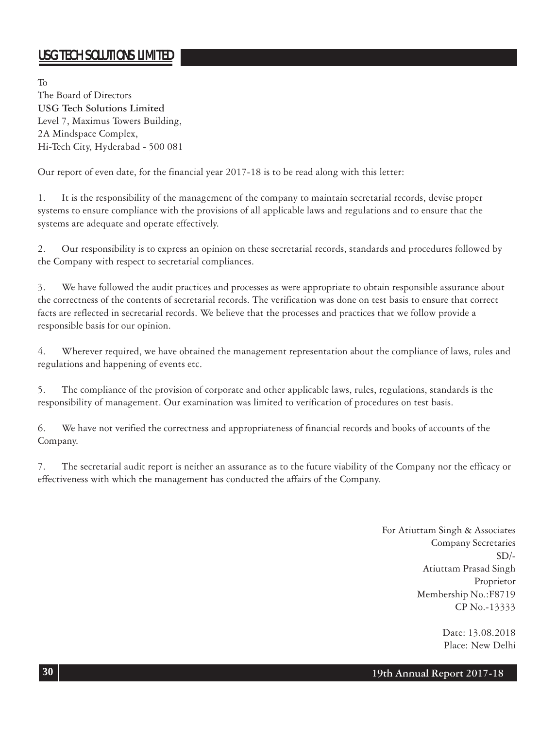To
The Board of Directors
**USG Tech Solutions Limited**
Level 7, Maximus Towers Building,
2A Mindspace Complex,
Hi-Tech City, Hyderabad - 500 081

Our report of even date, for the financial year 2017-18 is to be read along with this letter:

1. It is the responsibility of the management of the company to maintain secretarial records, devise proper systems to ensure compliance with the provisions of all applicable laws and regulations and to ensure that the systems are adequate and operate effectively.

2. Our responsibility is to express an opinion on these secretarial records, standards and procedures followed by the Company with respect to secretarial compliances.

3. We have followed the audit practices and processes as were appropriate to obtain responsible assurance about the correctness of the contents of secretarial records. The verification was done on test basis to ensure that correct facts are reflected in secretarial records. We believe that the processes and practices that we follow provide a responsible basis for our opinion.

4. Wherever required, we have obtained the management representation about the compliance of laws, rules and regulations and happening of events etc.

5. The compliance of the provision of corporate and other applicable laws, rules, regulations, standards is the responsibility of management. Our examination was limited to verification of procedures on test basis.

6. We have not verified the correctness and appropriateness of financial records and books of accounts of the Company.

7. The secretarial audit report is neither an assurance as to the future viability of the Company nor the efficacy or effectiveness with which the management has conducted the affairs of the Company.

For Atiuttam Singh & Associates
Company Secretaries
SD/-
Atiuttam Prasad Singh
Proprietor
Membership No.:F8719
CP No.-13333

Date: 13.08.2018
Place: New Delhi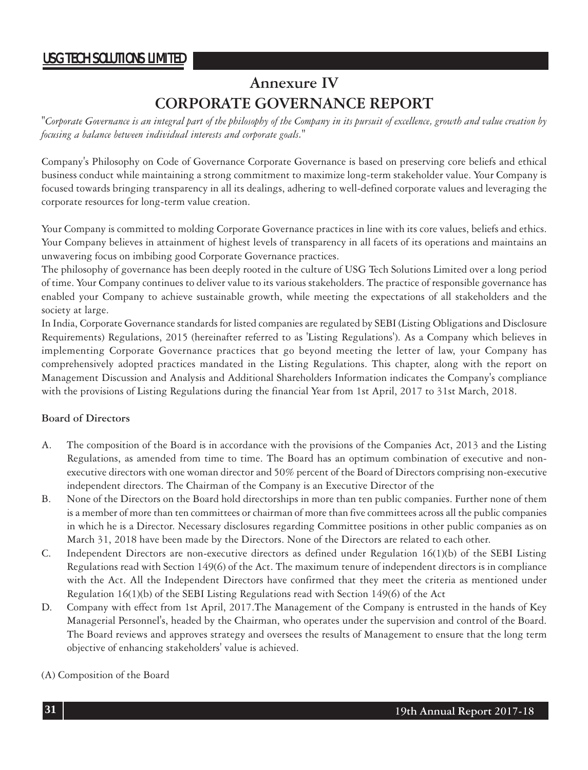# Annexure IV

# CORPORATE GOVERNANCE REPORT

"*Corporate Governance is an integral part of the philosophy of the Company in its pursuit of excellence, growth and value creation by focusing a balance between individual interests and corporate goals.*"

Company's Philosophy on Code of Governance Corporate Governance is based on preserving core beliefs and ethical business conduct while maintaining a strong commitment to maximize long-term stakeholder value. Your Company is focused towards bringing transparency in all its dealings, adhering to well-defined corporate values and leveraging the corporate resources for long-term value creation.

Your Company is committed to molding Corporate Governance practices in line with its core values, beliefs and ethics. Your Company believes in attainment of highest levels of transparency in all facets of its operations and maintains an unwavering focus on imbibing good Corporate Governance practices.

The philosophy of governance has been deeply rooted in the culture of USG Tech Solutions Limited over a long period of time. Your Company continues to deliver value to its various stakeholders. The practice of responsible governance has enabled your Company to achieve sustainable growth, while meeting the expectations of all stakeholders and the society at large.

In India, Corporate Governance standards for listed companies are regulated by SEBI (Listing Obligations and Disclosure Requirements) Regulations, 2015 (hereinafter referred to as 'Listing Regulations'). As a Company which believes in implementing Corporate Governance practices that go beyond meeting the letter of law, your Company has comprehensively adopted practices mandated in the Listing Regulations. This chapter, along with the report on Management Discussion and Analysis and Additional Shareholders Information indicates the Company's compliance with the provisions of Listing Regulations during the financial Year from 1st April, 2017 to 31st March, 2018.

**Board of Directors**

A. The composition of the Board is in accordance with the provisions of the Companies Act, 2013 and the Listing Regulations, as amended from time to time. The Board has an optimum combination of executive and non-executive directors with one woman director and 50% percent of the Board of Directors comprising non-executive independent directors. The Chairman of the Company is an Executive Director of the

B. None of the Directors on the Board hold directorships in more than ten public companies. Further none of them is a member of more than ten committees or chairman of more than five committees across all the public companies in which he is a Director. Necessary disclosures regarding Committee positions in other public companies as on March 31, 2018 have been made by the Directors. None of the Directors are related to each other.

C. Independent Directors are non-executive directors as defined under Regulation 16(1)(b) of the SEBI Listing Regulations read with Section 149(6) of the Act. The maximum tenure of independent directors is in compliance with the Act. All the Independent Directors have confirmed that they meet the criteria as mentioned under Regulation 16(1)(b) of the SEBI Listing Regulations read with Section 149(6) of the Act

D. Company with effect from 1st April, 2017.The Management of the Company is entrusted in the hands of Key Managerial Personnel's, headed by the Chairman, who operates under the supervision and control of the Board. The Board reviews and approves strategy and oversees the results of Management to ensure that the long term objective of enhancing stakeholders' value is achieved.

(A) Composition of the Board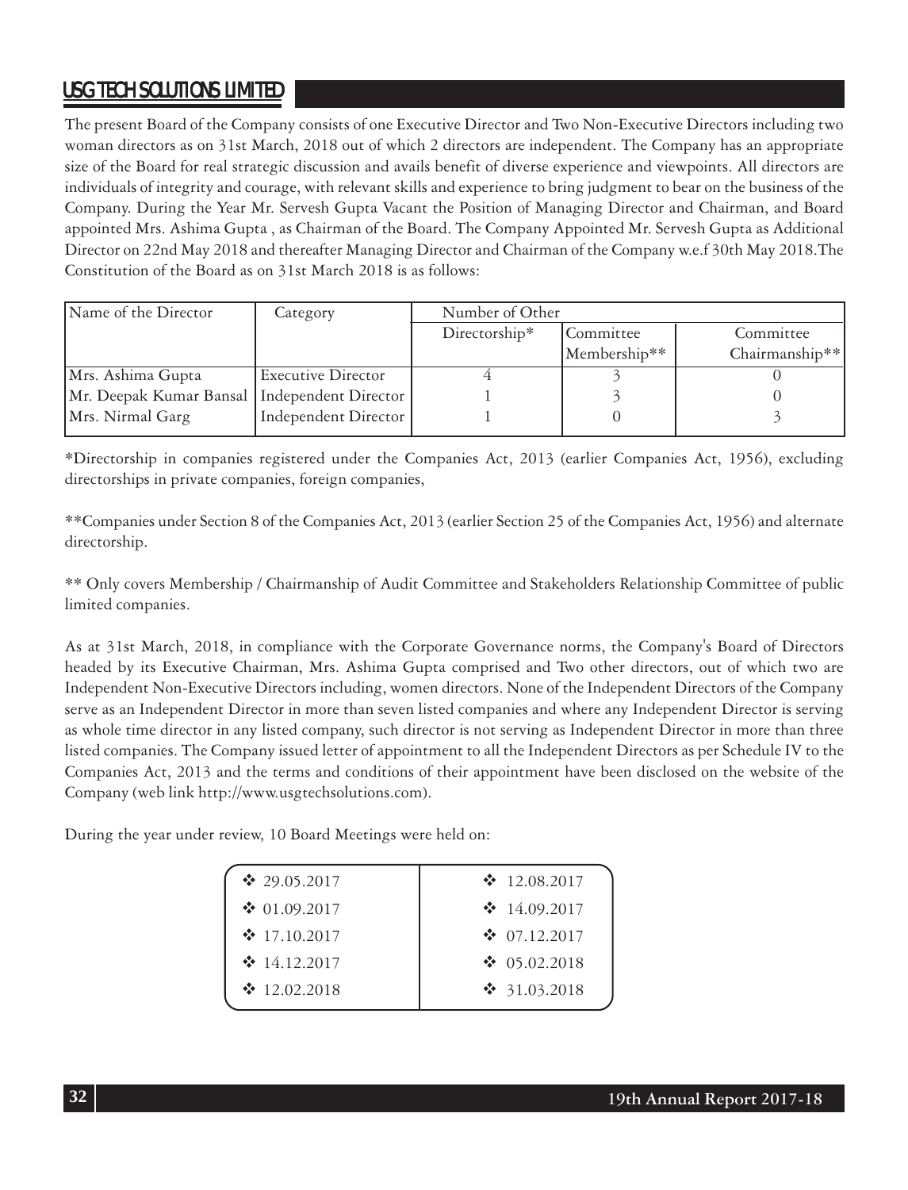The present Board of the Company consists of one Executive Director and Two Non-Executive Directors including two woman directors as on 31st March, 2018 out of which 2 directors are independent. The Company has an appropriate size of the Board for real strategic discussion and avails benefit of diverse experience and viewpoints. All directors are individuals of integrity and courage, with relevant skills and experience to bring judgment to bear on the business of the Company. During the Year Mr. Servesh Gupta Vacant the Position of Managing Director and Chairman, and Board appointed Mrs. Ashima Gupta , as Chairman of the Board. The Company Appointed Mr. Servesh Gupta as Additional Director on 22nd May 2018 and thereafter Managing Director and Chairman of the Company w.e.f 30th May 2018.The Constitution of the Board as on 31st March 2018 is as follows:

| Name of the Director | Category | Number of Other | | |
|---|---|---|---|---|
| | | Directorship* | Committee Membership** | Committee Chairmanship** |
| Mrs. Ashima Gupta | Executive Director | 4 | 3 | 0 |
| Mr. Deepak Kumar Bansal | Independent Director | 1 | 3 | 0 |
| Mrs. Nirmal Garg | Independent Director | 1 | 0 | 3 |

*Directorship in companies registered under the Companies Act, 2013 (earlier Companies Act, 1956), excluding directorships in private companies, foreign companies,

**Companies under Section 8 of the Companies Act, 2013 (earlier Section 25 of the Companies Act, 1956) and alternate directorship.

** Only covers Membership / Chairmanship of Audit Committee and Stakeholders Relationship Committee of public limited companies.

As at 31st March, 2018, in compliance with the Corporate Governance norms, the Company's Board of Directors headed by its Executive Chairman, Mrs. Ashima Gupta comprised and Two other directors, out of which two are Independent Non-Executive Directors including, women directors. None of the Independent Directors of the Company serve as an Independent Director in more than seven listed companies and where any Independent Director is serving as whole time director in any listed company, such director is not serving as Independent Director in more than three listed companies. The Company issued letter of appointment to all the Independent Directors as per Schedule IV to the Companies Act, 2013 and the terms and conditions of their appointment have been disclosed on the website of the Company (web link http://www.usgtechsolutions.com).

During the year under review, 10 Board Meetings were held on:

| | |
|---|---|
| ❖ 29.05.2017 | ❖ 12.08.2017 |
| ❖ 01.09.2017 | ❖ 14.09.2017 |
| ❖ 17.10.2017 | ❖ 07.12.2017 |
| ❖ 14.12.2017 | ❖ 05.02.2018 |
| ❖ 12.02.2018 | ❖ 31.03.2018 |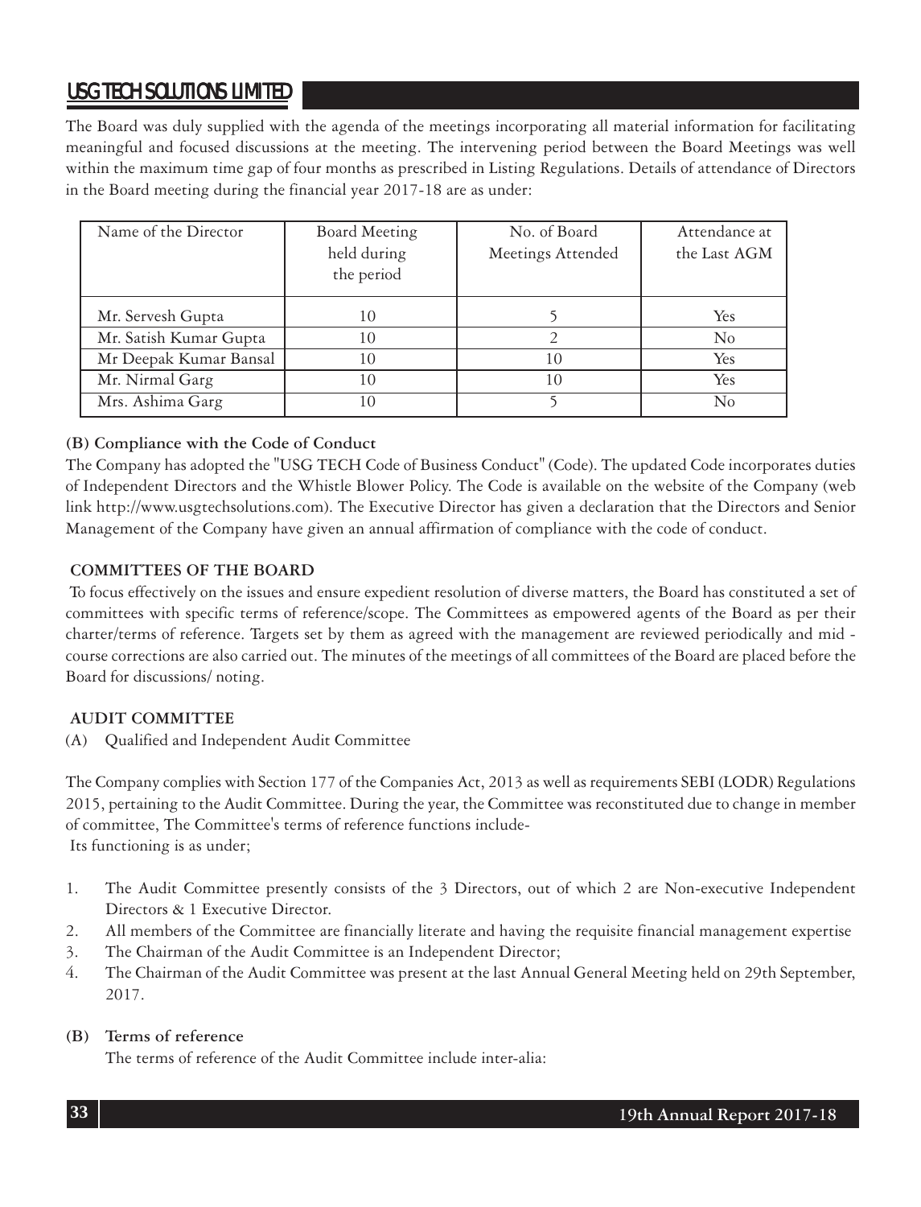The Board was duly supplied with the agenda of the meetings incorporating all material information for facilitating meaningful and focused discussions at the meeting. The intervening period between the Board Meetings was well within the maximum time gap of four months as prescribed in Listing Regulations. Details of attendance of Directors in the Board meeting during the financial year 2017-18 are as under:

| Name of the Director | Board Meeting held during the period | No. of Board Meetings Attended | Attendance at the Last AGM |
|---|---|---|---|
| Mr. Servesh Gupta | 10 | 5 | Yes |
| Mr. Satish Kumar Gupta | 10 | 2 | No |
| Mr Deepak Kumar Bansal | 10 | 10 | Yes |
| Mr. Nirmal Garg | 10 | 10 | Yes |
| Mrs. Ashima Garg | 10 | 5 | No |

**(B) Compliance with the Code of Conduct**

The Company has adopted the "USG TECH Code of Business Conduct" (Code). The updated Code incorporates duties of Independent Directors and the Whistle Blower Policy. The Code is available on the website of the Company (web link http://www.usgtechsolutions.com). The Executive Director has given a declaration that the Directors and Senior Management of the Company have given an annual affirmation of compliance with the code of conduct.

**COMMITTEES OF THE BOARD**

To focus effectively on the issues and ensure expedient resolution of diverse matters, the Board has constituted a set of committees with specific terms of reference/scope. The Committees as empowered agents of the Board as per their charter/terms of reference. Targets set by them as agreed with the management are reviewed periodically and mid - course corrections are also carried out. The minutes of the meetings of all committees of the Board are placed before the Board for discussions/ noting.

**AUDIT COMMITTEE**

(A) Qualified and Independent Audit Committee

The Company complies with Section 177 of the Companies Act, 2013 as well as requirements SEBI (LODR) Regulations 2015, pertaining to the Audit Committee. During the year, the Committee was reconstituted due to change in member of committee, The Committee's terms of reference functions include-

Its functioning is as under;

1. The Audit Committee presently consists of the 3 Directors, out of which 2 are Non-executive Independent Directors & 1 Executive Director.
2. All members of the Committee are financially literate and having the requisite financial management expertise
3. The Chairman of the Audit Committee is an Independent Director;
4. The Chairman of the Audit Committee was present at the last Annual General Meeting held on 29th September, 2017.

**(B) Terms of reference**

The terms of reference of the Audit Committee include inter-alia: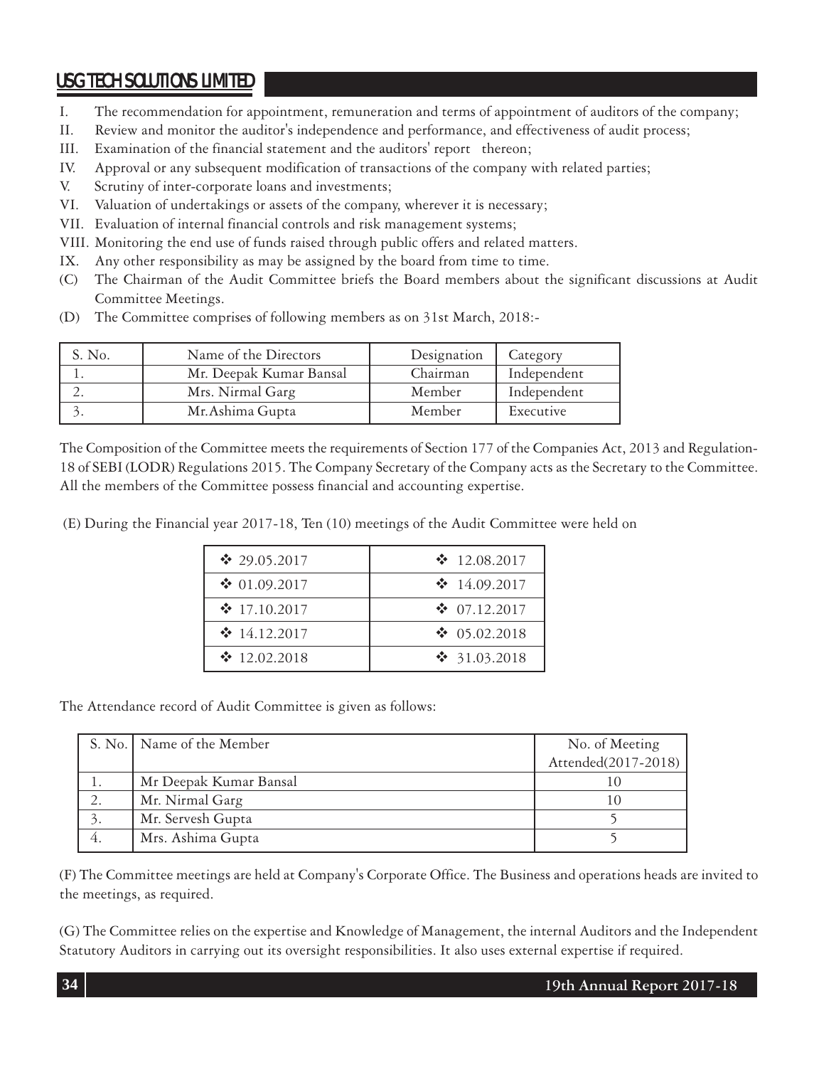I. The recommendation for appointment, remuneration and terms of appointment of auditors of the company;
II. Review and monitor the auditor's independence and performance, and effectiveness of audit process;
III. Examination of the financial statement and the auditors' report thereon;
IV. Approval or any subsequent modification of transactions of the company with related parties;
V. Scrutiny of inter-corporate loans and investments;
VI. Valuation of undertakings or assets of the company, wherever it is necessary;
VII. Evaluation of internal financial controls and risk management systems;
VIII. Monitoring the end use of funds raised through public offers and related matters.
IX. Any other responsibility as may be assigned by the board from time to time.

(C) The Chairman of the Audit Committee briefs the Board members about the significant discussions at Audit Committee Meetings.

(D) The Committee comprises of following members as on 31st March, 2018:-

| S. No. | Name of the Directors | Designation | Category |
|---|---|---|---|
| 1. | Mr. Deepak Kumar Bansal | Chairman | Independent |
| 2. | Mrs. Nirmal Garg | Member | Independent |
| 3. | Mr.Ashima Gupta | Member | Executive |

The Composition of the Committee meets the requirements of Section 177 of the Companies Act, 2013 and Regulation-18 of SEBI (LODR) Regulations 2015. The Company Secretary of the Company acts as the Secretary to the Committee. All the members of the Committee possess financial and accounting expertise.

(E) During the Financial year 2017-18, Ten (10) meetings of the Audit Committee were held on

| | |
|---|---|
| ❖ 29.05.2017 | ❖ 12.08.2017 |
| ❖ 01.09.2017 | ❖ 14.09.2017 |
| ❖ 17.10.2017 | ❖ 07.12.2017 |
| ❖ 14.12.2017 | ❖ 05.02.2018 |
| ❖ 12.02.2018 | ❖ 31.03.2018 |

The Attendance record of Audit Committee is given as follows:

| S. No. | Name of the Member | No. of Meeting Attended(2017-2018) |
|---|---|---|
| 1. | Mr Deepak Kumar Bansal | 10 |
| 2. | Mr. Nirmal Garg | 10 |
| 3. | Mr. Servesh Gupta | 5 |
| 4. | Mrs. Ashima Gupta | 5 |

(F) The Committee meetings are held at Company's Corporate Office. The Business and operations heads are invited to the meetings, as required.

(G) The Committee relies on the expertise and Knowledge of Management, the internal Auditors and the Independent Statutory Auditors in carrying out its oversight responsibilities. It also uses external expertise if required.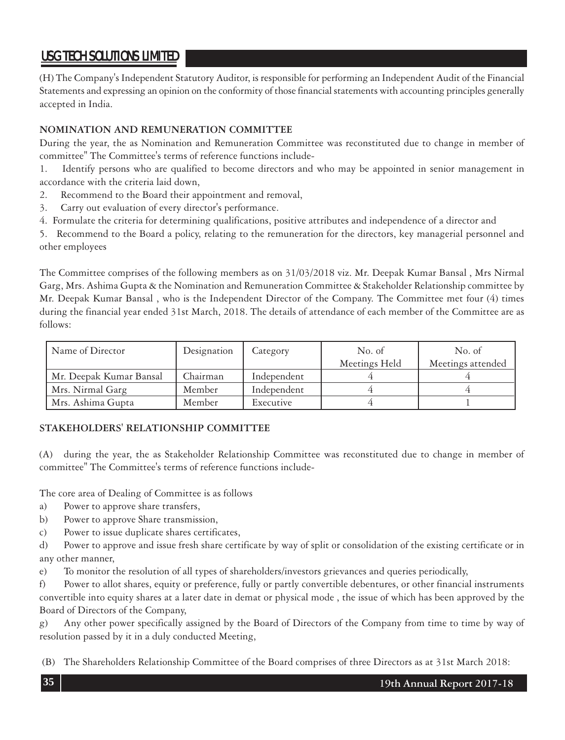(H) The Company's Independent Statutory Auditor, is responsible for performing an Independent Audit of the Financial Statements and expressing an opinion on the conformity of those financial statements with accounting principles generally accepted in India.

**NOMINATION AND REMUNERATION COMMITTEE**

During the year, the as Nomination and Remuneration Committee was reconstituted due to change in member of committee" The Committee's terms of reference functions include-

1. Identify persons who are qualified to become directors and who may be appointed in senior management in accordance with the criteria laid down,
2. Recommend to the Board their appointment and removal,
3. Carry out evaluation of every director's performance.
4. Formulate the criteria for determining qualifications, positive attributes and independence of a director and
5. Recommend to the Board a policy, relating to the remuneration for the directors, key managerial personnel and other employees

The Committee comprises of the following members as on 31/03/2018 viz. Mr. Deepak Kumar Bansal , Mrs Nirmal Garg, Mrs. Ashima Gupta & the Nomination and Remuneration Committee & Stakeholder Relationship committee by Mr. Deepak Kumar Bansal , who is the Independent Director of the Company. The Committee met four (4) times during the financial year ended 31st March, 2018. The details of attendance of each member of the Committee are as follows:

| Name of Director | Designation | Category | No. of Meetings Held | No. of Meetings attended |
|---|---|---|---|---|
| Mr. Deepak Kumar Bansal | Chairman | Independent | 4 | 4 |
| Mrs. Nirmal Garg | Member | Independent | 4 | 4 |
| Mrs. Ashima Gupta | Member | Executive | 4 | 1 |

**STAKEHOLDERS' RELATIONSHIP COMMITTEE**

(A) during the year, the as Stakeholder Relationship Committee was reconstituted due to change in member of committee" The Committee's terms of reference functions include-

The core area of Dealing of Committee is as follows

a) Power to approve share transfers,
b) Power to approve Share transmission,
c) Power to issue duplicate shares certificates,
d) Power to approve and issue fresh share certificate by way of split or consolidation of the existing certificate or in any other manner,
e) To monitor the resolution of all types of shareholders/investors grievances and queries periodically,
f) Power to allot shares, equity or preference, fully or partly convertible debentures, or other financial instruments convertible into equity shares at a later date in demat or physical mode , the issue of which has been approved by the Board of Directors of the Company,
g) Any other power specifically assigned by the Board of Directors of the Company from time to time by way of resolution passed by it in a duly conducted Meeting,

(B) The Shareholders Relationship Committee of the Board comprises of three Directors as at 31st March 2018: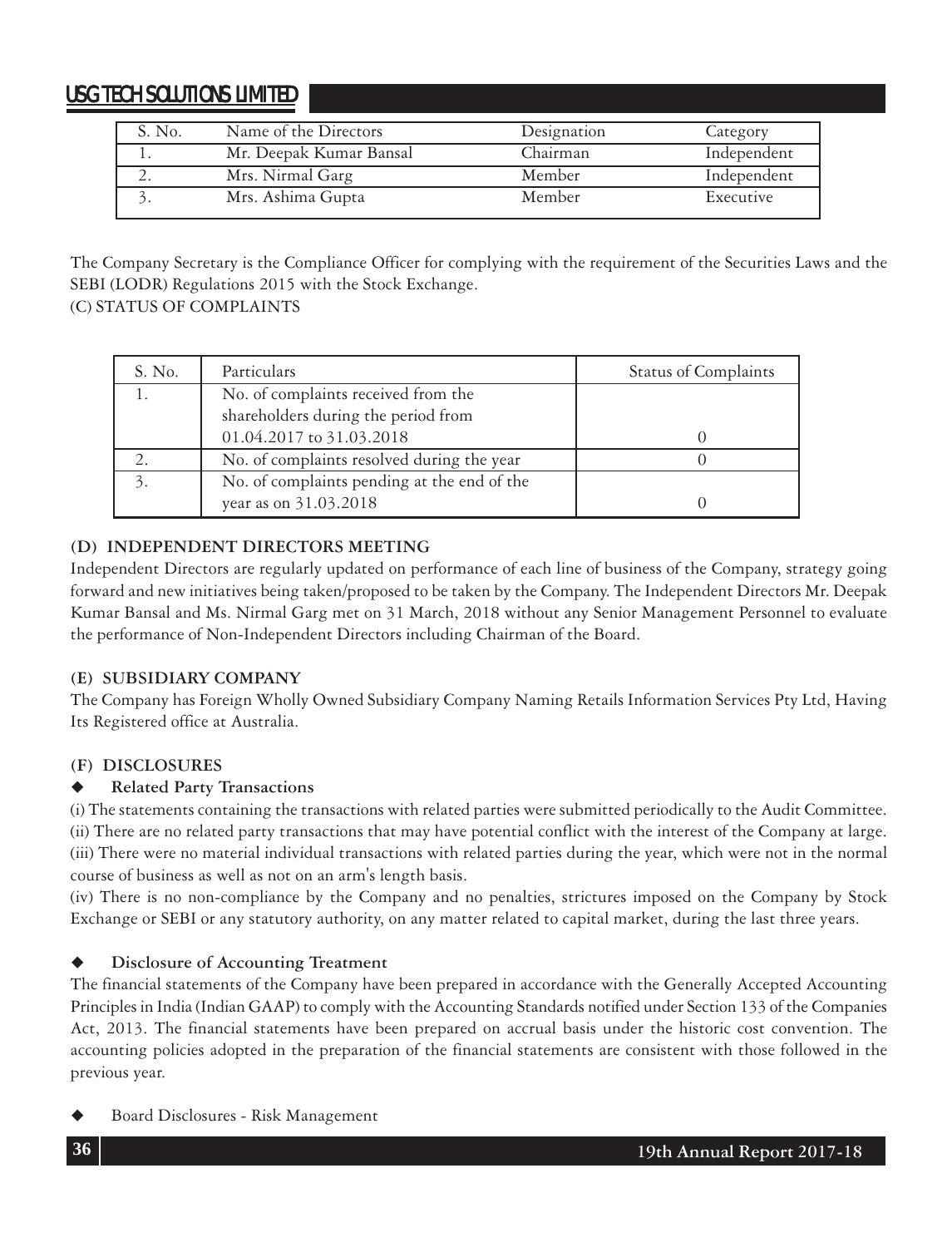| S. No. | Name of the Directors | Designation | Category |
|---|---|---|---|
| 1. | Mr. Deepak Kumar Bansal | Chairman | Independent |
| 2. | Mrs. Nirmal Garg | Member | Independent |
| 3. | Mrs. Ashima Gupta | Member | Executive |

The Company Secretary is the Compliance Officer for complying with the requirement of the Securities Laws and the SEBI (LODR) Regulations 2015 with the Stock Exchange.

(C) STATUS OF COMPLAINTS

| S. No. | Particulars | Status of Complaints |
|---|---|---|
| 1. | No. of complaints received from the shareholders during the period from 01.04.2017 to 31.03.2018 | 0 |
| 2. | No. of complaints resolved during the year | 0 |
| 3. | No. of complaints pending at the end of the year as on 31.03.2018 | 0 |

### (D) INDEPENDENT DIRECTORS MEETING

Independent Directors are regularly updated on performance of each line of business of the Company, strategy going forward and new initiatives being taken/proposed to be taken by the Company. The Independent Directors Mr. Deepak Kumar Bansal and Ms. Nirmal Garg met on 31 March, 2018 without any Senior Management Personnel to evaluate the performance of Non-Independent Directors including Chairman of the Board.

### (E) SUBSIDIARY COMPANY

The Company has Foreign Wholly Owned Subsidiary Company Naming Retails Information Services Pty Ltd, Having Its Registered office at Australia.

### (F) DISCLOSURES

- **Related Party Transactions**

(i) The statements containing the transactions with related parties were submitted periodically to the Audit Committee.
(ii) There are no related party transactions that may have potential conflict with the interest of the Company at large.
(iii) There were no material individual transactions with related parties during the year, which were not in the normal course of business as well as not on an arm's length basis.
(iv) There is no non-compliance by the Company and no penalties, strictures imposed on the Company by Stock Exchange or SEBI or any statutory authority, on any matter related to capital market, during the last three years.

- **Disclosure of Accounting Treatment**

The financial statements of the Company have been prepared in accordance with the Generally Accepted Accounting Principles in India (Indian GAAP) to comply with the Accounting Standards notified under Section 133 of the Companies Act, 2013. The financial statements have been prepared on accrual basis under the historic cost convention. The accounting policies adopted in the preparation of the financial statements are consistent with those followed in the previous year.

- Board Disclosures - Risk Management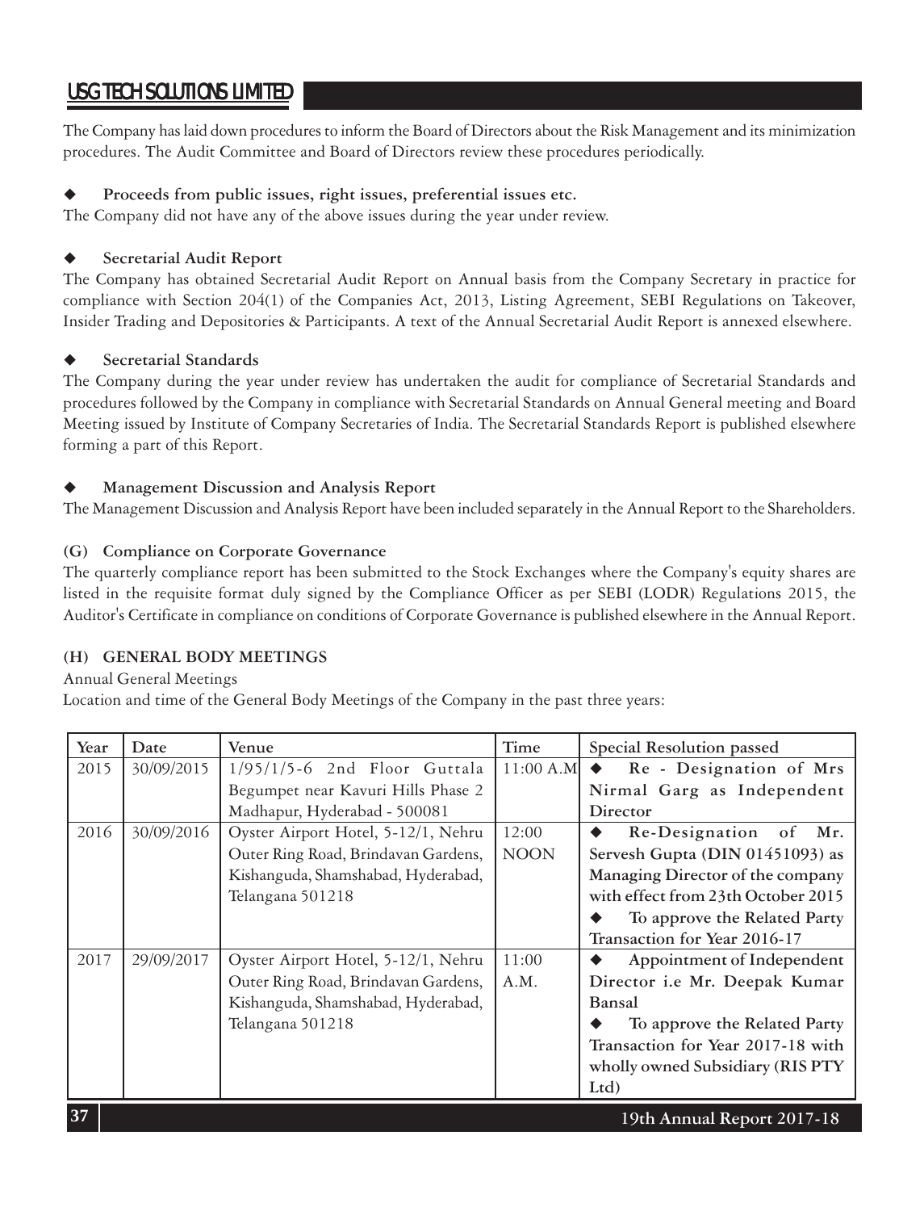The Company has laid down procedures to inform the Board of Directors about the Risk Management and its minimization procedures. The Audit Committee and Board of Directors review these procedures periodically.

◆ **Proceeds from public issues, right issues, preferential issues etc.**

The Company did not have any of the above issues during the year under review.

◆ **Secretarial Audit Report**

The Company has obtained Secretarial Audit Report on Annual basis from the Company Secretary in practice for compliance with Section 204(1) of the Companies Act, 2013, Listing Agreement, SEBI Regulations on Takeover, Insider Trading and Depositories & Participants. A text of the Annual Secretarial Audit Report is annexed elsewhere.

◆ **Secretarial Standards**

The Company during the year under review has undertaken the audit for compliance of Secretarial Standards and procedures followed by the Company in compliance with Secretarial Standards on Annual General meeting and Board Meeting issued by Institute of Company Secretaries of India. The Secretarial Standards Report is published elsewhere forming a part of this Report.

◆ **Management Discussion and Analysis Report**

The Management Discussion and Analysis Report have been included separately in the Annual Report to the Shareholders.

### (G) Compliance on Corporate Governance

The quarterly compliance report has been submitted to the Stock Exchanges where the Company's equity shares are listed in the requisite format duly signed by the Compliance Officer as per SEBI (LODR) Regulations 2015, the Auditor's Certificate in compliance on conditions of Corporate Governance is published elsewhere in the Annual Report.

### (H) GENERAL BODY MEETINGS

Annual General Meetings

Location and time of the General Body Meetings of the Company in the past three years:

| Year | Date | Venue | Time | Special Resolution passed |
|---|---|---|---|---|
| 2015 | 30/09/2015 | 1/95/1/5-6 2nd Floor Guttala Begumpet near Kavuri Hills Phase 2 Madhapur, Hyderabad - 500081 | 11:00 A.M | ◆ **Re - Designation of Mrs Nirmal Garg as Independent Director** |
| 2016 | 30/09/2016 | Oyster Airport Hotel, 5-12/1, Nehru Outer Ring Road, Brindavan Gardens, Kishanguda, Shamshabad, Hyderabad, Telangana 501218 | 12:00 NOON | ◆ **Re-Designation of Mr. Servesh Gupta (DIN 01451093) as Managing Director of the company with effect from 23th October 2015** ◆ **To approve the Related Party Transaction for Year 2016-17** |
| 2017 | 29/09/2017 | Oyster Airport Hotel, 5-12/1, Nehru Outer Ring Road, Brindavan Gardens, Kishanguda, Shamshabad, Hyderabad, Telangana 501218 | 11:00 A.M. | ◆ **Appointment of Independent Director i.e Mr. Deepak Kumar Bansal** ◆ **To approve the Related Party Transaction for Year 2017-18 with wholly owned Subsidiary (RIS PTY Ltd)** |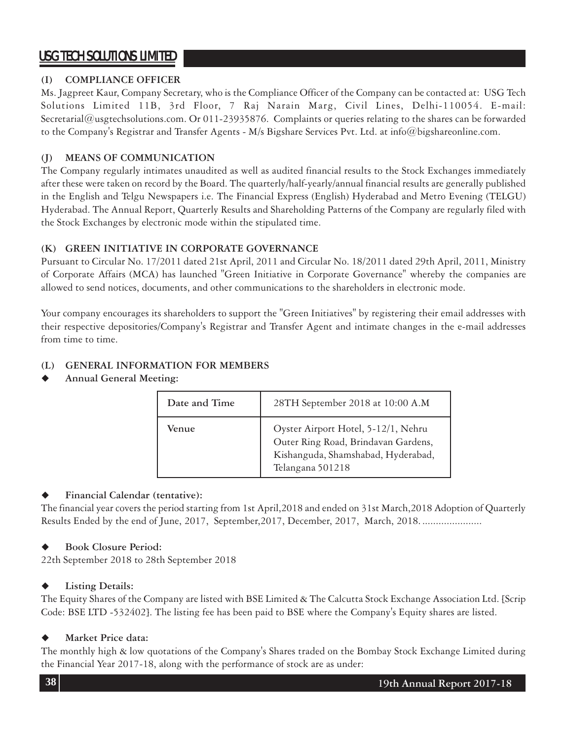### (I) COMPLIANCE OFFICER

Ms. Jagpreet Kaur, Company Secretary, who is the Compliance Officer of the Company can be contacted at: USG Tech Solutions Limited 11B, 3rd Floor, 7 Raj Narain Marg, Civil Lines, Delhi-110054. E-mail: Secretarial@usgtechsolutions.com. Or 011-23935876. Complaints or queries relating to the shares can be forwarded to the Company's Registrar and Transfer Agents - M/s Bigshare Services Pvt. Ltd. at info@bigshareonline.com.

### (J) MEANS OF COMMUNICATION

The Company regularly intimates unaudited as well as audited financial results to the Stock Exchanges immediately after these were taken on record by the Board. The quarterly/half-yearly/annual financial results are generally published in the English and Telgu Newspapers i.e. The Financial Express (English) Hyderabad and Metro Evening (TELGU) Hyderabad. The Annual Report, Quarterly Results and Shareholding Patterns of the Company are regularly filed with the Stock Exchanges by electronic mode within the stipulated time.

### (K) GREEN INITIATIVE IN CORPORATE GOVERNANCE

Pursuant to Circular No. 17/2011 dated 21st April, 2011 and Circular No. 18/2011 dated 29th April, 2011, Ministry of Corporate Affairs (MCA) has launched "Green Initiative in Corporate Governance" whereby the companies are allowed to send notices, documents, and other communications to the shareholders in electronic mode.

Your company encourages its shareholders to support the "Green Initiatives" by registering their email addresses with their respective depositories/Company's Registrar and Transfer Agent and intimate changes in the e-mail addresses from time to time.

### (L) GENERAL INFORMATION FOR MEMBERS

- **Annual General Meeting:**

| Date and Time | 28TH September 2018 at 10:00 A.M |
|---|---|
| Venue | Oyster Airport Hotel, 5-12/1, Nehru Outer Ring Road, Brindavan Gardens, Kishanguda, Shamshabad, Hyderabad, Telangana 501218 |

- **Financial Calendar (tentative):**

The financial year covers the period starting from 1st April,2018 and ended on 31st March,2018 Adoption of Quarterly Results Ended by the end of June, 2017, September,2017, December, 2017, March, 2018. ......................

- **Book Closure Period:**

22th September 2018 to 28th September 2018

- **Listing Details:**

The Equity Shares of the Company are listed with BSE Limited & The Calcutta Stock Exchange Association Ltd. [Scrip Code: BSE LTD -532402]. The listing fee has been paid to BSE where the Company's Equity shares are listed.

- **Market Price data:**

The monthly high & low quotations of the Company's Shares traded on the Bombay Stock Exchange Limited during the Financial Year 2017-18, along with the performance of stock are as under: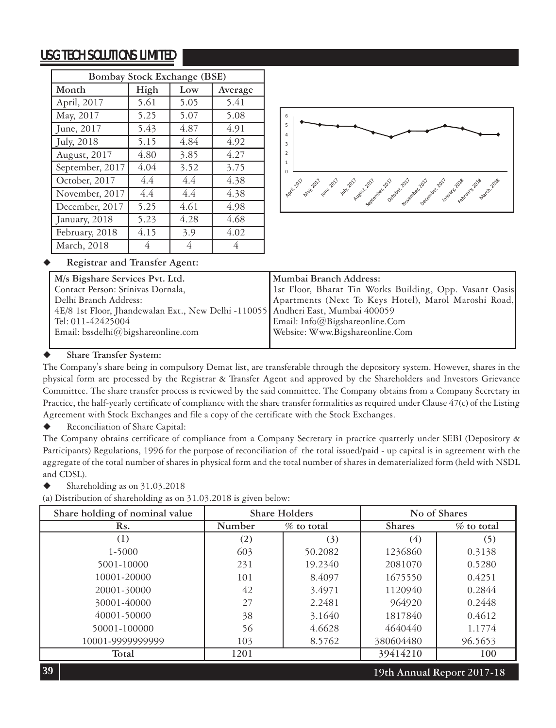| Bombay Stock Exchange (BSE) | | | |
|---|---|---|---|
| Month | High | Low | Average |
| April, 2017 | 5.61 | 5.05 | 5.41 |
| May, 2017 | 5.25 | 5.07 | 5.08 |
| June, 2017 | 5.43 | 4.87 | 4.91 |
| July, 2018 | 5.15 | 4.84 | 4.92 |
| August, 2017 | 4.80 | 3.85 | 4.27 |
| September, 2017 | 4.04 | 3.52 | 3.75 |
| October, 2017 | 4.4 | 4.4 | 4.38 |
| November, 2017 | 4.4 | 4.4 | 4.38 |
| December, 2017 | 5.25 | 4.61 | 4.98 |
| January, 2018 | 5.23 | 4.28 | 4.68 |
| February, 2018 | 4.15 | 3.9 | 4.02 |
| March, 2018 | 4 | 4 | 4 |

- **Registrar and Transfer Agent:**

| **M/s Bigshare Services Pvt. Ltd.** | **Mumbai Branch Address:** |
|---|---|
| Contact Person: Srinivas Dornala, | 1st Floor, Bharat Tin Works Building, Opp. Vasant Oasis Apartments (Next To Keys Hotel), Marol Maroshi Road, Andheri East, Mumbai 400059 |
| Delhi Branch Address: | Email: Info@Bigshareonline.Com |
| 4E/8 1st Floor, Jhandewalan Ext., New Delhi -110055 | Website: Www.Bigshareonline.Com |
| Tel: 011-42425004 | |
| Email: bssdelhi@bigshareonline.com | |

- **Share Transfer System:**

The Company's share being in compulsory Demat list, are transferable through the depository system. However, shares in the physical form are processed by the Registrar & Transfer Agent and approved by the Shareholders and Investors Grievance Committee. The share transfer process is reviewed by the said committee. The Company obtains from a Company Secretary in Practice, the half-yearly certificate of compliance with the share transfer formalities as required under Clause 47(c) of the Listing Agreement with Stock Exchanges and file a copy of the certificate with the Stock Exchanges.

- Reconciliation of Share Capital:

The Company obtains certificate of compliance from a Company Secretary in practice quarterly under SEBI (Depository & Participants) Regulations, 1996 for the purpose of reconciliation of the total issued/paid - up capital is in agreement with the aggregate of the total number of shares in physical form and the total number of shares in dematerialized form (held with NSDL and CDSL).

- Shareholding as on 31.03.2018

(a) Distribution of shareholding as on 31.03.2018 is given below:

| Share holding of nominal value | Share Holders | | No of Shares | |
|---|---|---|---|---|
| Rs. | Number | % to total | Shares | % to total |
| (1) | (2) | (3) | (4) | (5) |
| 1-5000 | 603 | 50.2082 | 1236860 | 0.3138 |
| 5001-10000 | 231 | 19.2340 | 2081070 | 0.5280 |
| 10001-20000 | 101 | 8.4097 | 1675550 | 0.4251 |
| 20001-30000 | 42 | 3.4971 | 1120940 | 0.2844 |
| 30001-40000 | 27 | 2.2481 | 964920 | 0.2448 |
| 40001-50000 | 38 | 3.1640 | 1817840 | 0.4612 |
| 50001-100000 | 56 | 4.6628 | 4640440 | 1.1774 |
| 10001-9999999999 | 103 | 8.5762 | 380604480 | 96.5653 |
| Total | 1201 | | 39414210 | 100 |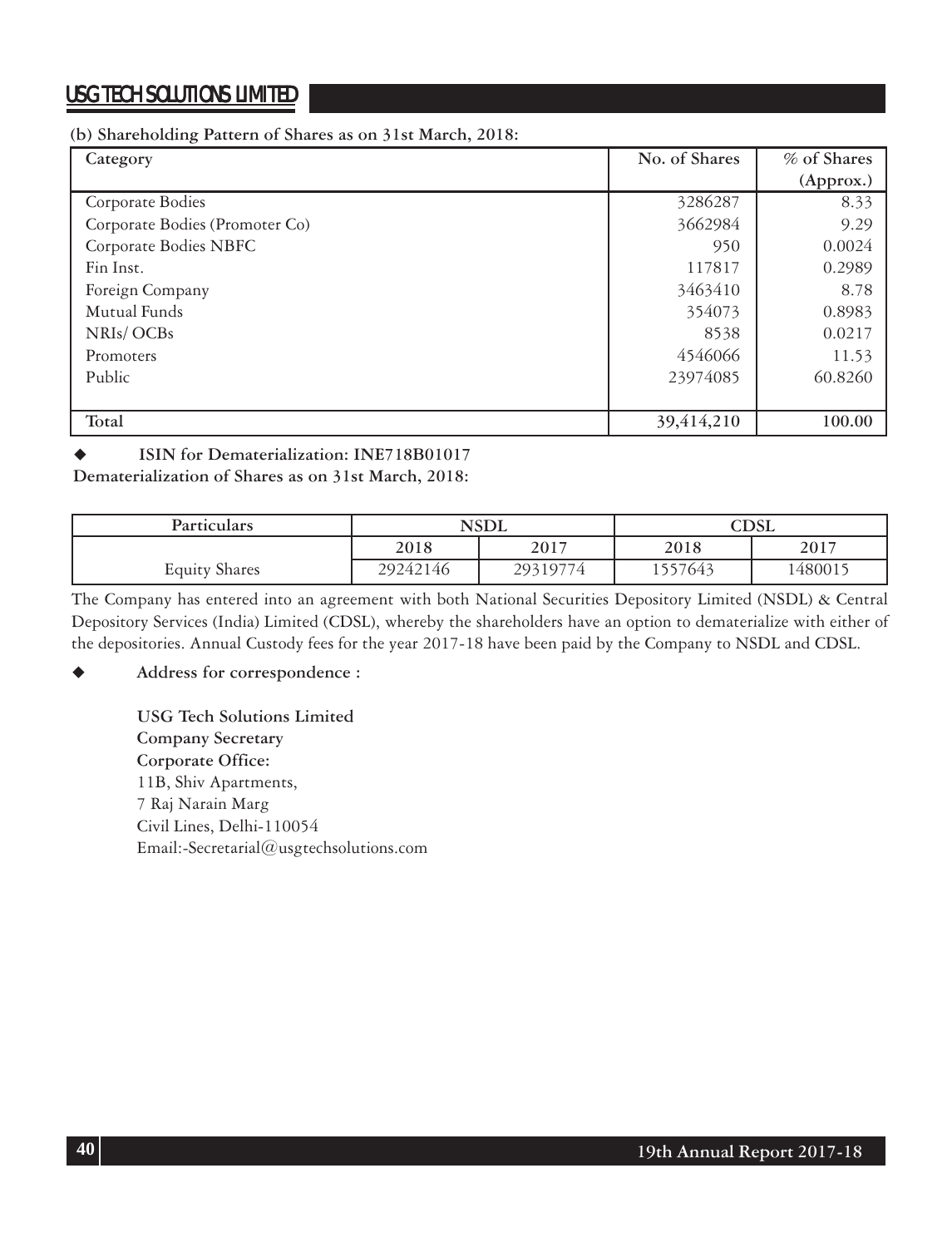**(b) Shareholding Pattern of Shares as on 31st March, 2018:**

| Category | No. of Shares | % of Shares (Approx.) |
|---|---|---|
| Corporate Bodies | 3286287 | 8.33 |
| Corporate Bodies (Promoter Co) | 3662984 | 9.29 |
| Corporate Bodies NBFC | 950 | 0.0024 |
| Fin Inst. | 117817 | 0.2989 |
| Foreign Company | 3463410 | 8.78 |
| Mutual Funds | 354073 | 0.8983 |
| NRIs/ OCBs | 8538 | 0.0217 |
| Promoters | 4546066 | 11.53 |
| Public | 23974085 | 60.8260 |
| **Total** | 39,414,210 | 100.00 |

- **ISIN for Dematerialization: INE718B01017**

**Dematerialization of Shares as on 31st March, 2018:**

| Particulars | NSDL | | CDSL | |
|---|---|---|---|---|
| | 2018 | 2017 | 2018 | 2017 |
| Equity Shares | 29242146 | 29319774 | 1557643 | 1480015 |

The Company has entered into an agreement with both National Securities Depository Limited (NSDL) & Central Depository Services (India) Limited (CDSL), whereby the shareholders have an option to dematerialize with either of the depositories. Annual Custody fees for the year 2017-18 have been paid by the Company to NSDL and CDSL.

- **Address for correspondence :**

**USG Tech Solutions Limited**
**Company Secretary**
**Corporate Office:**
11B, Shiv Apartments,
7 Raj Narain Marg
Civil Lines, Delhi-110054
Email:-Secretarial@usgtechsolutions.com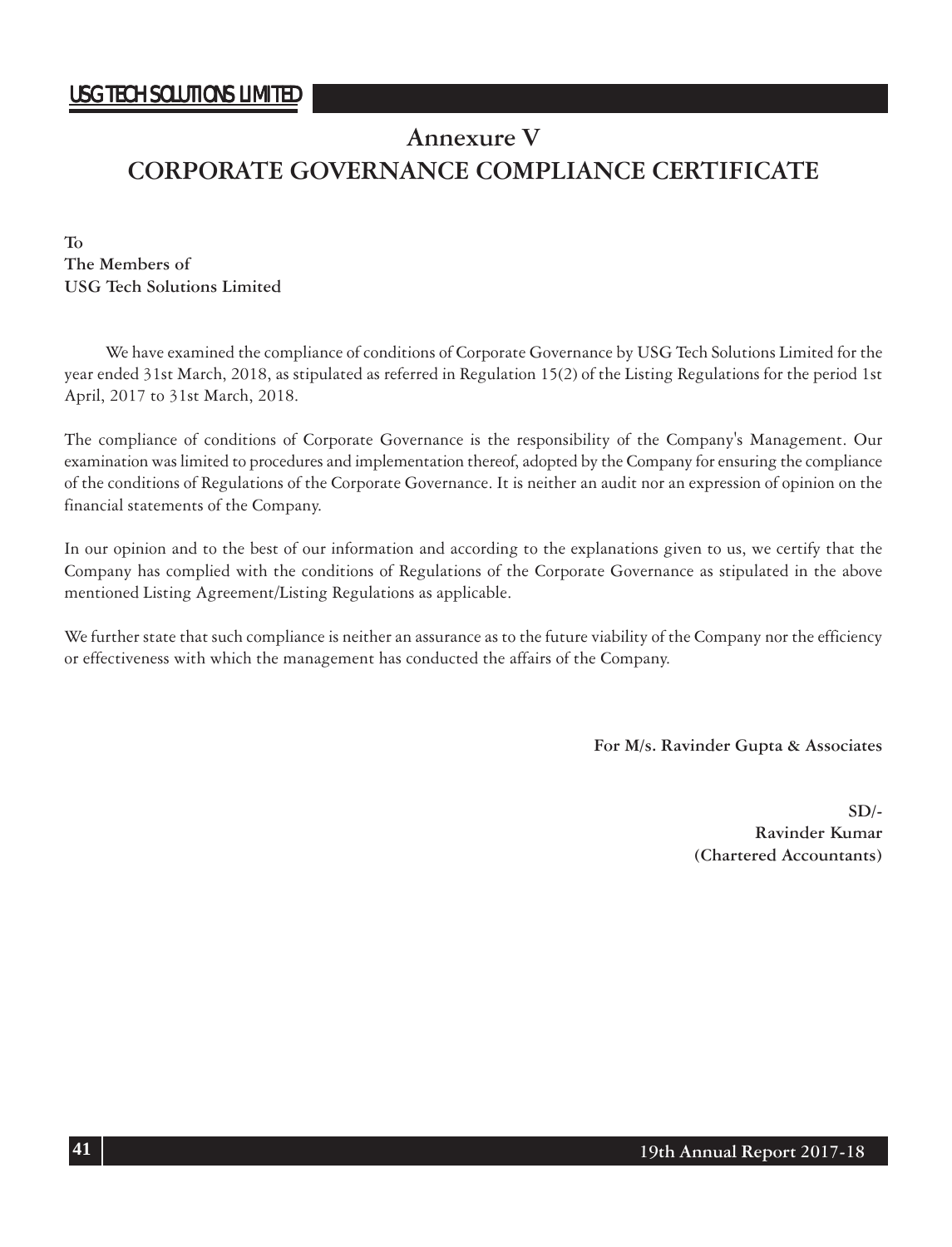# Annexure V
# CORPORATE GOVERNANCE COMPLIANCE CERTIFICATE

**To**
**The Members of**
**USG Tech Solutions Limited**

We have examined the compliance of conditions of Corporate Governance by USG Tech Solutions Limited for the year ended 31st March, 2018, as stipulated as referred in Regulation 15(2) of the Listing Regulations for the period 1st April, 2017 to 31st March, 2018.

The compliance of conditions of Corporate Governance is the responsibility of the Company's Management. Our examination was limited to procedures and implementation thereof, adopted by the Company for ensuring the compliance of the conditions of Regulations of the Corporate Governance. It is neither an audit nor an expression of opinion on the financial statements of the Company.

In our opinion and to the best of our information and according to the explanations given to us, we certify that the Company has complied with the conditions of Regulations of the Corporate Governance as stipulated in the above mentioned Listing Agreement/Listing Regulations as applicable.

We further state that such compliance is neither an assurance as to the future viability of the Company nor the efficiency or effectiveness with which the management has conducted the affairs of the Company.

**For M/s. Ravinder Gupta & Associates**

**SD/-**
**Ravinder Kumar**
**(Chartered Accountants)**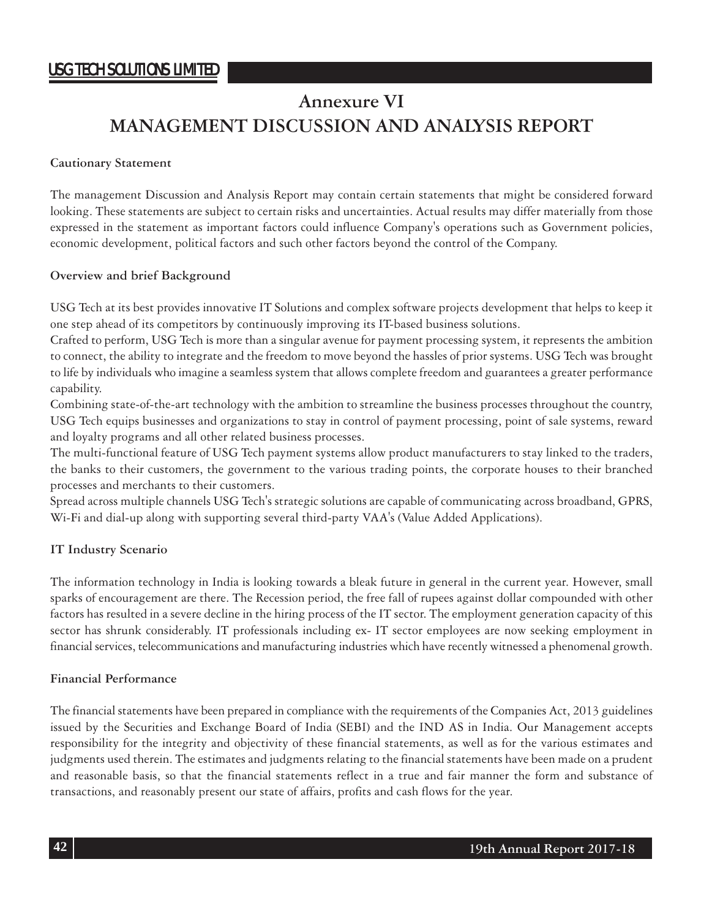# Annexure VI
# MANAGEMENT DISCUSSION AND ANALYSIS REPORT

**Cautionary Statement**

The management Discussion and Analysis Report may contain certain statements that might be considered forward looking. These statements are subject to certain risks and uncertainties. Actual results may differ materially from those expressed in the statement as important factors could influence Company's operations such as Government policies, economic development, political factors and such other factors beyond the control of the Company.

**Overview and brief Background**

USG Tech at its best provides innovative IT Solutions and complex software projects development that helps to keep it one step ahead of its competitors by continuously improving its IT-based business solutions.

Crafted to perform, USG Tech is more than a singular avenue for payment processing system, it represents the ambition to connect, the ability to integrate and the freedom to move beyond the hassles of prior systems. USG Tech was brought to life by individuals who imagine a seamless system that allows complete freedom and guarantees a greater performance capability.

Combining state-of-the-art technology with the ambition to streamline the business processes throughout the country, USG Tech equips businesses and organizations to stay in control of payment processing, point of sale systems, reward and loyalty programs and all other related business processes.

The multi-functional feature of USG Tech payment systems allow product manufacturers to stay linked to the traders, the banks to their customers, the government to the various trading points, the corporate houses to their branched processes and merchants to their customers.

Spread across multiple channels USG Tech's strategic solutions are capable of communicating across broadband, GPRS, Wi-Fi and dial-up along with supporting several third-party VAA's (Value Added Applications).

**IT Industry Scenario**

The information technology in India is looking towards a bleak future in general in the current year. However, small sparks of encouragement are there. The Recession period, the free fall of rupees against dollar compounded with other factors has resulted in a severe decline in the hiring process of the IT sector. The employment generation capacity of this sector has shrunk considerably. IT professionals including ex- IT sector employees are now seeking employment in financial services, telecommunications and manufacturing industries which have recently witnessed a phenomenal growth.

**Financial Performance**

The financial statements have been prepared in compliance with the requirements of the Companies Act, 2013 guidelines issued by the Securities and Exchange Board of India (SEBI) and the IND AS in India. Our Management accepts responsibility for the integrity and objectivity of these financial statements, as well as for the various estimates and judgments used therein. The estimates and judgments relating to the financial statements have been made on a prudent and reasonable basis, so that the financial statements reflect in a true and fair manner the form and substance of transactions, and reasonably present our state of affairs, profits and cash flows for the year.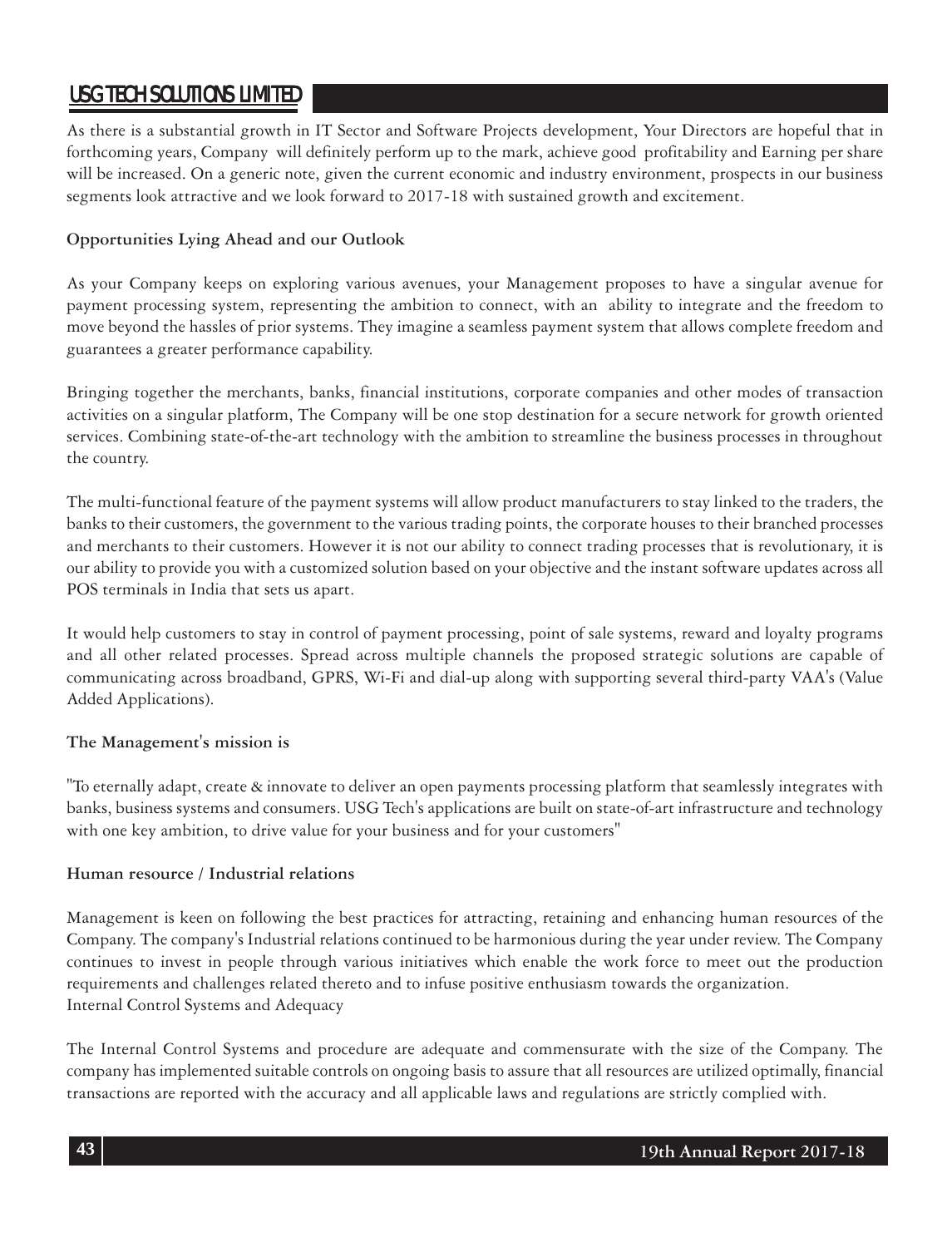As there is a substantial growth in IT Sector and Software Projects development, Your Directors are hopeful that in forthcoming years, Company will definitely perform up to the mark, achieve good profitability and Earning per share will be increased. On a generic note, given the current economic and industry environment, prospects in our business segments look attractive and we look forward to 2017-18 with sustained growth and excitement.

**Opportunities Lying Ahead and our Outlook**

As your Company keeps on exploring various avenues, your Management proposes to have a singular avenue for payment processing system, representing the ambition to connect, with an ability to integrate and the freedom to move beyond the hassles of prior systems. They imagine a seamless payment system that allows complete freedom and guarantees a greater performance capability.

Bringing together the merchants, banks, financial institutions, corporate companies and other modes of transaction activities on a singular platform, The Company will be one stop destination for a secure network for growth oriented services. Combining state-of-the-art technology with the ambition to streamline the business processes in throughout the country.

The multi-functional feature of the payment systems will allow product manufacturers to stay linked to the traders, the banks to their customers, the government to the various trading points, the corporate houses to their branched processes and merchants to their customers. However it is not our ability to connect trading processes that is revolutionary, it is our ability to provide you with a customized solution based on your objective and the instant software updates across all POS terminals in India that sets us apart.

It would help customers to stay in control of payment processing, point of sale systems, reward and loyalty programs and all other related processes. Spread across multiple channels the proposed strategic solutions are capable of communicating across broadband, GPRS, Wi-Fi and dial-up along with supporting several third-party VAA's (Value Added Applications).

**The Management's mission is**

"To eternally adapt, create & innovate to deliver an open payments processing platform that seamlessly integrates with banks, business systems and consumers. USG Tech's applications are built on state-of-art infrastructure and technology with one key ambition, to drive value for your business and for your customers"

**Human resource / Industrial relations**

Management is keen on following the best practices for attracting, retaining and enhancing human resources of the Company. The company's Industrial relations continued to be harmonious during the year under review. The Company continues to invest in people through various initiatives which enable the work force to meet out the production requirements and challenges related thereto and to infuse positive enthusiasm towards the organization.

Internal Control Systems and Adequacy

The Internal Control Systems and procedure are adequate and commensurate with the size of the Company. The company has implemented suitable controls on ongoing basis to assure that all resources are utilized optimally, financial transactions are reported with the accuracy and all applicable laws and regulations are strictly complied with.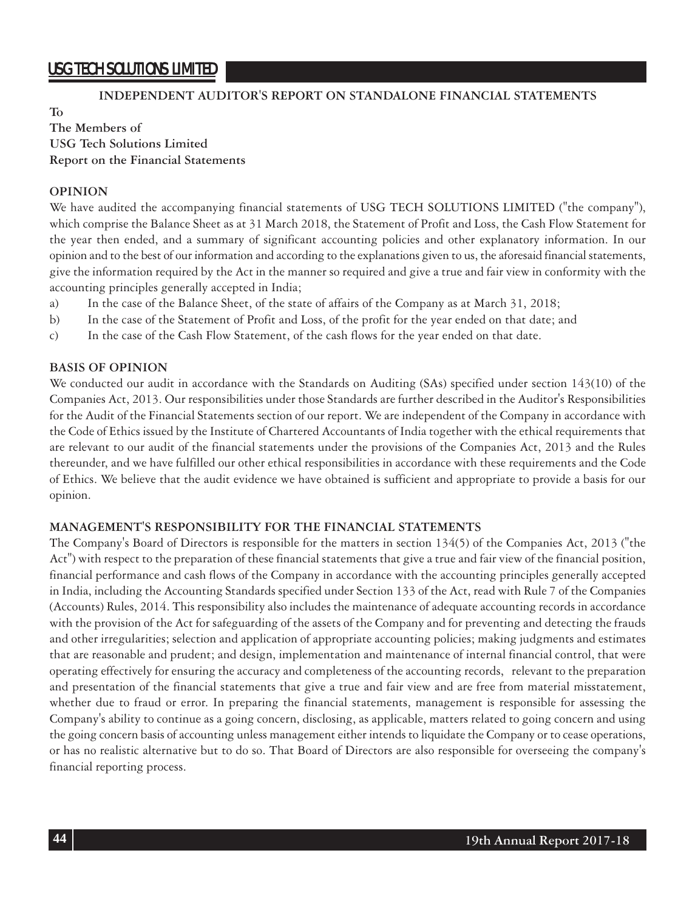## INDEPENDENT AUDITOR'S REPORT ON STANDALONE FINANCIAL STATEMENTS

**To**
**The Members of**
**USG Tech Solutions Limited**
**Report on the Financial Statements**

### OPINION

We have audited the accompanying financial statements of USG TECH SOLUTIONS LIMITED ("the company"), which comprise the Balance Sheet as at 31 March 2018, the Statement of Profit and Loss, the Cash Flow Statement for the year then ended, and a summary of significant accounting policies and other explanatory information. In our opinion and to the best of our information and according to the explanations given to us, the aforesaid financial statements, give the information required by the Act in the manner so required and give a true and fair view in conformity with the accounting principles generally accepted in India;

a) In the case of the Balance Sheet, of the state of affairs of the Company as at March 31, 2018;

b) In the case of the Statement of Profit and Loss, of the profit for the year ended on that date; and

c) In the case of the Cash Flow Statement, of the cash flows for the year ended on that date.

### BASIS OF OPINION

We conducted our audit in accordance with the Standards on Auditing (SAs) specified under section 143(10) of the Companies Act, 2013. Our responsibilities under those Standards are further described in the Auditor's Responsibilities for the Audit of the Financial Statements section of our report. We are independent of the Company in accordance with the Code of Ethics issued by the Institute of Chartered Accountants of India together with the ethical requirements that are relevant to our audit of the financial statements under the provisions of the Companies Act, 2013 and the Rules thereunder, and we have fulfilled our other ethical responsibilities in accordance with these requirements and the Code of Ethics. We believe that the audit evidence we have obtained is sufficient and appropriate to provide a basis for our opinion.

### MANAGEMENT'S RESPONSIBILITY FOR THE FINANCIAL STATEMENTS

The Company's Board of Directors is responsible for the matters in section 134(5) of the Companies Act, 2013 ("the Act") with respect to the preparation of these financial statements that give a true and fair view of the financial position, financial performance and cash flows of the Company in accordance with the accounting principles generally accepted in India, including the Accounting Standards specified under Section 133 of the Act, read with Rule 7 of the Companies (Accounts) Rules, 2014. This responsibility also includes the maintenance of adequate accounting records in accordance with the provision of the Act for safeguarding of the assets of the Company and for preventing and detecting the frauds and other irregularities; selection and application of appropriate accounting policies; making judgments and estimates that are reasonable and prudent; and design, implementation and maintenance of internal financial control, that were operating effectively for ensuring the accuracy and completeness of the accounting records, relevant to the preparation and presentation of the financial statements that give a true and fair view and are free from material misstatement, whether due to fraud or error. In preparing the financial statements, management is responsible for assessing the Company's ability to continue as a going concern, disclosing, as applicable, matters related to going concern and using the going concern basis of accounting unless management either intends to liquidate the Company or to cease operations, or has no realistic alternative but to do so. That Board of Directors are also responsible for overseeing the company's financial reporting process.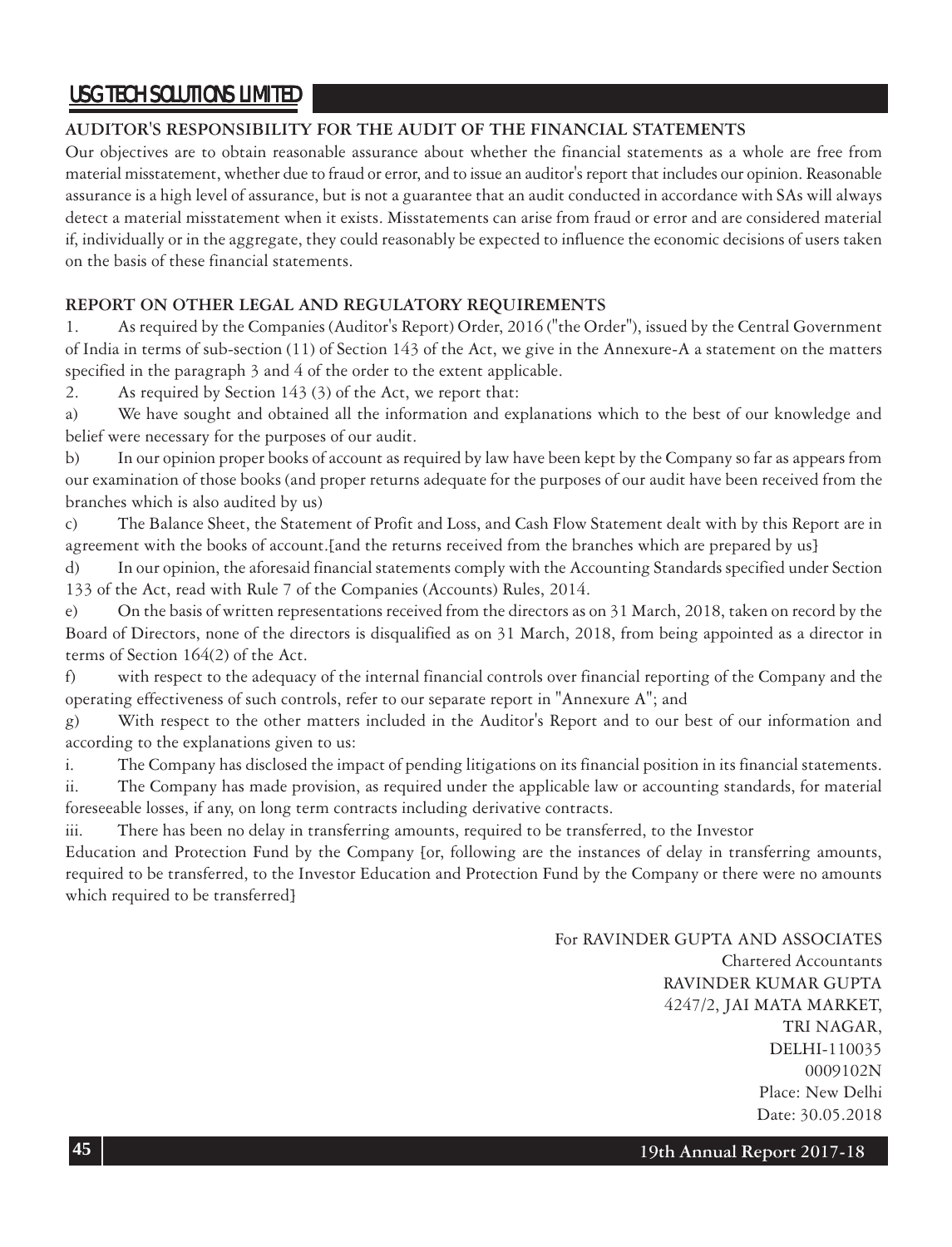## AUDITOR'S RESPONSIBILITY FOR THE AUDIT OF THE FINANCIAL STATEMENTS

Our objectives are to obtain reasonable assurance about whether the financial statements as a whole are free from material misstatement, whether due to fraud or error, and to issue an auditor's report that includes our opinion. Reasonable assurance is a high level of assurance, but is not a guarantee that an audit conducted in accordance with SAs will always detect a material misstatement when it exists. Misstatements can arise from fraud or error and are considered material if, individually or in the aggregate, they could reasonably be expected to influence the economic decisions of users taken on the basis of these financial statements.

## REPORT ON OTHER LEGAL AND REGULATORY REQUIREMENTS

1. As required by the Companies (Auditor's Report) Order, 2016 ("the Order"), issued by the Central Government of India in terms of sub-section (11) of Section 143 of the Act, we give in the Annexure-A a statement on the matters specified in the paragraph 3 and 4 of the order to the extent applicable.

2. As required by Section 143 (3) of the Act, we report that:

a) We have sought and obtained all the information and explanations which to the best of our knowledge and belief were necessary for the purposes of our audit.

b) In our opinion proper books of account as required by law have been kept by the Company so far as appears from our examination of those books (and proper returns adequate for the purposes of our audit have been received from the branches which is also audited by us)

c) The Balance Sheet, the Statement of Profit and Loss, and Cash Flow Statement dealt with by this Report are in agreement with the books of account.[and the returns received from the branches which are prepared by us}

d) In our opinion, the aforesaid financial statements comply with the Accounting Standards specified under Section 133 of the Act, read with Rule 7 of the Companies (Accounts) Rules, 2014.

e) On the basis of written representations received from the directors as on 31 March, 2018, taken on record by the Board of Directors, none of the directors is disqualified as on 31 March, 2018, from being appointed as a director in terms of Section 164(2) of the Act.

f) with respect to the adequacy of the internal financial controls over financial reporting of the Company and the operating effectiveness of such controls, refer to our separate report in "Annexure A"; and

g) With respect to the other matters included in the Auditor's Report and to our best of our information and according to the explanations given to us:

i. The Company has disclosed the impact of pending litigations on its financial position in its financial statements.

ii. The Company has made provision, as required under the applicable law or accounting standards, for material foreseeable losses, if any, on long term contracts including derivative contracts.

iii. There has been no delay in transferring amounts, required to be transferred, to the Investor Education and Protection Fund by the Company {or, following are the instances of delay in transferring amounts, required to be transferred, to the Investor Education and Protection Fund by the Company or there were no amounts which required to be transferred}

For RAVINDER GUPTA AND ASSOCIATES
Chartered Accountants
RAVINDER KUMAR GUPTA
4247/2, JAI MATA MARKET,
TRI NAGAR,
DELHI-110035
0009102N
Place: New Delhi
Date: 30.05.2018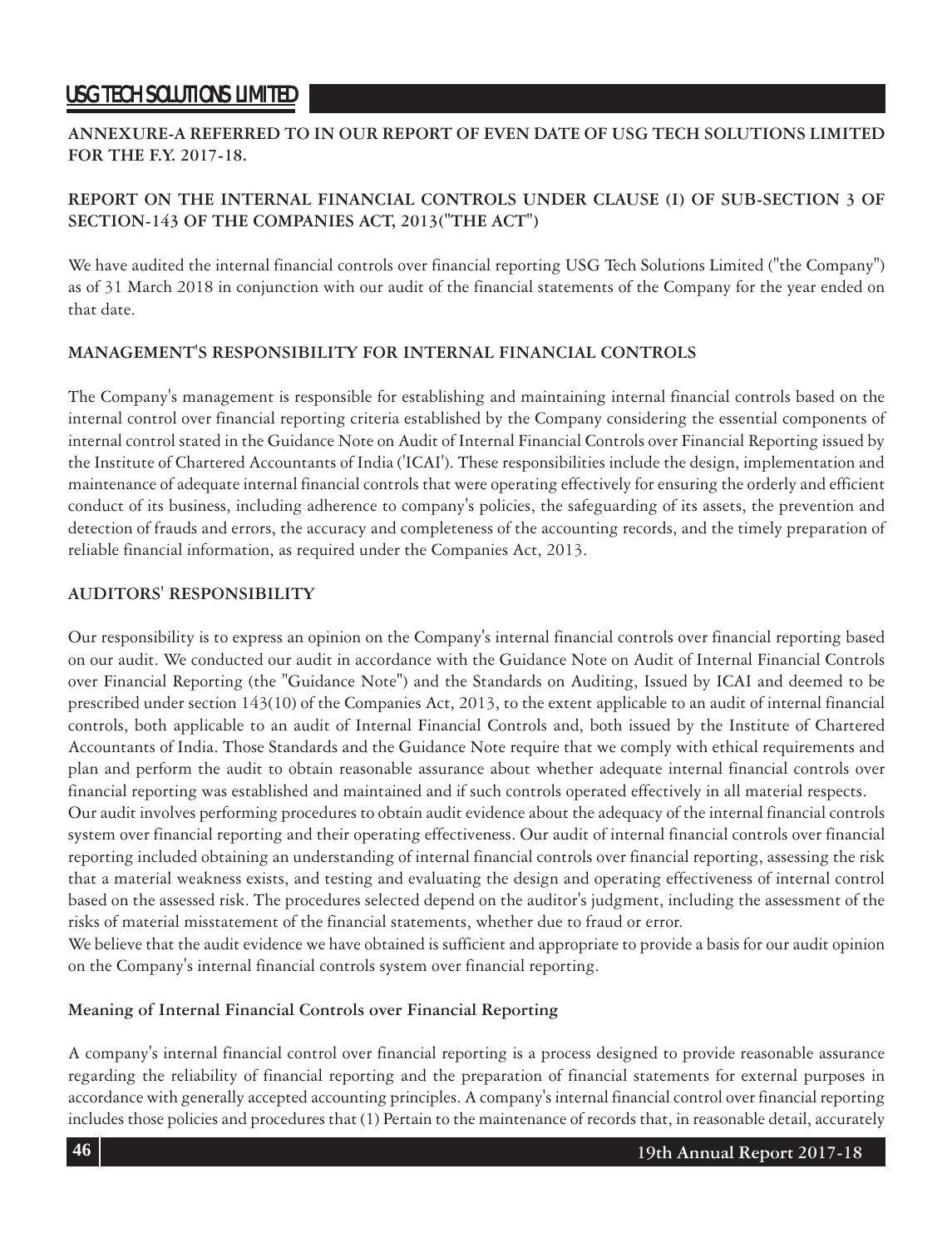**ANNEXURE-A REFERRED TO IN OUR REPORT OF EVEN DATE OF USG TECH SOLUTIONS LIMITED FOR THE F.Y. 2017-18.**

## REPORT ON THE INTERNAL FINANCIAL CONTROLS UNDER CLAUSE (I) OF SUB-SECTION 3 OF SECTION-143 OF THE COMPANIES ACT, 2013("THE ACT")

We have audited the internal financial controls over financial reporting USG Tech Solutions Limited ("the Company") as of 31 March 2018 in conjunction with our audit of the financial statements of the Company for the year ended on that date.

### MANAGEMENT'S RESPONSIBILITY FOR INTERNAL FINANCIAL CONTROLS

The Company's management is responsible for establishing and maintaining internal financial controls based on the internal control over financial reporting criteria established by the Company considering the essential components of internal control stated in the Guidance Note on Audit of Internal Financial Controls over Financial Reporting issued by the Institute of Chartered Accountants of India ('ICAI'). These responsibilities include the design, implementation and maintenance of adequate internal financial controls that were operating effectively for ensuring the orderly and efficient conduct of its business, including adherence to company's policies, the safeguarding of its assets, the prevention and detection of frauds and errors, the accuracy and completeness of the accounting records, and the timely preparation of reliable financial information, as required under the Companies Act, 2013.

### AUDITORS' RESPONSIBILITY

Our responsibility is to express an opinion on the Company's internal financial controls over financial reporting based on our audit. We conducted our audit in accordance with the Guidance Note on Audit of Internal Financial Controls over Financial Reporting (the "Guidance Note") and the Standards on Auditing, Issued by ICAI and deemed to be prescribed under section 143(10) of the Companies Act, 2013, to the extent applicable to an audit of internal financial controls, both applicable to an audit of Internal Financial Controls and, both issued by the Institute of Chartered Accountants of India. Those Standards and the Guidance Note require that we comply with ethical requirements and plan and perform the audit to obtain reasonable assurance about whether adequate internal financial controls over financial reporting was established and maintained and if such controls operated effectively in all material respects.

Our audit involves performing procedures to obtain audit evidence about the adequacy of the internal financial controls system over financial reporting and their operating effectiveness. Our audit of internal financial controls over financial reporting included obtaining an understanding of internal financial controls over financial reporting, assessing the risk that a material weakness exists, and testing and evaluating the design and operating effectiveness of internal control based on the assessed risk. The procedures selected depend on the auditor's judgment, including the assessment of the risks of material misstatement of the financial statements, whether due to fraud or error.

We believe that the audit evidence we have obtained is sufficient and appropriate to provide a basis for our audit opinion on the Company's internal financial controls system over financial reporting.

### Meaning of Internal Financial Controls over Financial Reporting

A company's internal financial control over financial reporting is a process designed to provide reasonable assurance regarding the reliability of financial reporting and the preparation of financial statements for external purposes in accordance with generally accepted accounting principles. A company's internal financial control over financial reporting includes those policies and procedures that (1) Pertain to the maintenance of records that, in reasonable detail, accurately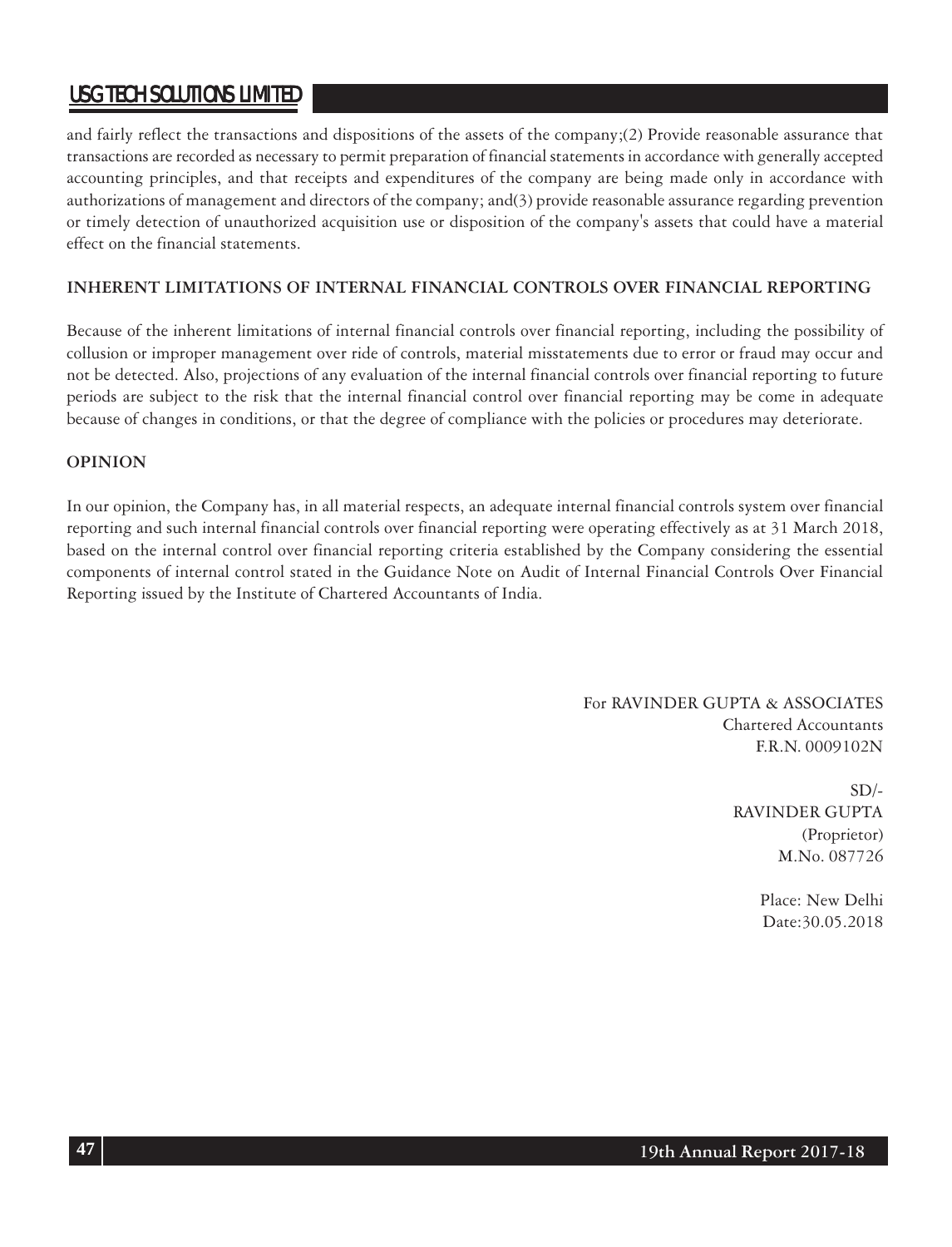and fairly reflect the transactions and dispositions of the assets of the company;(2) Provide reasonable assurance that transactions are recorded as necessary to permit preparation of financial statements in accordance with generally accepted accounting principles, and that receipts and expenditures of the company are being made only in accordance with authorizations of management and directors of the company; and(3) provide reasonable assurance regarding prevention or timely detection of unauthorized acquisition use or disposition of the company's assets that could have a material effect on the financial statements.

**INHERENT LIMITATIONS OF INTERNAL FINANCIAL CONTROLS OVER FINANCIAL REPORTING**

Because of the inherent limitations of internal financial controls over financial reporting, including the possibility of collusion or improper management over ride of controls, material misstatements due to error or fraud may occur and not be detected. Also, projections of any evaluation of the internal financial controls over financial reporting to future periods are subject to the risk that the internal financial control over financial reporting may be come in adequate because of changes in conditions, or that the degree of compliance with the policies or procedures may deteriorate.

**OPINION**

In our opinion, the Company has, in all material respects, an adequate internal financial controls system over financial reporting and such internal financial controls over financial reporting were operating effectively as at 31 March 2018, based on the internal control over financial reporting criteria established by the Company considering the essential components of internal control stated in the Guidance Note on Audit of Internal Financial Controls Over Financial Reporting issued by the Institute of Chartered Accountants of India.

For RAVINDER GUPTA & ASSOCIATES
Chartered Accountants
F.R.N. 0009102N

SD/-
RAVINDER GUPTA
(Proprietor)
M.No. 087726

Place: New Delhi
Date:30.05.2018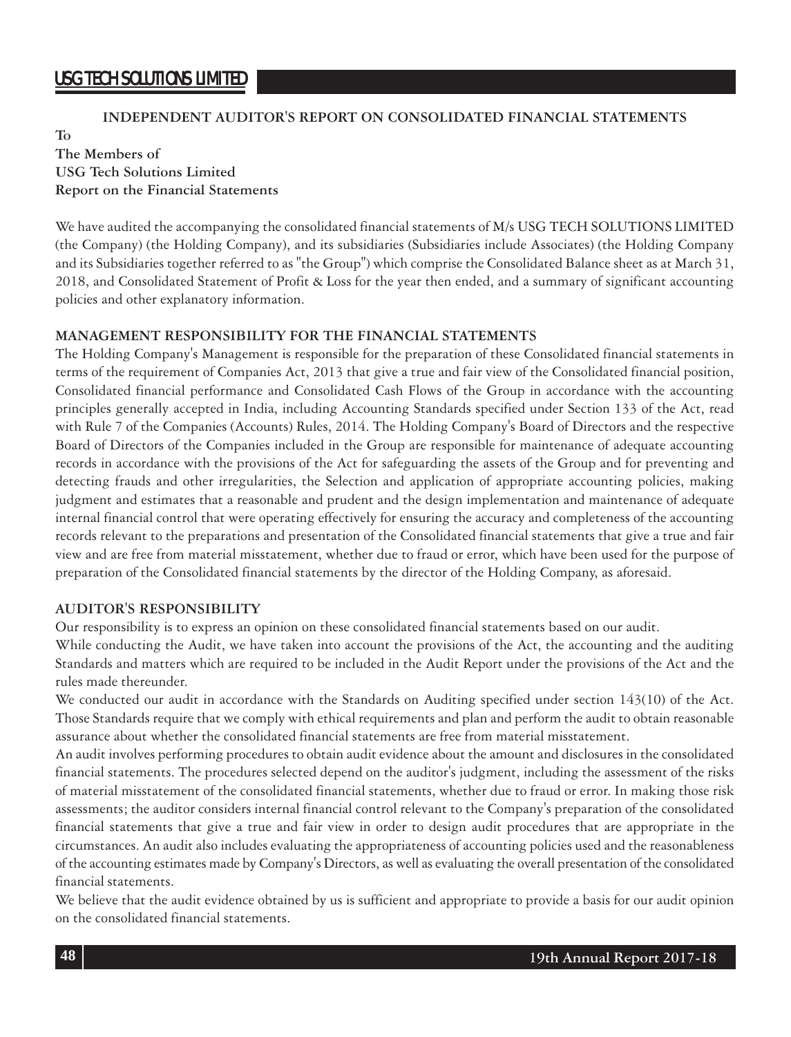## INDEPENDENT AUDITOR'S REPORT ON CONSOLIDATED FINANCIAL STATEMENTS

**To**
**The Members of**
**USG Tech Solutions Limited**
**Report on the Financial Statements**

We have audited the accompanying the consolidated financial statements of M/s USG TECH SOLUTIONS LIMITED (the Company) (the Holding Company), and its subsidiaries (Subsidiaries include Associates) (the Holding Company and its Subsidiaries together referred to as "the Group") which comprise the Consolidated Balance sheet as at March 31, 2018, and Consolidated Statement of Profit & Loss for the year then ended, and a summary of significant accounting policies and other explanatory information.

### MANAGEMENT RESPONSIBILITY FOR THE FINANCIAL STATEMENTS

The Holding Company's Management is responsible for the preparation of these Consolidated financial statements in terms of the requirement of Companies Act, 2013 that give a true and fair view of the Consolidated financial position, Consolidated financial performance and Consolidated Cash Flows of the Group in accordance with the accounting principles generally accepted in India, including Accounting Standards specified under Section 133 of the Act, read with Rule 7 of the Companies (Accounts) Rules, 2014. The Holding Company's Board of Directors and the respective Board of Directors of the Companies included in the Group are responsible for maintenance of adequate accounting records in accordance with the provisions of the Act for safeguarding the assets of the Group and for preventing and detecting frauds and other irregularities, the Selection and application of appropriate accounting policies, making judgment and estimates that a reasonable and prudent and the design implementation and maintenance of adequate internal financial control that were operating effectively for ensuring the accuracy and completeness of the accounting records relevant to the preparations and presentation of the Consolidated financial statements that give a true and fair view and are free from material misstatement, whether due to fraud or error, which have been used for the purpose of preparation of the Consolidated financial statements by the director of the Holding Company, as aforesaid.

### AUDITOR'S RESPONSIBILITY

Our responsibility is to express an opinion on these consolidated financial statements based on our audit.

While conducting the Audit, we have taken into account the provisions of the Act, the accounting and the auditing Standards and matters which are required to be included in the Audit Report under the provisions of the Act and the rules made thereunder.

We conducted our audit in accordance with the Standards on Auditing specified under section 143(10) of the Act. Those Standards require that we comply with ethical requirements and plan and perform the audit to obtain reasonable assurance about whether the consolidated financial statements are free from material misstatement.

An audit involves performing procedures to obtain audit evidence about the amount and disclosures in the consolidated financial statements. The procedures selected depend on the auditor's judgment, including the assessment of the risks of material misstatement of the consolidated financial statements, whether due to fraud or error. In making those risk assessments; the auditor considers internal financial control relevant to the Company's preparation of the consolidated financial statements that give a true and fair view in order to design audit procedures that are appropriate in the circumstances. An audit also includes evaluating the appropriateness of accounting policies used and the reasonableness of the accounting estimates made by Company's Directors, as well as evaluating the overall presentation of the consolidated financial statements.

We believe that the audit evidence obtained by us is sufficient and appropriate to provide a basis for our audit opinion on the consolidated financial statements.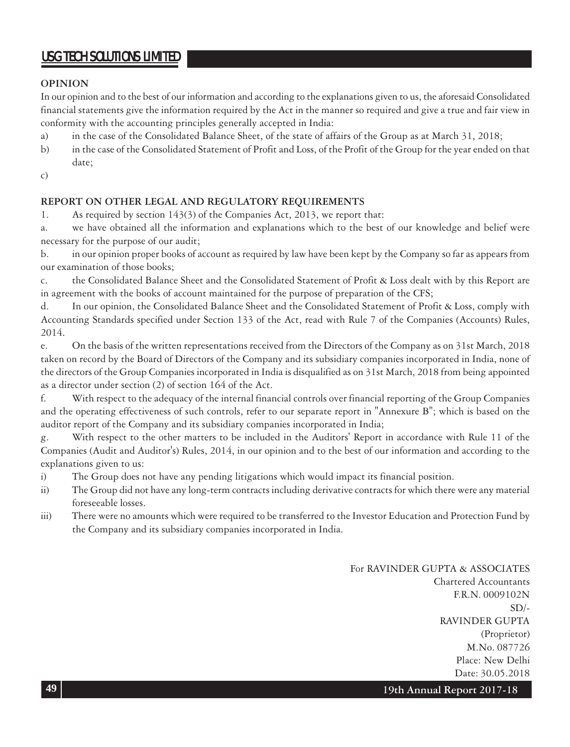## OPINION

In our opinion and to the best of our information and according to the explanations given to us, the aforesaid Consolidated financial statements give the information required by the Act in the manner so required and give a true and fair view in conformity with the accounting principles generally accepted in India:

a) in the case of the Consolidated Balance Sheet, of the state of affairs of the Group as at March 31, 2018;

b) in the case of the Consolidated Statement of Profit and Loss, of the Profit of the Group for the year ended on that date;

c)

## REPORT ON OTHER LEGAL AND REGULATORY REQUIREMENTS

1. As required by section 143(3) of the Companies Act, 2013, we report that:

a. we have obtained all the information and explanations which to the best of our knowledge and belief were necessary for the purpose of our audit;

b. in our opinion proper books of account as required by law have been kept by the Company so far as appears from our examination of those books;

c. the Consolidated Balance Sheet and the Consolidated Statement of Profit & Loss dealt with by this Report are in agreement with the books of account maintained for the purpose of preparation of the CFS;

d. In our opinion, the Consolidated Balance Sheet and the Consolidated Statement of Profit & Loss, comply with Accounting Standards specified under Section 133 of the Act, read with Rule 7 of the Companies (Accounts) Rules, 2014.

e. On the basis of the written representations received from the Directors of the Company as on 31st March, 2018 taken on record by the Board of Directors of the Company and its subsidiary companies incorporated in India, none of the directors of the Group Companies incorporated in India is disqualified as on 31st March, 2018 from being appointed as a director under section (2) of section 164 of the Act.

f. With respect to the adequacy of the internal financial controls over financial reporting of the Group Companies and the operating effectiveness of such controls, refer to our separate report in "Annexure B"; which is based on the auditor report of the Company and its subsidiary companies incorporated in India;

g. With respect to the other matters to be included in the Auditors' Report in accordance with Rule 11 of the Companies (Audit and Auditor's) Rules, 2014, in our opinion and to the best of our information and according to the explanations given to us:

i) The Group does not have any pending litigations which would impact its financial position.

ii) The Group did not have any long-term contracts including derivative contracts for which there were any material foreseeable losses.

iii) There were no amounts which were required to be transferred to the Investor Education and Protection Fund by the Company and its subsidiary companies incorporated in India.

For RAVINDER GUPTA & ASSOCIATES
Chartered Accountants
F.R.N. 0009102N
SD/-
RAVINDER GUPTA
(Proprietor)
M.No. 087726
Place: New Delhi
Date: 30.05.2018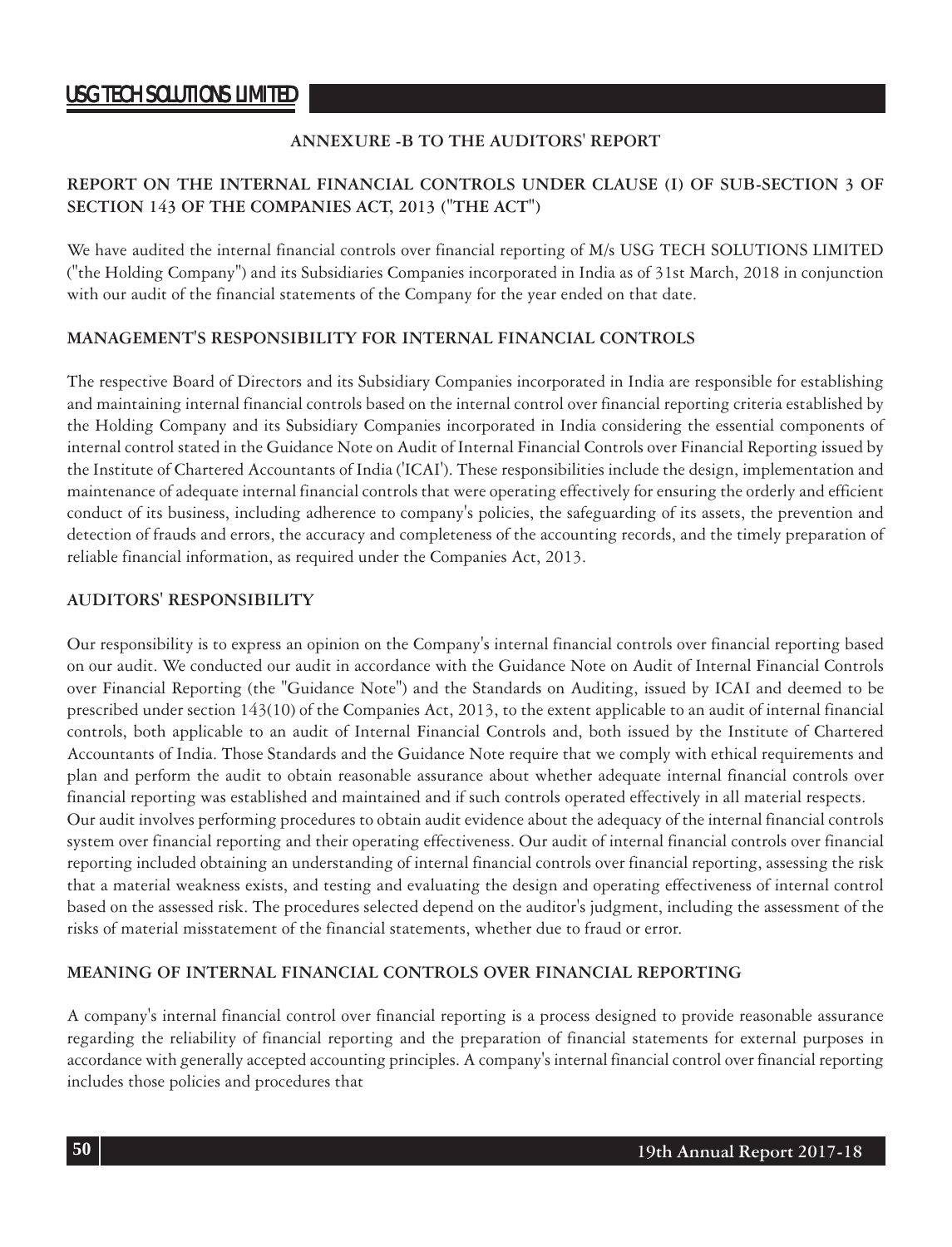## ANNEXURE -B TO THE AUDITORS' REPORT

### REPORT ON THE INTERNAL FINANCIAL CONTROLS UNDER CLAUSE (I) OF SUB-SECTION 3 OF SECTION 143 OF THE COMPANIES ACT, 2013 ("THE ACT")

We have audited the internal financial controls over financial reporting of M/s USG TECH SOLUTIONS LIMITED ("the Holding Company") and its Subsidiaries Companies incorporated in India as of 31st March, 2018 in conjunction with our audit of the financial statements of the Company for the year ended on that date.

### MANAGEMENT'S RESPONSIBILITY FOR INTERNAL FINANCIAL CONTROLS

The respective Board of Directors and its Subsidiary Companies incorporated in India are responsible for establishing and maintaining internal financial controls based on the internal control over financial reporting criteria established by the Holding Company and its Subsidiary Companies incorporated in India considering the essential components of internal control stated in the Guidance Note on Audit of Internal Financial Controls over Financial Reporting issued by the Institute of Chartered Accountants of India ('ICAI'). These responsibilities include the design, implementation and maintenance of adequate internal financial controls that were operating effectively for ensuring the orderly and efficient conduct of its business, including adherence to company's policies, the safeguarding of its assets, the prevention and detection of frauds and errors, the accuracy and completeness of the accounting records, and the timely preparation of reliable financial information, as required under the Companies Act, 2013.

### AUDITORS' RESPONSIBILITY

Our responsibility is to express an opinion on the Company's internal financial controls over financial reporting based on our audit. We conducted our audit in accordance with the Guidance Note on Audit of Internal Financial Controls over Financial Reporting (the "Guidance Note") and the Standards on Auditing, issued by ICAI and deemed to be prescribed under section 143(10) of the Companies Act, 2013, to the extent applicable to an audit of internal financial controls, both applicable to an audit of Internal Financial Controls and, both issued by the Institute of Chartered Accountants of India. Those Standards and the Guidance Note require that we comply with ethical requirements and plan and perform the audit to obtain reasonable assurance about whether adequate internal financial controls over financial reporting was established and maintained and if such controls operated effectively in all material respects.

Our audit involves performing procedures to obtain audit evidence about the adequacy of the internal financial controls system over financial reporting and their operating effectiveness. Our audit of internal financial controls over financial reporting included obtaining an understanding of internal financial controls over financial reporting, assessing the risk that a material weakness exists, and testing and evaluating the design and operating effectiveness of internal control based on the assessed risk. The procedures selected depend on the auditor's judgment, including the assessment of the risks of material misstatement of the financial statements, whether due to fraud or error.

### MEANING OF INTERNAL FINANCIAL CONTROLS OVER FINANCIAL REPORTING

A company's internal financial control over financial reporting is a process designed to provide reasonable assurance regarding the reliability of financial reporting and the preparation of financial statements for external purposes in accordance with generally accepted accounting principles. A company's internal financial control over financial reporting includes those policies and procedures that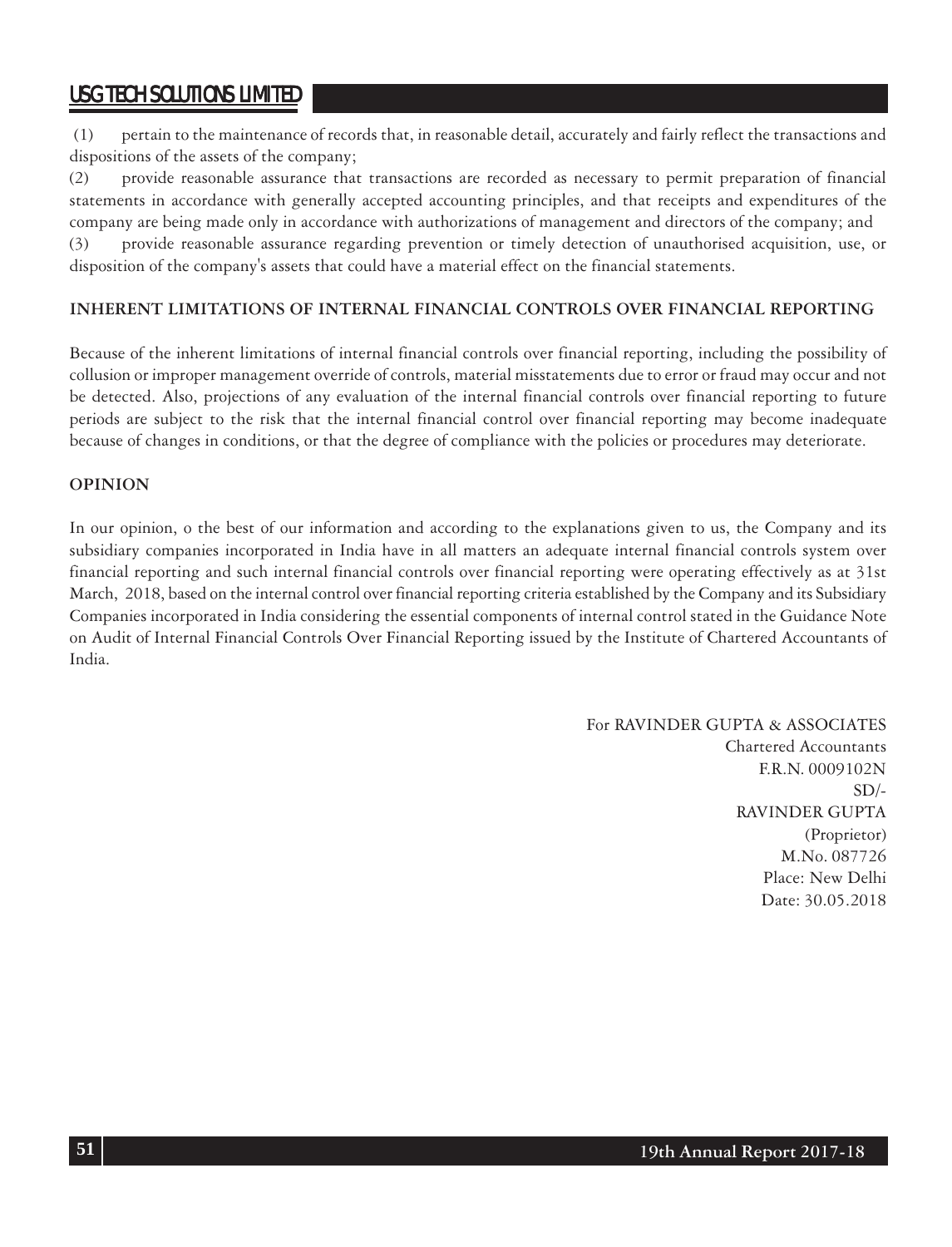(1) pertain to the maintenance of records that, in reasonable detail, accurately and fairly reflect the transactions and dispositions of the assets of the company;

(2) provide reasonable assurance that transactions are recorded as necessary to permit preparation of financial statements in accordance with generally accepted accounting principles, and that receipts and expenditures of the company are being made only in accordance with authorizations of management and directors of the company; and

(3) provide reasonable assurance regarding prevention or timely detection of unauthorised acquisition, use, or disposition of the company's assets that could have a material effect on the financial statements.

**INHERENT LIMITATIONS OF INTERNAL FINANCIAL CONTROLS OVER FINANCIAL REPORTING**

Because of the inherent limitations of internal financial controls over financial reporting, including the possibility of collusion or improper management override of controls, material misstatements due to error or fraud may occur and not be detected. Also, projections of any evaluation of the internal financial controls over financial reporting to future periods are subject to the risk that the internal financial control over financial reporting may become inadequate because of changes in conditions, or that the degree of compliance with the policies or procedures may deteriorate.

**OPINION**

In our opinion, o the best of our information and according to the explanations given to us, the Company and its subsidiary companies incorporated in India have in all matters an adequate internal financial controls system over financial reporting and such internal financial controls over financial reporting were operating effectively as at 31st March, 2018, based on the internal control over financial reporting criteria established by the Company and its Subsidiary Companies incorporated in India considering the essential components of internal control stated in the Guidance Note on Audit of Internal Financial Controls Over Financial Reporting issued by the Institute of Chartered Accountants of India.

For RAVINDER GUPTA & ASSOCIATES
Chartered Accountants
F.R.N. 0009102N
SD/-
RAVINDER GUPTA
(Proprietor)
M.No. 087726
Place: New Delhi
Date: 30.05.2018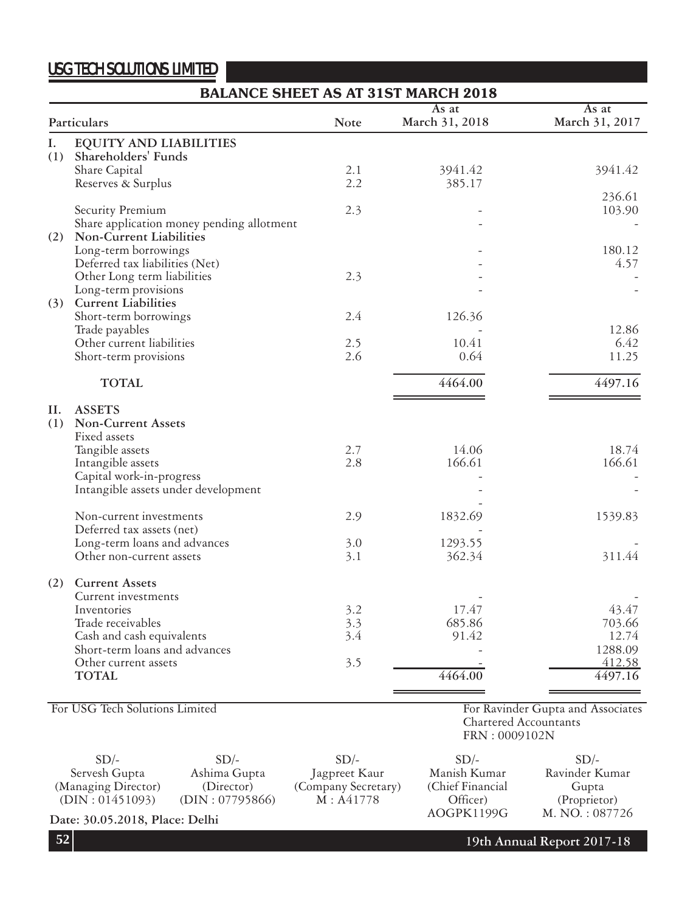## USG TECH SOLUTIONS LIMITED

### BALANCE SHEET AS AT 31ST MARCH 2018

| | Particulars | Note | As at March 31, 2018 | As at March 31, 2017 |
|---|---|---|---|---|
| **I.** | **EQUITY AND LIABILITIES** | | | |
| **(1)** | **Shareholders' Funds** | | | |
| | Share Capital | 2.1 | 3941.42 | 3941.42 |
| | Reserves & Surplus | 2.2 | 385.17 | 236.61 |
| | Security Premium | 2.3 | - | 103.90 |
| | Share application money pending allotment | | - | - |
| **(2)** | **Non-Current Liabilities** | | | |
| | Long-term borrowings | | - | 180.12 |
| | Deferred tax liabilities (Net) | | - | 4.57 |
| | Other Long term liabilities | 2.3 | - | - |
| | Long-term provisions | | - | - |
| **(3)** | **Current Liabilities** | | | |
| | Short-term borrowings | 2.4 | 126.36 | |
| | Trade payables | | - | 12.86 |
| | Other current liabilities | 2.5 | 10.41 | 6.42 |
| | Short-term provisions | 2.6 | 0.64 | 11.25 |
| | **TOTAL** | | 4464.00 | 4497.16 |
| **II.** | **ASSETS** | | | |
| **(1)** | **Non-Current Assets** | | | |
| | Fixed assets | | | |
| | Tangible assets | 2.7 | 14.06 | 18.74 |
| | Intangible assets | 2.8 | 166.61 | 166.61 |
| | Capital work-in-progress | | - | - |
| | Intangible assets under development | | - | - |
| | | | - | |
| | Non-current investments | 2.9 | 1832.69 | 1539.83 |
| | Deferred tax assets (net) | | - | |
| | Long-term loans and advances | 3.0 | 1293.55 | - |
| | Other non-current assets | 3.1 | 362.34 | 311.44 |
| **(2)** | **Current Assets** | | | |
| | Current investments | | - | - |
| | Inventories | 3.2 | 17.47 | 43.47 |
| | Trade receivables | 3.3 | 685.86 | 703.66 |
| | Cash and cash equivalents | 3.4 | 91.42 | 12.74 |
| | Short-term loans and advances | | - | 1288.09 |
| | Other current assets | 3.5 | - | 412.58 |
| | **TOTAL** | | 4464.00 | 4497.16 |

For USG Tech Solutions Limited

For Ravinder Gupta and Associates
Chartered Accountants
FRN : 0009102N

| SD/- | SD/- | SD/- | SD/- | SD/- |
|---|---|---|---|---|
| Servesh Gupta | Ashima Gupta | Jagpreet Kaur | Manish Kumar | Ravinder Kumar Gupta |
| (Managing Director) | (Director) | (Company Secretary) | (Chief Financial Officer) | (Proprietor) |
| (DIN : 01451093) | (DIN : 07795866) | M : A41778 | AOGPK1199G | M. NO. : 087726 |

**Date: 30.05.2018, Place: Delhi**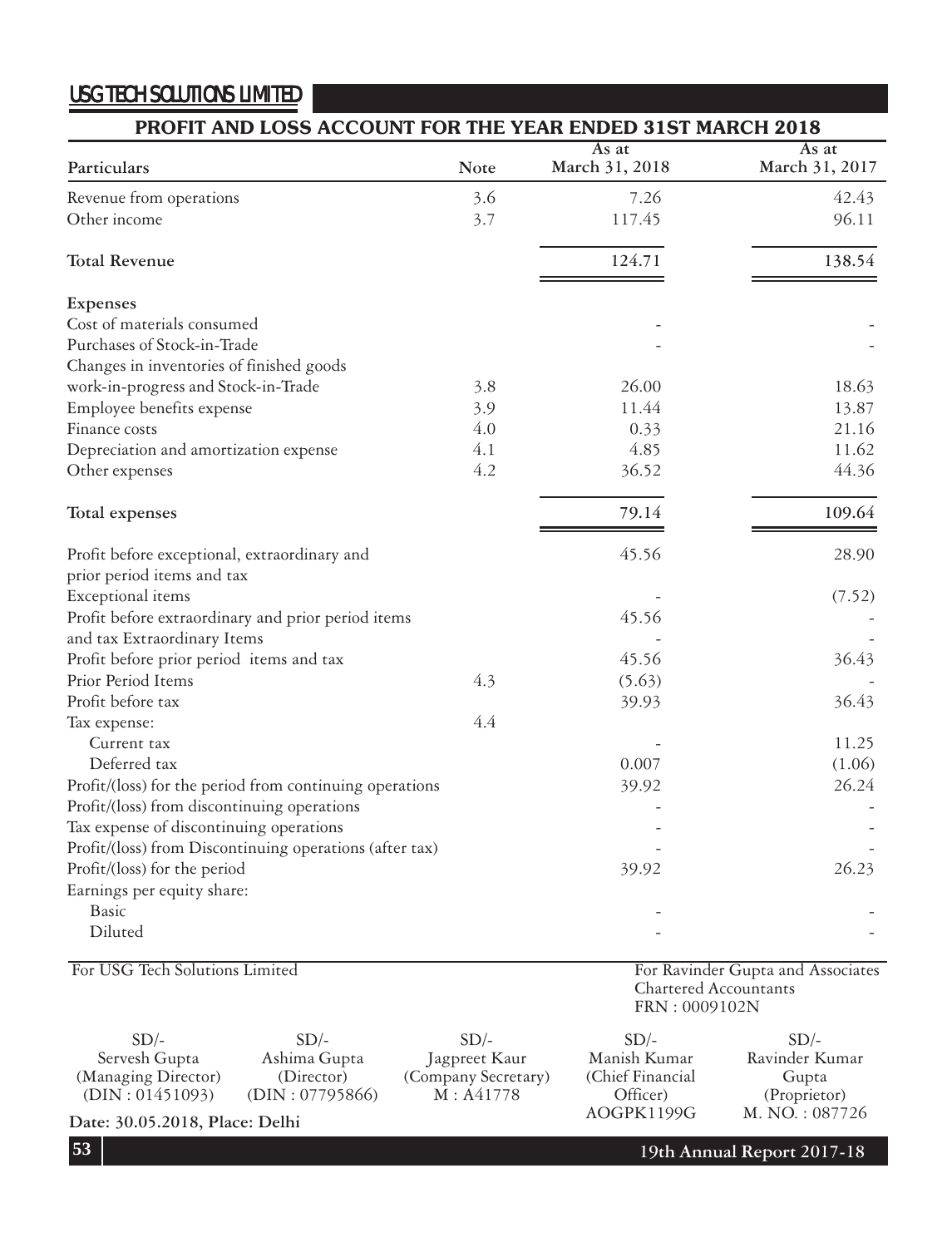## PROFIT AND LOSS ACCOUNT FOR THE YEAR ENDED 31ST MARCH 2018

| Particulars | Note | As at March 31, 2018 | As at March 31, 2017 |
|---|---|---|---|
| Revenue from operations | 3.6 | 7.26 | 42.43 |
| Other income | 3.7 | 117.45 | 96.11 |
| **Total Revenue** | | 124.71 | 138.54 |
| **Expenses** | | | |
| Cost of materials consumed | | - | - |
| Purchases of Stock-in-Trade | | - | - |
| Changes in inventories of finished goods work-in-progress and Stock-in-Trade | 3.8 | 26.00 | 18.63 |
| Employee benefits expense | 3.9 | 11.44 | 13.87 |
| Finance costs | 4.0 | 0.33 | 21.16 |
| Depreciation and amortization expense | 4.1 | 4.85 | 11.62 |
| Other expenses | 4.2 | 36.52 | 44.36 |
| Total expenses | | 79.14 | 109.64 |
| Profit before exceptional, extraordinary and prior period items and tax | | 45.56 | 28.90 |
| Exceptional items | | - | (7.52) |
| Profit before extraordinary and prior period items and tax | | 45.56 | - |
| Extraordinary Items | | - | - |
| Profit before prior period items and tax | | 45.56 | 36.43 |
| Prior Period Items | 4.3 | (5.63) | - |
| Profit before tax | | 39.93 | 36.43 |
| Tax expense: | 4.4 | | |
| Current tax | | - | 11.25 |
| Deferred tax | | 0.007 | (1.06) |
| Profit/(loss) for the period from continuing operations | | 39.92 | 26.24 |
| Profit/(loss) from discontinuing operations | | - | - |
| Tax expense of discontinuing operations | | - | - |
| Profit/(loss) from Discontinuing operations (after tax) | | - | - |
| Profit/(loss) for the period | | 39.92 | 26.23 |
| Earnings per equity share: | | | |
| Basic | | - | - |
| Diluted | | - | - |

For USG Tech Solutions Limited

For Ravinder Gupta and Associates
Chartered Accountants
FRN : 0009102N

| SD/- | SD/- | SD/- | SD/- | SD/- |
|---|---|---|---|---|
| Servesh Gupta | Ashima Gupta | Jagpreet Kaur | Manish Kumar | Ravinder Kumar Gupta |
| (Managing Director) | (Director) | (Company Secretary) | (Chief Financial Officer) | (Proprietor) |
| (DIN : 01451093) | (DIN : 07795866) | M : A41778 | AOGPK1199G | M. NO. : 087726 |

**Date: 30.05.2018, Place: Delhi**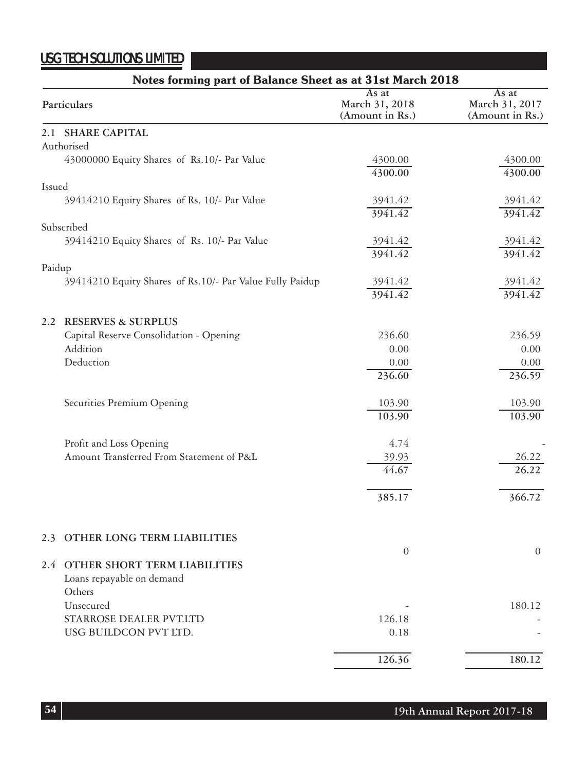## Notes forming part of Balance Sheet as at 31st March 2018

| Particulars | As at March 31, 2018 (Amount in Rs.) | As at March 31, 2017 (Amount in Rs.) |
|---|---|---|
| **2.1 SHARE CAPITAL** | | |
| Authorised | | |
| 43000000 Equity Shares of Rs.10/- Par Value | 4300.00 | 4300.00 |
| | 4300.00 | 4300.00 |
| Issued | | |
| 39414210 Equity Shares of Rs. 10/- Par Value | 3941.42 | 3941.42 |
| | 3941.42 | 3941.42 |
| Subscribed | | |
| 39414210 Equity Shares of Rs. 10/- Par Value | 3941.42 | 3941.42 |
| | 3941.42 | 3941.42 |
| Paidup | | |
| 39414210 Equity Shares of Rs.10/- Par Value Fully Paidup | 3941.42 | 3941.42 |
| | 3941.42 | 3941.42 |
| **2.2 RESERVES & SURPLUS** | | |
| Capital Reserve Consolidation - Opening | 236.60 | 236.59 |
| Addition | 0.00 | 0.00 |
| Deduction | 0.00 | 0.00 |
| | 236.60 | 236.59 |
| Securities Premium Opening | 103.90 | 103.90 |
| | 103.90 | 103.90 |
| Profit and Loss Opening | 4.74 | - |
| Amount Transferred From Statement of P&L | 39.93 | 26.22 |
| | 44.67 | 26.22 |
| | 385.17 | 366.72 |
| **2.3 OTHER LONG TERM LIABILITIES** | | |
| | 0 | 0 |
| **2.4 OTHER SHORT TERM LIABILITIES** | | |
| Loans repayable on demand | | |
| Others | | |
| Unsecured | - | 180.12 |
| STARROSE DEALER PVT.LTD | 126.18 | - |
| USG BUILDCON PVT LTD. | 0.18 | - |
| | 126.36 | 180.12 |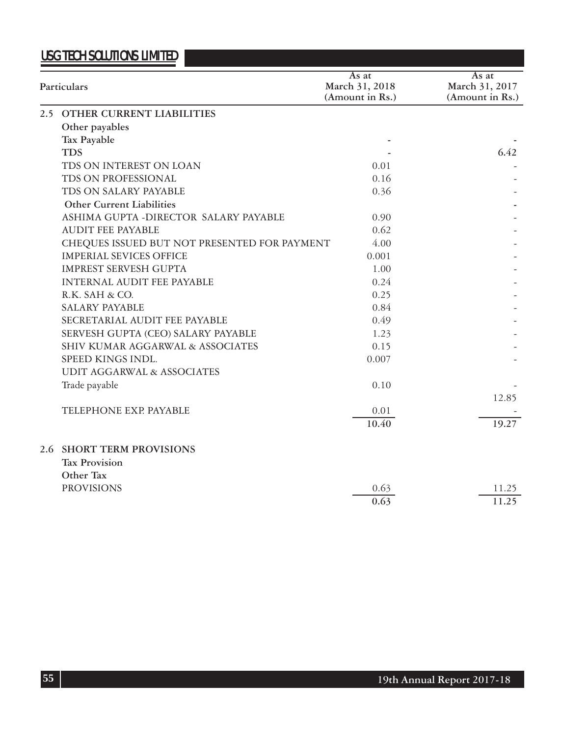| Particulars | As at March 31, 2018 (Amount in Rs.) | As at March 31, 2017 (Amount in Rs.) |
|---|---|---|
| **2.5 OTHER CURRENT LIABILITIES** | | |
| **Other payables** | | |
| **Tax Payable** | - | - |
| **TDS** | - | 6.42 |
| TDS ON INTEREST ON LOAN | 0.01 | - |
| TDS ON PROFESSIONAL | 0.16 | - |
| TDS ON SALARY PAYABLE | 0.36 | - |
| **Other Current Liabilities** | | - |
| ASHIMA GUPTA -DIRECTOR SALARY PAYABLE | 0.90 | - |
| AUDIT FEE PAYABLE | 0.62 | - |
| CHEQUES ISSUED BUT NOT PRESENTED FOR PAYMENT | 4.00 | - |
| IMPERIAL SEVICES OFFICE | 0.001 | - |
| IMPREST SERVESH GUPTA | 1.00 | - |
| INTERNAL AUDIT FEE PAYABLE | 0.24 | - |
| R.K. SAH & CO. | 0.25 | - |
| SALARY PAYABLE | 0.84 | - |
| SECRETARIAL AUDIT FEE PAYABLE | 0.49 | - |
| SERVESH GUPTA (CEO) SALARY PAYABLE | 1.23 | - |
| SHIV KUMAR AGGARWAL & ASSOCIATES | 0.15 | - |
| SPEED KINGS INDL. | 0.007 | - |
| UDIT AGGARWAL & ASSOCIATES | | |
| Trade payable | 0.10 | - |
| | | 12.85 |
| TELEPHONE EXP. PAYABLE | 0.01 | - |
| | 10.40 | 19.27 |
| **2.6 SHORT TERM PROVISIONS** | | |
| **Tax Provision** | | |
| **Other Tax** | | |
| PROVISIONS | 0.63 | 11.25 |
| | **0.63** | **11.25** |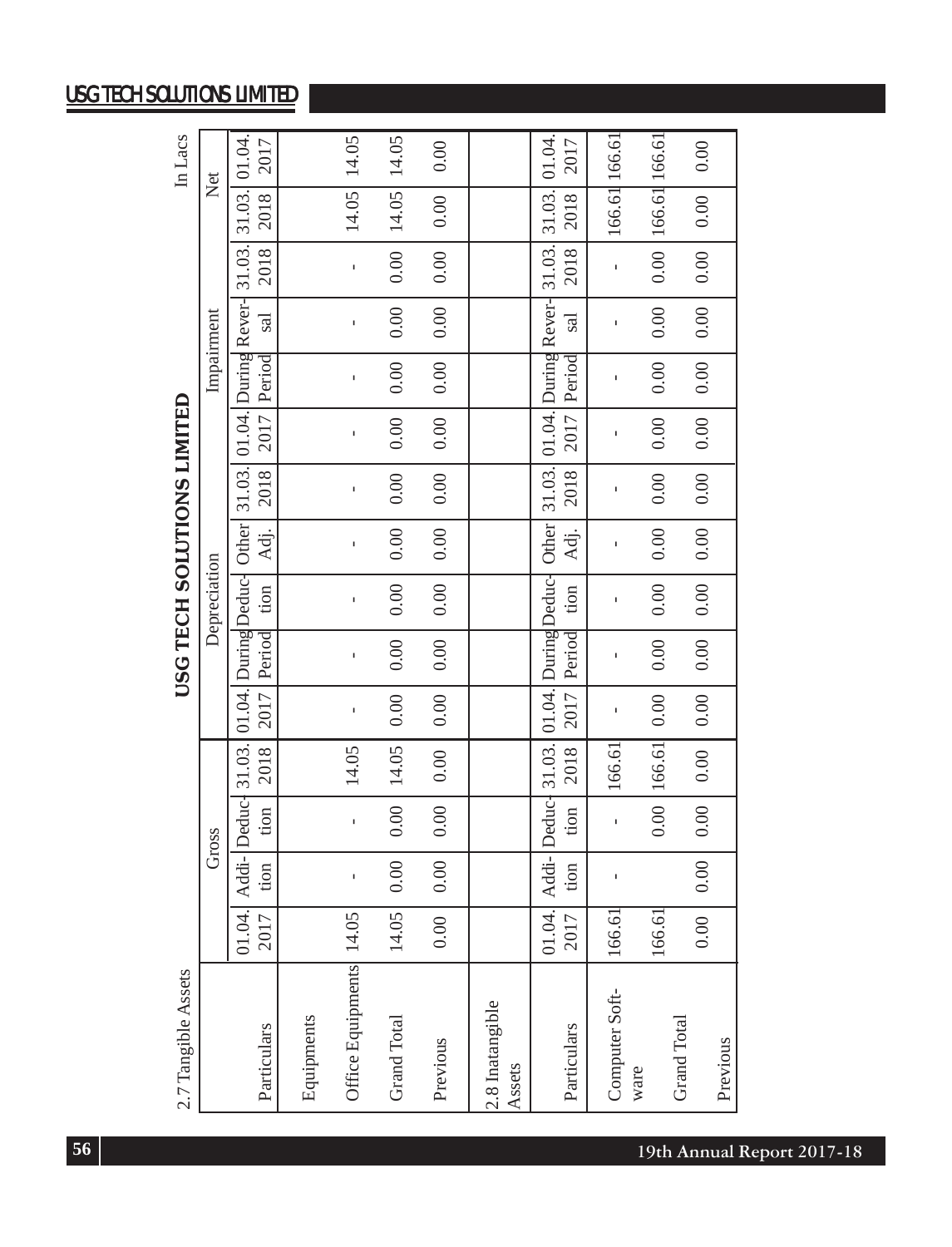## USG TECH SOLUTIONS LIMITED

2.7 Tangible Assets

In Lacs

| Particulars | Gross | | | | Depreciation | | | | | Impairment | | | | Net | |
|---|---|---|---|---|---|---|---|---|---|---|---|---|---|---|---|
| | 01.04.2017 | Addition | Deduction | 31.03.2018 | 01.04.2017 | During Period | Deduction | Other Adj. | 31.03.2018 | 01.04.2017 | During Period | Reversal | 31.03.2018 | 31.03.2018 | 01.04.2017 |
| Equipments | | | | | | | | | | | | | | | |
| Office Equipments | 14.05 | - | - | 14.05 | - | - | - | - | - | - | - | - | - | 14.05 | 14.05 |
| Grand Total | 14.05 | 0.00 | 0.00 | 14.05 | 0.00 | 0.00 | 0.00 | 0.00 | 0.00 | 0.00 | 0.00 | 0.00 | 0.00 | 14.05 | 14.05 |
| Previous | 0.00 | 0.00 | 0.00 | 0.00 | 0.00 | 0.00 | 0.00 | 0.00 | 0.00 | 0.00 | 0.00 | 0.00 | 0.00 | 0.00 | 0.00 |

2.8 Inatangible Assets

| Particulars | Gross | | | | Depreciation | | | | | Impairment | | | | Net | |
|---|---|---|---|---|---|---|---|---|---|---|---|---|---|---|---|
| | 01.04.2017 | Addition | Deduction | 31.03.2018 | 01.04.2017 | During Period | Deduction | Other Adj. | 31.03.2018 | 01.04.2017 | During Period | Reversal | 31.03.2018 | 31.03.2018 | 01.04.2017 |
| Computer Software | 166.61 | - | - | 166.61 | - | - | - | - | - | - | - | - | - | 166.61 | 166.61 |
| Grand Total | 166.61 | | 0.00 | 166.61 | 0.00 | 0.00 | 0.00 | 0.00 | 0.00 | 0.00 | 0.00 | 0.00 | 0.00 | 166.61 | 166.61 |
| Previous | 0.00 | 0.00 | 0.00 | 0.00 | 0.00 | 0.00 | 0.00 | 0.00 | 0.00 | 0.00 | 0.00 | 0.00 | 0.00 | 0.00 | 0.00 |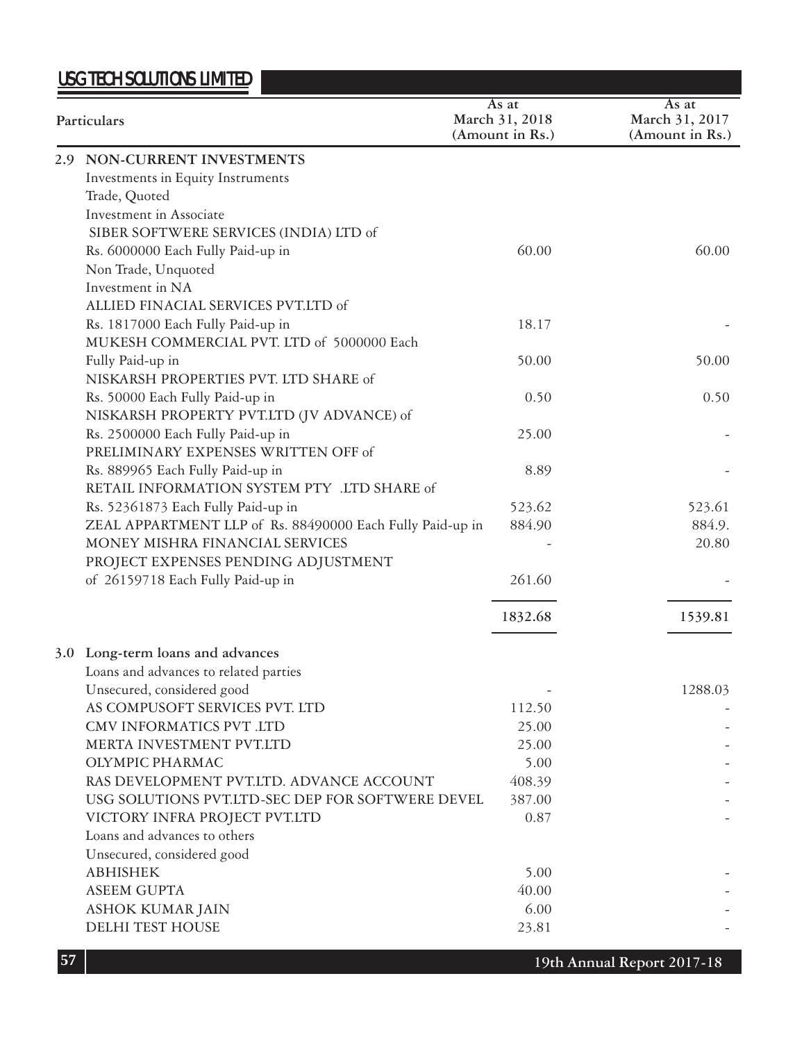| Particulars | As at March 31, 2018 (Amount in Rs.) | As at March 31, 2017 (Amount in Rs.) |
|---|---|---|
| **2.9 NON-CURRENT INVESTMENTS** | | |
| Investments in Equity Instruments | | |
| Trade, Quoted | | |
| Investment in Associate | | |
| SIBER SOFTWERE SERVICES (INDIA) LTD of | | |
| Rs. 6000000 Each Fully Paid-up in | 60.00 | 60.00 |
| Non Trade, Unquoted | | |
| Investment in NA | | |
| ALLIED FINACIAL SERVICES PVT.LTD of | | |
| Rs. 1817000 Each Fully Paid-up in | 18.17 | - |
| MUKESH COMMERCIAL PVT. LTD of 5000000 Each | | |
| Fully Paid-up in | 50.00 | 50.00 |
| NISKARSH PROPERTIES PVT. LTD SHARE of | | |
| Rs. 50000 Each Fully Paid-up in | 0.50 | 0.50 |
| NISKARSH PROPERTY PVT.LTD (JV ADVANCE) of | | |
| Rs. 2500000 Each Fully Paid-up in | 25.00 | - |
| PRELIMINARY EXPENSES WRITTEN OFF of | | |
| Rs. 889965 Each Fully Paid-up in | 8.89 | - |
| RETAIL INFORMATION SYSTEM PTY .LTD SHARE of | | |
| Rs. 52361873 Each Fully Paid-up in | 523.62 | 523.61 |
| ZEAL APPARTMENT LLP of Rs. 88490000 Each Fully Paid-up in | 884.90 | 884.9. |
| MONEY MISHRA FINANCIAL SERVICES | - | 20.80 |
| PROJECT EXPENSES PENDING ADJUSTMENT | | |
| of 26159718 Each Fully Paid-up in | 261.60 | - |
| | **1832.68** | **1539.81** |
| **3.0 Long-term loans and advances** | | |
| Loans and advances to related parties | | |
| Unsecured, considered good | - | 1288.03 |
| AS COMPUSOFT SERVICES PVT. LTD | 112.50 | - |
| CMV INFORMATICS PVT .LTD | 25.00 | - |
| MERTA INVESTMENT PVT.LTD | 25.00 | - |
| OLYMPIC PHARMAC | 5.00 | - |
| RAS DEVELOPMENT PVT.LTD. ADVANCE ACCOUNT | 408.39 | - |
| USG SOLUTIONS PVT.LTD-SEC DEP FOR SOFTWERE DEVEL | 387.00 | - |
| VICTORY INFRA PROJECT PVT.LTD | 0.87 | - |
| Loans and advances to others | | |
| Unsecured, considered good | | |
| ABHISHEK | 5.00 | - |
| ASEEM GUPTA | 40.00 | - |
| ASHOK KUMAR JAIN | 6.00 | - |
| DELHI TEST HOUSE | 23.81 | - |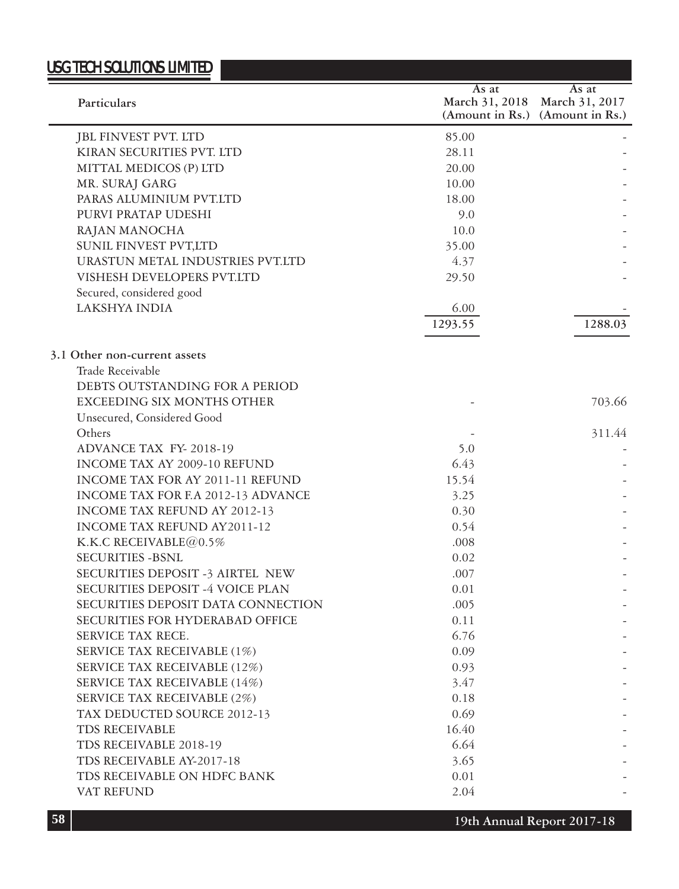| Particulars | As at March 31, 2018 (Amount in Rs.) | As at March 31, 2017 (Amount in Rs.) |
|---|---|---|
| JBL FINVEST PVT. LTD | 85.00 | - |
| KIRAN SECURITIES PVT. LTD | 28.11 | - |
| MITTAL MEDICOS (P) LTD | 20.00 | - |
| MR. SURAJ GARG | 10.00 | - |
| PARAS ALUMINIUM PVT.LTD | 18.00 | - |
| PURVI PRATAP UDESHI | 9.0 | - |
| RAJAN MANOCHA | 10.0 | - |
| SUNIL FINVEST PVT,LTD | 35.00 | - |
| URASTUN METAL INDUSTRIES PVT.LTD | 4.37 | - |
| VISHESH DEVELOPERS PVT.LTD | 29.50 | - |
| Secured, considered good | | |
| LAKSHYA INDIA | 6.00 | - |
| | 1293.55 | 1288.03 |
| **3.1 Other non-current assets** | | |
| Trade Receivable | | |
| DEBTS OUTSTANDING FOR A PERIOD EXCEEDING SIX MONTHS OTHER | - | 703.66 |
| Unsecured, Considered Good | | |
| Others | - | 311.44 |
| ADVANCE TAX FY- 2018-19 | 5.0 | - |
| INCOME TAX AY 2009-10 REFUND | 6.43 | - |
| INCOME TAX FOR AY 2011-11 REFUND | 15.54 | - |
| INCOME TAX FOR F.A 2012-13 ADVANCE | 3.25 | - |
| INCOME TAX REFUND AY 2012-13 | 0.30 | - |
| INCOME TAX REFUND AY2011-12 | 0.54 | - |
| K.K.C RECEIVABLE@0.5% | .008 | - |
| SECURITIES -BSNL | 0.02 | - |
| SECURITIES DEPOSIT -3 AIRTEL NEW | .007 | - |
| SECURITIES DEPOSIT -4 VOICE PLAN | 0.01 | - |
| SECURITIES DEPOSIT DATA CONNECTION | .005 | - |
| SECURITIES FOR HYDERABAD OFFICE | 0.11 | - |
| SERVICE TAX RECE. | 6.76 | - |
| SERVICE TAX RECEIVABLE (1%) | 0.09 | - |
| SERVICE TAX RECEIVABLE (12%) | 0.93 | - |
| SERVICE TAX RECEIVABLE (14%) | 3.47 | - |
| SERVICE TAX RECEIVABLE (2%) | 0.18 | - |
| TAX DEDUCTED SOURCE 2012-13 | 0.69 | - |
| TDS RECEIVABLE | 16.40 | - |
| TDS RECEIVABLE 2018-19 | 6.64 | - |
| TDS RECEIVABLE AY-2017-18 | 3.65 | - |
| TDS RECEIVABLE ON HDFC BANK | 0.01 | - |
| VAT REFUND | 2.04 | - |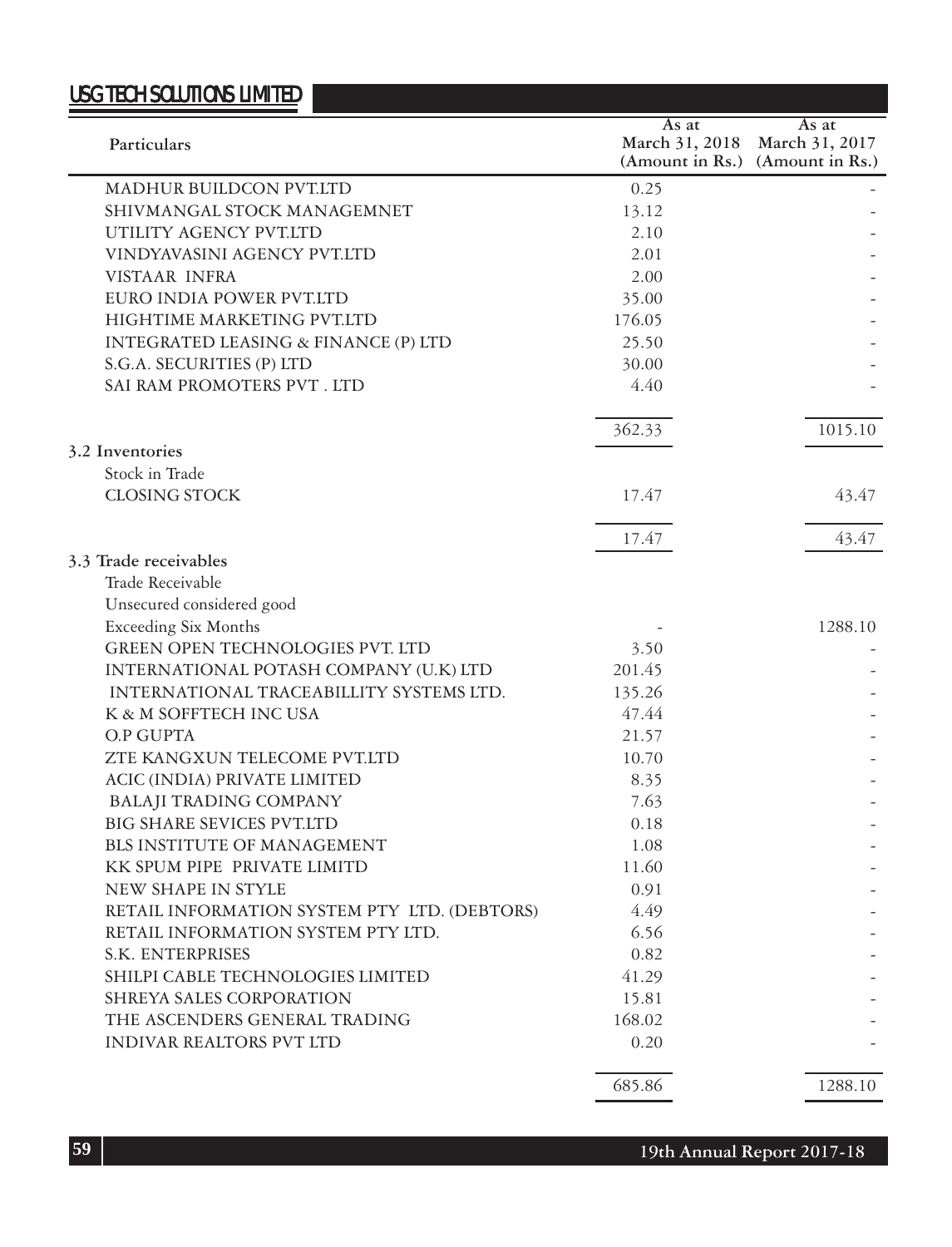| Particulars | As at March 31, 2018 (Amount in Rs.) | As at March 31, 2017 (Amount in Rs.) |
|---|---|---|
| MADHUR BUILDCON PVT.LTD | 0.25 | - |
| SHIVMANGAL STOCK MANAGEMNET | 13.12 | - |
| UTILITY AGENCY PVT.LTD | 2.10 | - |
| VINDYAVASINI AGENCY PVT.LTD | 2.01 | - |
| VISTAAR INFRA | 2.00 | - |
| EURO INDIA POWER PVT.LTD | 35.00 | - |
| HIGHTIME MARKETING PVT.LTD | 176.05 | - |
| INTEGRATED LEASING & FINANCE (P) LTD | 25.50 | - |
| S.G.A. SECURITIES (P) LTD | 30.00 | - |
| SAI RAM PROMOTERS PVT . LTD | 4.40 | - |
| | 362.33 | 1015.10 |
| **3.2 Inventories** | | |
| Stock in Trade | | |
| CLOSING STOCK | 17.47 | 43.47 |
| | 17.47 | 43.47 |
| **3.3 Trade receivables** | | |
| Trade Receivable | | |
| Unsecured considered good | | |
| Exceeding Six Months | - | 1288.10 |
| GREEN OPEN TECHNOLOGIES PVT. LTD | 3.50 | - |
| INTERNATIONAL POTASH COMPANY (U.K) LTD | 201.45 | - |
| INTERNATIONAL TRACEABILLITY SYSTEMS LTD. | 135.26 | - |
| K & M SOFFTECH INC USA | 47.44 | - |
| O.P GUPTA | 21.57 | - |
| ZTE KANGXUN TELECOME PVT.LTD | 10.70 | - |
| ACIC (INDIA) PRIVATE LIMITED | 8.35 | - |
| BALAJI TRADING COMPANY | 7.63 | - |
| BIG SHARE SEVICES PVT.LTD | 0.18 | - |
| BLS INSTITUTE OF MANAGEMENT | 1.08 | - |
| KK SPUM PIPE PRIVATE LIMITD | 11.60 | - |
| NEW SHAPE IN STYLE | 0.91 | - |
| RETAIL INFORMATION SYSTEM PTY LTD. (DEBTORS) | 4.49 | - |
| RETAIL INFORMATION SYSTEM PTY LTD. | 6.56 | - |
| S.K. ENTERPRISES | 0.82 | - |
| SHILPI CABLE TECHNOLOGIES LIMITED | 41.29 | - |
| SHREYA SALES CORPORATION | 15.81 | - |
| THE ASCENDERS GENERAL TRADING | 168.02 | - |
| INDIVAR REALTORS PVT LTD | 0.20 | - |
| | 685.86 | 1288.10 |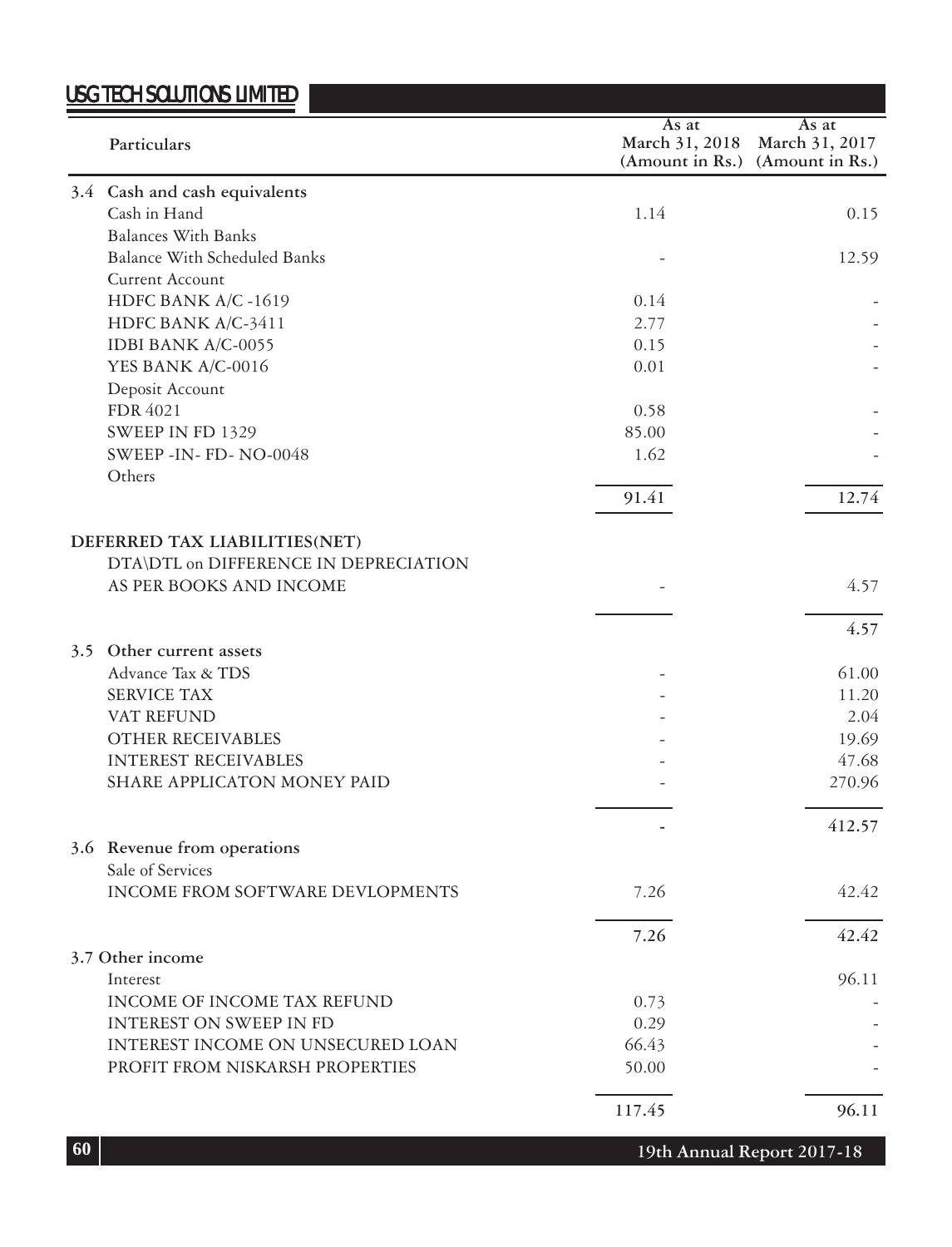| | Particulars | As at March 31, 2018 (Amount in Rs.) | As at March 31, 2017 (Amount in Rs.) |
|---|---|---|---|
| 3.4 | **Cash and cash equivalents** | | |
| | Cash in Hand | 1.14 | 0.15 |
| | Balances With Banks | | |
| | Balance With Scheduled Banks | - | 12.59 |
| | Current Account | | |
| | HDFC BANK A/C -1619 | 0.14 | - |
| | HDFC BANK A/C-3411 | 2.77 | - |
| | IDBI BANK A/C-0055 | 0.15 | - |
| | YES BANK A/C-0016 | 0.01 | - |
| | Deposit Account | | |
| | FDR 4021 | 0.58 | - |
| | SWEEP IN FD 1329 | 85.00 | - |
| | SWEEP -IN- FD- NO-0048 | 1.62 | - |
| | Others | | |
| | | 91.41 | 12.74 |
| | **DEFERRED TAX LIABILITIES(NET)** | | |
| | DTA\DTL on DIFFERENCE IN DEPRECIATION AS PER BOOKS AND INCOME | - | 4.57 |
| | | | 4.57 |
| 3.5 | **Other current assets** | | |
| | Advance Tax & TDS | - | 61.00 |
| | SERVICE TAX | - | 11.20 |
| | VAT REFUND | - | 2.04 |
| | OTHER RECEIVABLES | - | 19.69 |
| | INTEREST RECEIVABLES | - | 47.68 |
| | SHARE APPLICATON MONEY PAID | - | 270.96 |
| | | - | 412.57 |
| 3.6 | **Revenue from operations** | | |
| | Sale of Services | | |
| | INCOME FROM SOFTWARE DEVLOPMENTS | 7.26 | 42.42 |
| | | 7.26 | 42.42 |
| 3.7 | **Other income** | | |
| | Interest | | 96.11 |
| | INCOME OF INCOME TAX REFUND | 0.73 | - |
| | INTEREST ON SWEEP IN FD | 0.29 | - |
| | INTEREST INCOME ON UNSECURED LOAN | 66.43 | - |
| | PROFIT FROM NISKARSH PROPERTIES | 50.00 | - |
| | | 117.45 | 96.11 |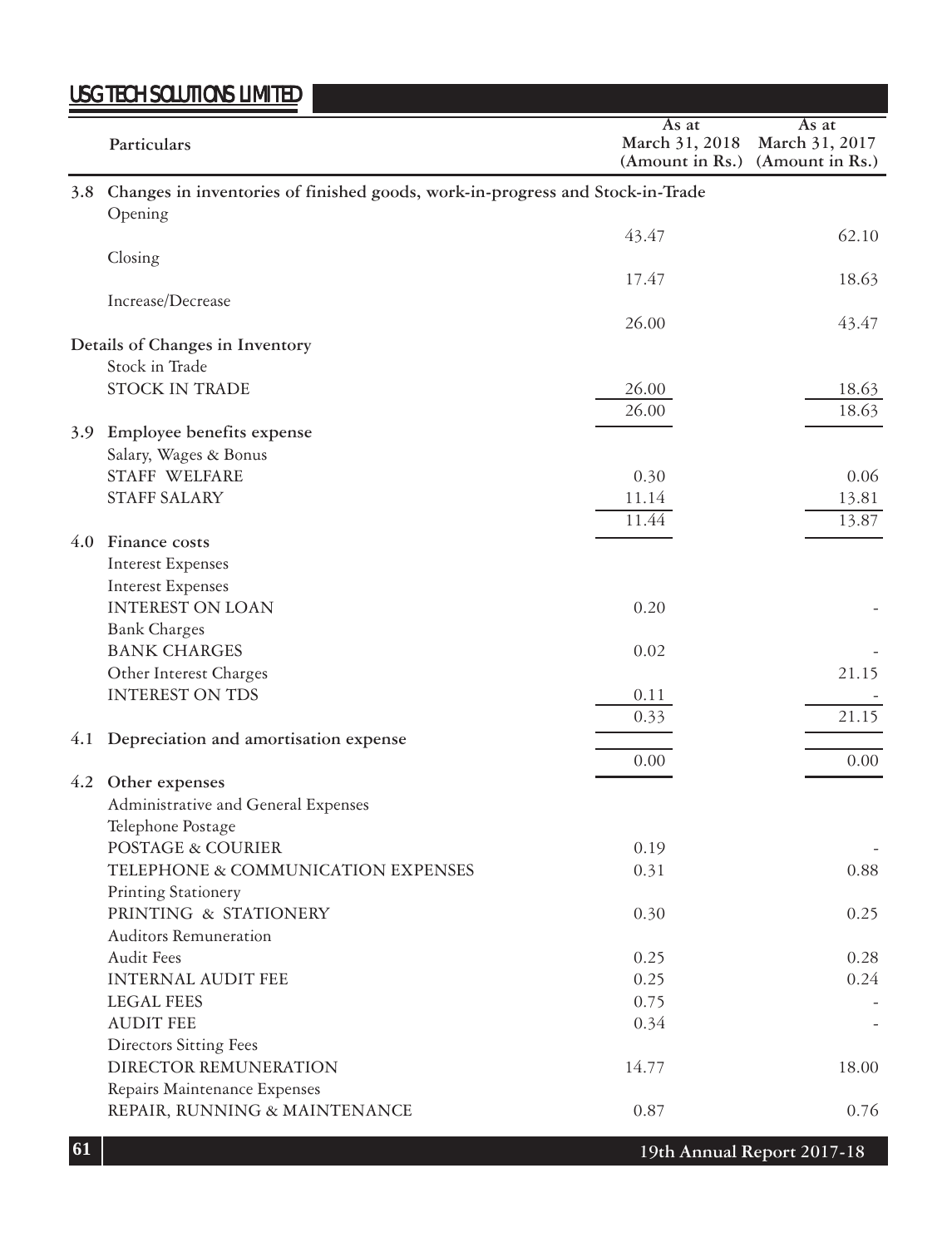| Particulars | As at March 31, 2018 (Amount in Rs.) | As at March 31, 2017 (Amount in Rs.) |
|---|---|---|
| **3.8 Changes in inventories of finished goods, work-in-progress and Stock-in-Trade** | | |
| Opening | 43.47 | 62.10 |
| Closing | 17.47 | 18.63 |
| Increase/Decrease | 26.00 | 43.47 |
| **Details of Changes in Inventory** | | |
| Stock in Trade | | |
| STOCK IN TRADE | 26.00 | 18.63 |
| | 26.00 | 18.63 |
| **3.9 Employee benefits expense** | | |
| Salary, Wages & Bonus | | |
| STAFF WELFARE | 0.30 | 0.06 |
| STAFF SALARY | 11.14 | 13.81 |
| | 11.44 | 13.87 |
| **4.0 Finance costs** | | |
| Interest Expenses | | |
| Interest Expenses | | |
| INTEREST ON LOAN | 0.20 | - |
| Bank Charges | | |
| BANK CHARGES | 0.02 | - |
| Other Interest Charges | | 21.15 |
| INTEREST ON TDS | 0.11 | - |
| | 0.33 | 21.15 |
| **4.1 Depreciation and amortisation expense** | | |
| | 0.00 | 0.00 |
| **4.2 Other expenses** | | |
| Administrative and General Expenses | | |
| Telephone Postage | | |
| POSTAGE & COURIER | 0.19 | - |
| TELEPHONE & COMMUNICATION EXPENSES | 0.31 | 0.88 |
| Printing Stationery | | |
| PRINTING & STATIONERY | 0.30 | 0.25 |
| Auditors Remuneration | | |
| Audit Fees | 0.25 | 0.28 |
| INTERNAL AUDIT FEE | 0.25 | 0.24 |
| LEGAL FEES | 0.75 | - |
| AUDIT FEE | 0.34 | - |
| Directors Sitting Fees | | |
| DIRECTOR REMUNERATION | 14.77 | 18.00 |
| Repairs Maintenance Expenses | | |
| REPAIR, RUNNING & MAINTENANCE | 0.87 | 0.76 |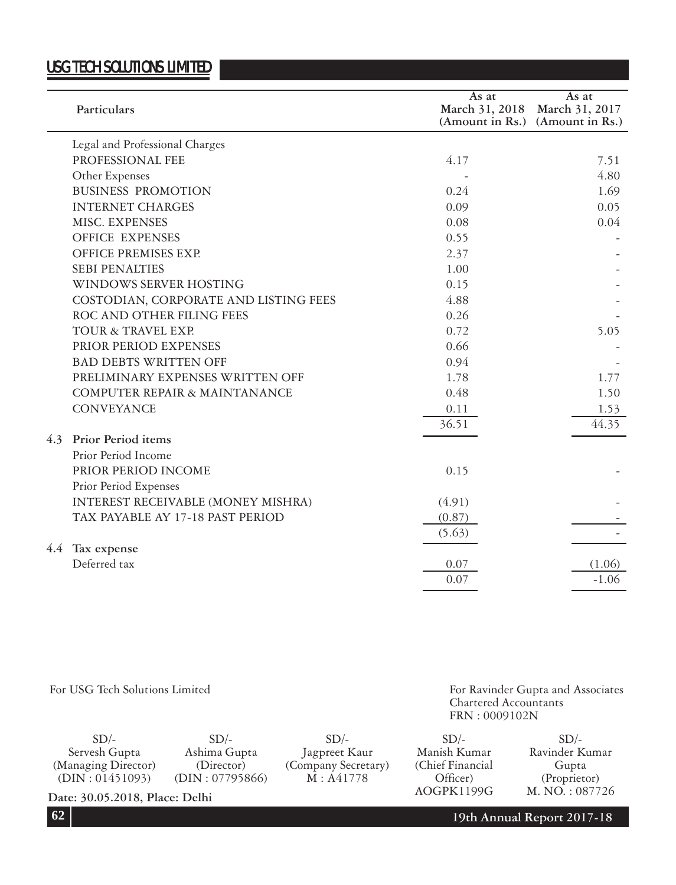| | Particulars | As at March 31, 2018 (Amount in Rs.) | As at March 31, 2017 (Amount in Rs.) |
|---|---|---|---|
| | Legal and Professional Charges | | |
| | PROFESSIONAL FEE | 4.17 | 7.51 |
| | Other Expenses | - | 4.80 |
| | BUSINESS PROMOTION | 0.24 | 1.69 |
| | INTERNET CHARGES | 0.09 | 0.05 |
| | MISC. EXPENSES | 0.08 | 0.04 |
| | OFFICE EXPENSES | 0.55 | - |
| | OFFICE PREMISES EXP. | 2.37 | - |
| | SEBI PENALTIES | 1.00 | - |
| | WINDOWS SERVER HOSTING | 0.15 | - |
| | COSTODIAN, CORPORATE AND LISTING FEES | 4.88 | - |
| | ROC AND OTHER FILING FEES | 0.26 | - |
| | TOUR & TRAVEL EXP. | 0.72 | 5.05 |
| | PRIOR PERIOD EXPENSES | 0.66 | - |
| | BAD DEBTS WRITTEN OFF | 0.94 | - |
| | PRELIMINARY EXPENSES WRITTEN OFF | 1.78 | 1.77 |
| | COMPUTER REPAIR & MAINTANANCE | 0.48 | 1.50 |
| | CONVEYANCE | 0.11 | 1.53 |
| | | 36.51 | 44.35 |
| 4.3 | **Prior Period items** | | |
| | Prior Period Income | | |
| | PRIOR PERIOD INCOME | 0.15 | - |
| | Prior Period Expenses | | |
| | INTEREST RECEIVABLE (MONEY MISHRA) | (4.91) | - |
| | TAX PAYABLE AY 17-18 PAST PERIOD | (0.87) | - |
| | | (5.63) | - |
| 4.4 | **Tax expense** | | |
| | Deferred tax | 0.07 | (1.06) |
| | | 0.07 | -1.06 |

For USG Tech Solutions Limited

For Ravinder Gupta and Associates
Chartered Accountants
FRN : 0009102N

| SD/- | SD/- | SD/- | SD/- | SD/- |
|---|---|---|---|---|
| Servesh Gupta | Ashima Gupta | Jagpreet Kaur | Manish Kumar | Ravinder Kumar Gupta |
| (Managing Director) | (Director) | (Company Secretary) | (Chief Financial Officer) | (Proprietor) |
| (DIN : 01451093) | (DIN : 07795866) | M : A41778 | AOGPK1199G | M. NO. : 087726 |

**Date: 30.05.2018, Place: Delhi**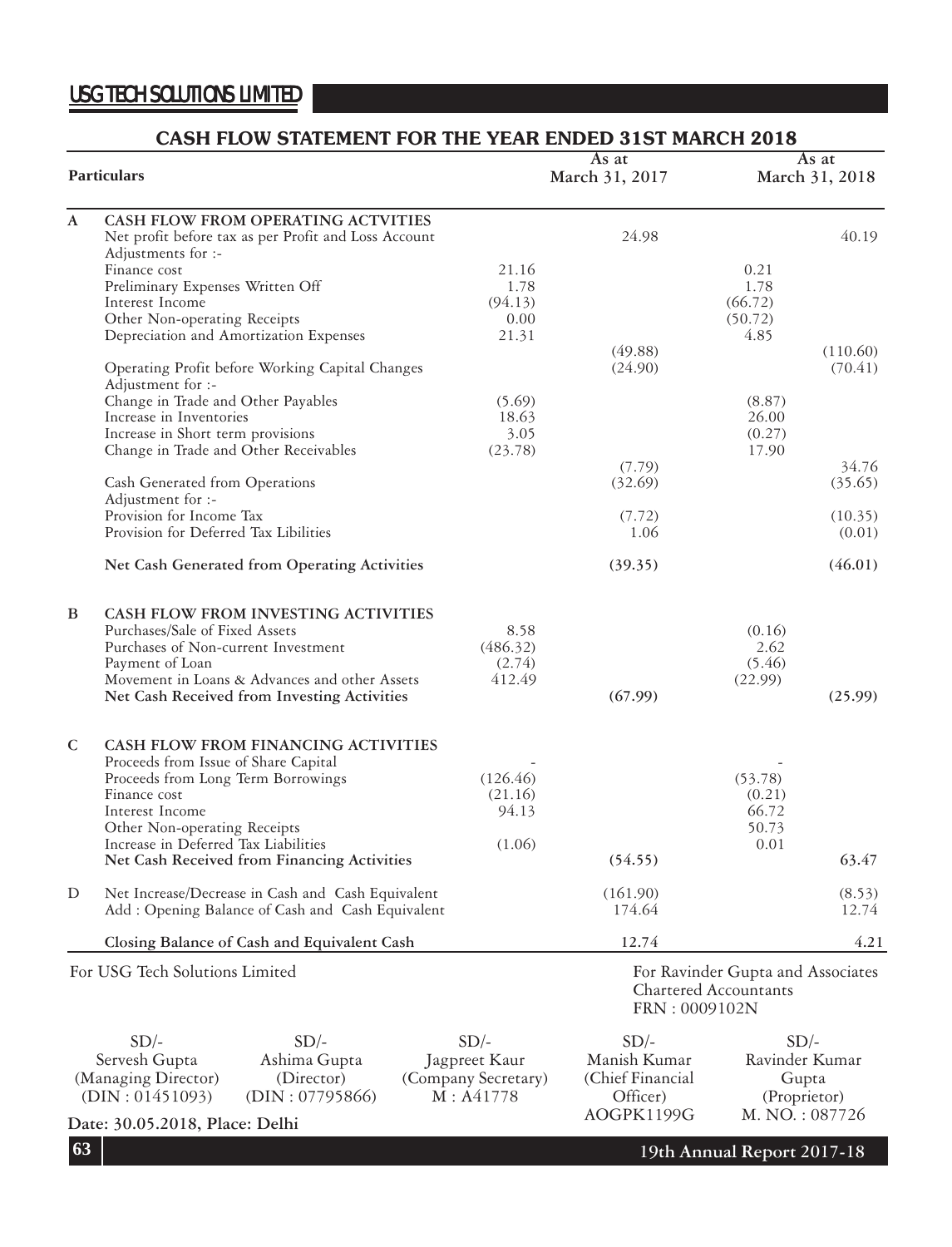## CASH FLOW STATEMENT FOR THE YEAR ENDED 31ST MARCH 2018

| | Particulars | | As at March 31, 2017 | | As at March 31, 2018 |
|---|---|---|---|---|---|
| **A** | **CASH FLOW FROM OPERATING ACTVITIES** | | | | |
| | Net profit before tax as per Profit and Loss Account | | 24.98 | | 40.19 |
| | Adjustments for :- | | | | |
| | Finance cost | 21.16 | | 0.21 | |
| | Preliminary Expenses Written Off | 1.78 | | 1.78 | |
| | Interest Income | (94.13) | | (66.72) | |
| | Other Non-operating Receipts | 0.00 | | (50.72) | |
| | Depreciation and Amortization Expenses | 21.31 | | 4.85 | |
| | | | (49.88) | | (110.60) |
| | Operating Profit before Working Capital Changes | | (24.90) | | (70.41) |
| | Adjustment for :- | | | | |
| | Change in Trade and Other Payables | (5.69) | | (8.87) | |
| | Increase in Inventories | 18.63 | | 26.00 | |
| | Increase in Short term provisions | 3.05 | | (0.27) | |
| | Change in Trade and Other Receivables | (23.78) | | 17.90 | |
| | | | (7.79) | | 34.76 |
| | Cash Generated from Operations | | (32.69) | | (35.65) |
| | Adjustment for :- | | | | |
| | Provision for Income Tax | | (7.72) | | (10.35) |
| | Provision for Deferred Tax Libilities | | 1.06 | | (0.01) |
| | **Net Cash Generated from Operating Activities** | | **(39.35)** | | **(46.01)** |
| **B** | **CASH FLOW FROM INVESTING ACTIVITIES** | | | | |
| | Purchases/Sale of Fixed Assets | 8.58 | | (0.16) | |
| | Purchases of Non-current Investment | (486.32) | | 2.62 | |
| | Payment of Loan | (2.74) | | (5.46) | |
| | Movement in Loans & Advances and other Assets | 412.49 | | (22.99) | |
| | **Net Cash Received from Investing Activities** | | **(67.99)** | | **(25.99)** |
| **C** | **CASH FLOW FROM FINANCING ACTIVITIES** | | | | |
| | Proceeds from Issue of Share Capital | - | | - | |
| | Proceeds from Long Term Borrowings | (126.46) | | (53.78) | |
| | Finance cost | (21.16) | | (0.21) | |
| | Interest Income | 94.13 | | 66.72 | |
| | Other Non-operating Receipts | | | 50.73 | |
| | Increase in Deferred Tax Liabilities | (1.06) | | 0.01 | |
| | **Net Cash Received from Financing Activities** | | **(54.55)** | | **63.47** |
| D | Net Increase/Decrease in Cash and Cash Equivalent | | (161.90) | | (8.53) |
| | Add : Opening Balance of Cash and Cash Equivalent | | 174.64 | | 12.74 |
| | **Closing Balance of Cash and Equivalent Cash** | | **12.74** | | **4.21** |

For USG Tech Solutions Limited

For Ravinder Gupta and Associates
Chartered Accountants
FRN : 0009102N

| SD/- | SD/- | SD/- | SD/- | SD/- |
|---|---|---|---|---|
| Servesh Gupta | Ashima Gupta | Jagpreet Kaur | Manish Kumar | Ravinder Kumar Gupta |
| (Managing Director) | (Director) | (Company Secretary) | (Chief Financial Officer) | (Proprietor) |
| (DIN : 01451093) | (DIN : 07795866) | M : A41778 | AOGPK1199G | M. NO. : 087726 |

**Date: 30.05.2018, Place: Delhi**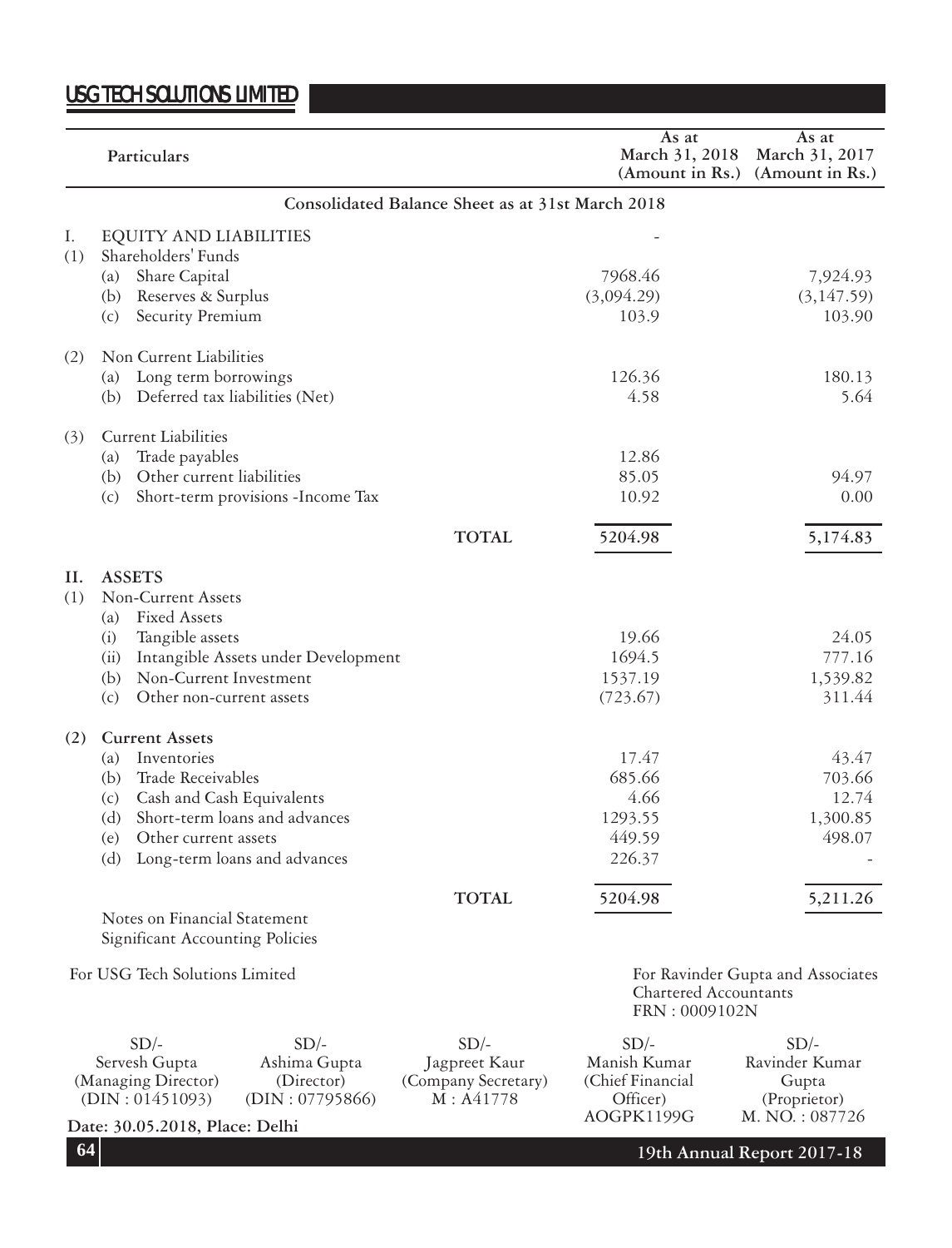| | Particulars | As at March 31, 2018 (Amount in Rs.) | As at March 31, 2017 (Amount in Rs.) |
|---|---|---|---|
| | **Consolidated Balance Sheet as at 31st March 2018** | | |
| I. | EQUITY AND LIABILITIES | - | |
| (1) | Shareholders' Funds | | |
| | (a) Share Capital | 7968.46 | 7,924.93 |
| | (b) Reserves & Surplus | (3,094.29) | (3,147.59) |
| | (c) Security Premium | 103.9 | 103.90 |
| (2) | Non Current Liabilities | | |
| | (a) Long term borrowings | 126.36 | 180.13 |
| | (b) Deferred tax liabilities (Net) | 4.58 | 5.64 |
| (3) | Current Liabilities | | |
| | (a) Trade payables | 12.86 | |
| | (b) Other current liabilities | 85.05 | 94.97 |
| | (c) Short-term provisions -Income Tax | 10.92 | 0.00 |
| | **TOTAL** | 5204.98 | 5,174.83 |
| **II.** | **ASSETS** | | |
| (1) | Non-Current Assets | | |
| | (a) Fixed Assets | | |
| | (i) Tangible assets | 19.66 | 24.05 |
| | (ii) Intangible Assets under Development | 1694.5 | 777.16 |
| | (b) Non-Current Investment | 1537.19 | 1,539.82 |
| | (c) Other non-current assets | (723.67) | 311.44 |
| **(2)** | **Current Assets** | | |
| | (a) Inventories | 17.47 | 43.47 |
| | (b) Trade Receivables | 685.66 | 703.66 |
| | (c) Cash and Cash Equivalents | 4.66 | 12.74 |
| | (d) Short-term loans and advances | 1293.55 | 1,300.85 |
| | (e) Other current assets | 449.59 | 498.07 |
| | (d) Long-term loans and advances | 226.37 | - |
| | **TOTAL** | 5204.98 | 5,211.26 |

Notes on Financial Statement
Significant Accounting Policies

For USG Tech Solutions Limited

For Ravinder Gupta and Associates
Chartered Accountants
FRN : 0009102N

| SD/- | SD/- | SD/- | SD/- | SD/- |
|---|---|---|---|---|
| Servesh Gupta | Ashima Gupta | Jagpreet Kaur | Manish Kumar | Ravinder Kumar Gupta |
| (Managing Director) | (Director) | (Company Secretary) | (Chief Financial Officer) | (Proprietor) |
| (DIN : 01451093) | (DIN : 07795866) | M : A41778 | AOGPK1199G | M. NO. : 087726 |

**Date: 30.05.2018, Place: Delhi**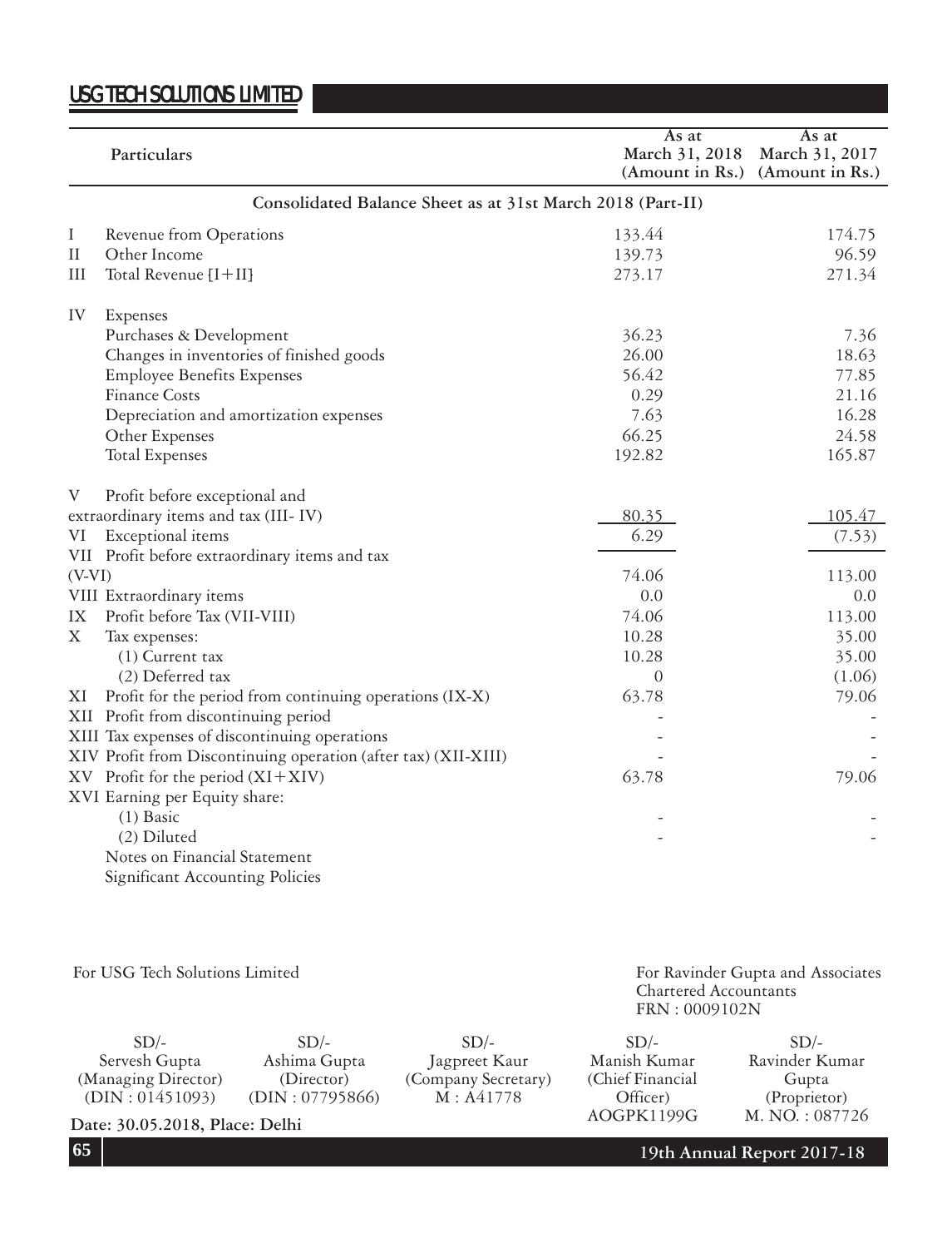| | Particulars | As at March 31, 2018 (Amount in Rs.) | As at March 31, 2017 (Amount in Rs.) |
|---|---|---|---|
| | **Consolidated Balance Sheet as at 31st March 2018 (Part-II)** | | |
| I | Revenue from Operations | 133.44 | 174.75 |
| II | Other Income | 139.73 | 96.59 |
| III | Total Revenue [I+II] | 273.17 | 271.34 |
| IV | Expenses | | |
| | Purchases & Development | 36.23 | 7.36 |
| | Changes in inventories of finished goods | 26.00 | 18.63 |
| | Employee Benefits Expenses | 56.42 | 77.85 |
| | Finance Costs | 0.29 | 21.16 |
| | Depreciation and amortization expenses | 7.63 | 16.28 |
| | Other Expenses | 66.25 | 24.58 |
| | Total Expenses | 192.82 | 165.87 |
| V | Profit before exceptional and extraordinary items and tax (III- IV) | 80.35 | 105.47 |
| VI | Exceptional items | 6.29 | (7.53) |
| VII | Profit before extraordinary items and tax (V-VI) | 74.06 | 113.00 |
| VIII | Extraordinary items | 0.0 | 0.0 |
| IX | Profit before Tax (VII-VIII) | 74.06 | 113.00 |
| X | Tax expenses: | 10.28 | 35.00 |
| | (1) Current tax | 10.28 | 35.00 |
| | (2) Deferred tax | 0 | (1.06) |
| XI | Profit for the period from continuing operations (IX-X) | 63.78 | 79.06 |
| XII | Profit from discontinuing period | - | - |
| XIII | Tax expenses of discontinuing operations | - | - |
| XIV | Profit from Discontinuing operation (after tax) (XII-XIII) | - | - |
| XV | Profit for the period (XI+XIV) | 63.78 | 79.06 |
| XVI | Earning per Equity share: | | |
| | (1) Basic | - | - |
| | (2) Diluted | - | - |
| | Notes on Financial Statement | | |
| | Significant Accounting Policies | | |

For USG Tech Solutions Limited

For Ravinder Gupta and Associates
Chartered Accountants
FRN : 0009102N

| SD/- | SD/- | SD/- | SD/- | SD/- |
|---|---|---|---|---|
| Servesh Gupta | Ashima Gupta | Jagpreet Kaur | Manish Kumar | Ravinder Kumar Gupta |
| (Managing Director) | (Director) | (Company Secretary) | (Chief Financial Officer) | (Proprietor) |
| (DIN : 01451093) | (DIN : 07795866) | M : A41778 | AOGPK1199G | M. NO. : 087726 |

**Date: 30.05.2018, Place: Delhi**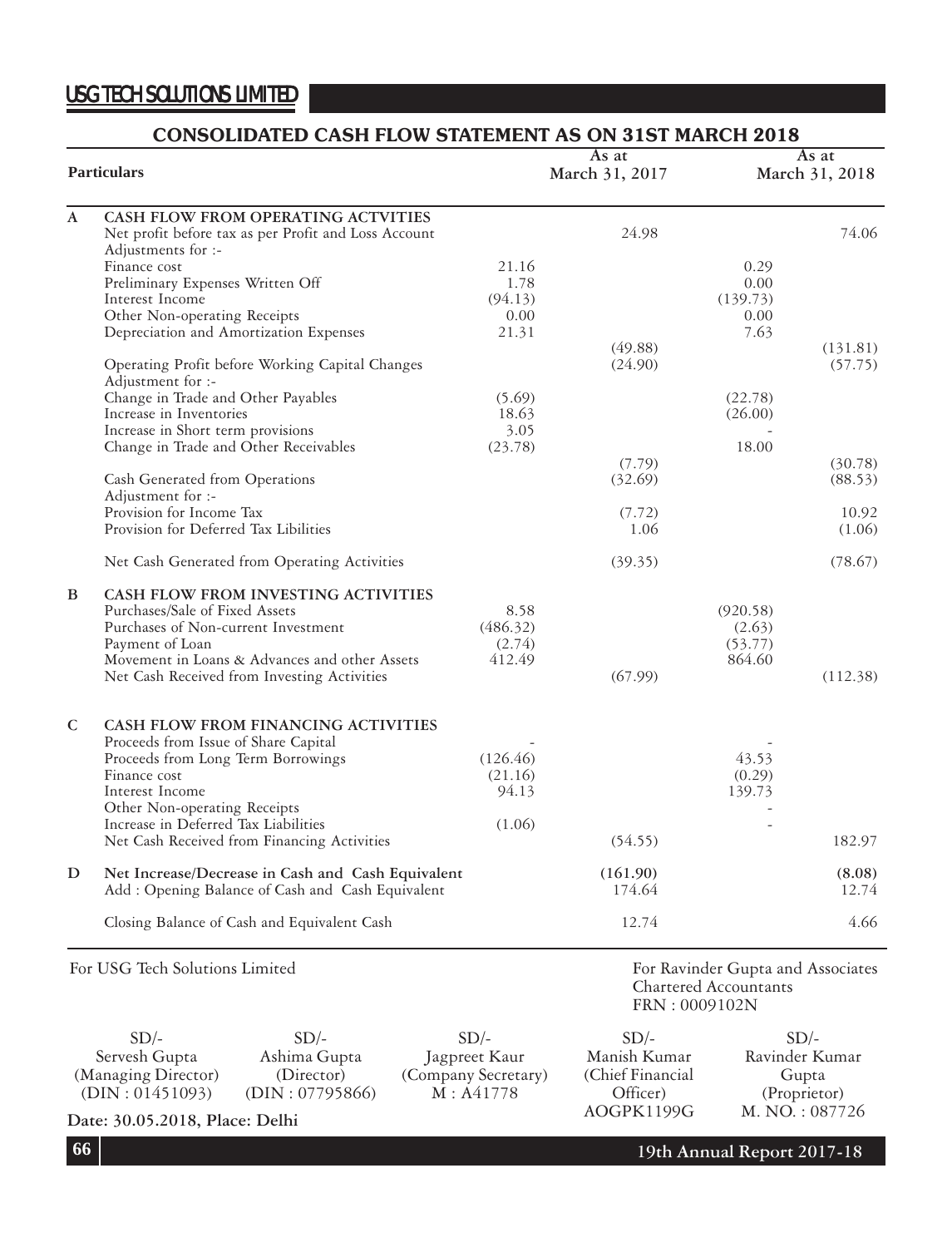## CONSOLIDATED CASH FLOW STATEMENT AS ON 31ST MARCH 2018

| | Particulars | As at March 31, 2017 | | As at March 31, 2018 | |
|---|---|---|---|---|---|
| **A** | **CASH FLOW FROM OPERATING ACTVITIES** | | | | |
| | Net profit before tax as per Profit and Loss Account | | 24.98 | | 74.06 |
| | Adjustments for :- | | | | |
| | Finance cost | 21.16 | | 0.29 | |
| | Preliminary Expenses Written Off | 1.78 | | 0.00 | |
| | Interest Income | (94.13) | | (139.73) | |
| | Other Non-operating Receipts | 0.00 | | 0.00 | |
| | Depreciation and Amortization Expenses | 21.31 | | 7.63 | |
| | | | (49.88) | | (131.81) |
| | Operating Profit before Working Capital Changes | | (24.90) | | (57.75) |
| | Adjustment for :- | | | | |
| | Change in Trade and Other Payables | (5.69) | | (22.78) | |
| | Increase in Inventories | 18.63 | | (26.00) | |
| | Increase in Short term provisions | 3.05 | | - | |
| | Change in Trade and Other Receivables | (23.78) | | 18.00 | |
| | | | (7.79) | | (30.78) |
| | Cash Generated from Operations | | (32.69) | | (88.53) |
| | Adjustment for :- | | | | |
| | Provision for Income Tax | | (7.72) | | 10.92 |
| | Provision for Deferred Tax Libilities | | 1.06 | | (1.06) |
| | Net Cash Generated from Operating Activities | | (39.35) | | (78.67) |
| **B** | **CASH FLOW FROM INVESTING ACTIVITIES** | | | | |
| | Purchases/Sale of Fixed Assets | 8.58 | | (920.58) | |
| | Purchases of Non-current Investment | (486.32) | | (2.63) | |
| | Payment of Loan | (2.74) | | (53.77) | |
| | Movement in Loans & Advances and other Assets | 412.49 | | 864.60 | |
| | Net Cash Received from Investing Activities | | (67.99) | | (112.38) |
| **C** | **CASH FLOW FROM FINANCING ACTIVITIES** | | | | |
| | Proceeds from Issue of Share Capital | - | | - | |
| | Proceeds from Long Term Borrowings | (126.46) | | 43.53 | |
| | Finance cost | (21.16) | | (0.29) | |
| | Interest Income | 94.13 | | 139.73 | |
| | Other Non-operating Receipts | | | - | |
| | Increase in Deferred Tax Liabilities | (1.06) | | - | |
| | Net Cash Received from Financing Activities | | (54.55) | | 182.97 |
| **D** | **Net Increase/Decrease in Cash and Cash Equivalent** | | **(161.90)** | | **(8.08)** |
| | Add : Opening Balance of Cash and Cash Equivalent | | 174.64 | | 12.74 |
| | Closing Balance of Cash and Equivalent Cash | | 12.74 | | 4.66 |

For USG Tech Solutions Limited

For Ravinder Gupta and Associates
Chartered Accountants
FRN : 0009102N

| SD/- | SD/- | SD/- | SD/- | SD/- |
|---|---|---|---|---|
| Servesh Gupta | Ashima Gupta | Jagpreet Kaur | Manish Kumar | Ravinder Kumar Gupta |
| (Managing Director) | (Director) | (Company Secretary) | (Chief Financial Officer) | (Proprietor) |
| (DIN : 01451093) | (DIN : 07795866) | M : A41778 | AOGPK1199G | M. NO. : 087726 |

**Date: 30.05.2018, Place: Delhi**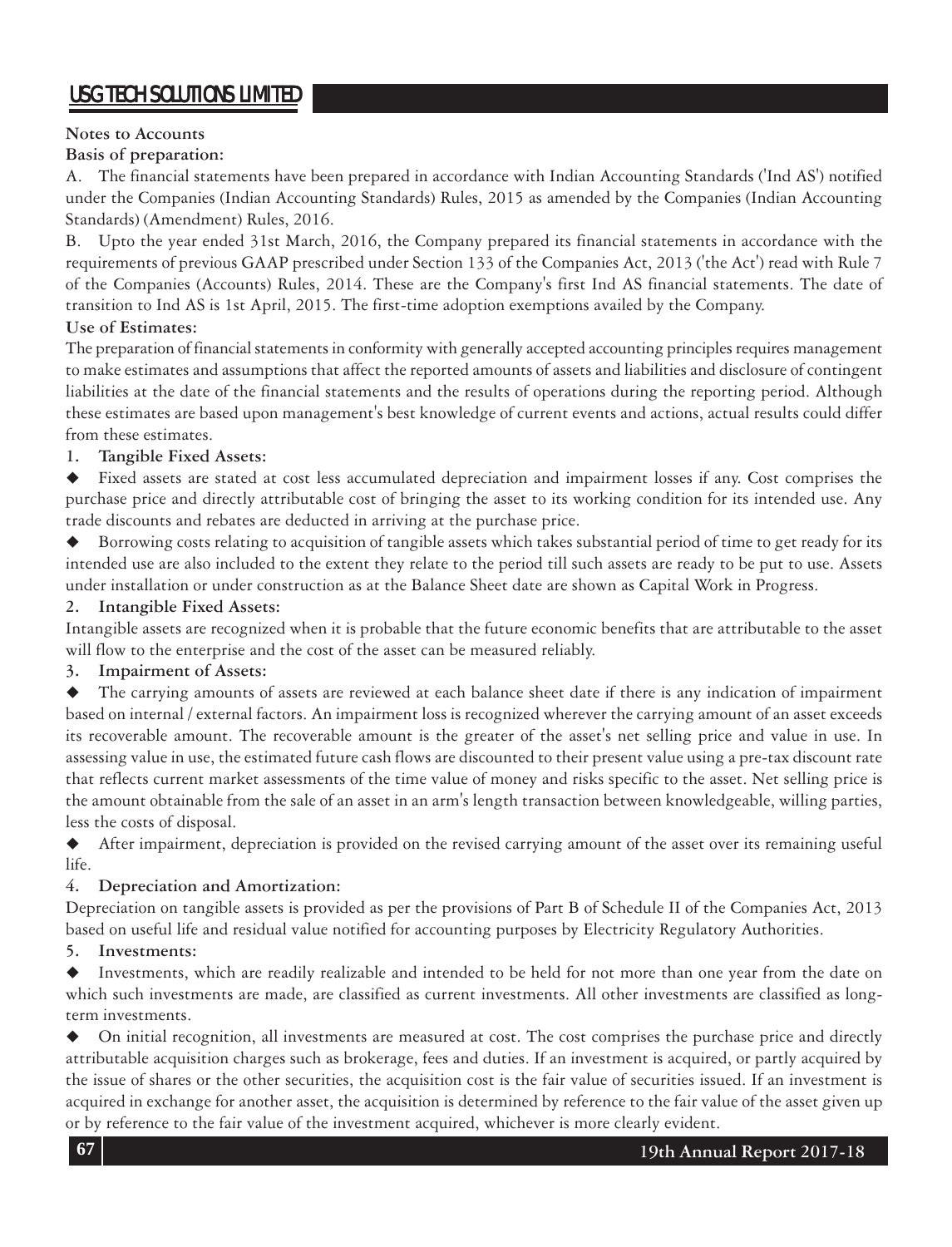**Notes to Accounts**

**Basis of preparation:**

A. The financial statements have been prepared in accordance with Indian Accounting Standards ('Ind AS') notified under the Companies (Indian Accounting Standards) Rules, 2015 as amended by the Companies (Indian Accounting Standards) (Amendment) Rules, 2016.

B. Upto the year ended 31st March, 2016, the Company prepared its financial statements in accordance with the requirements of previous GAAP prescribed under Section 133 of the Companies Act, 2013 ('the Act') read with Rule 7 of the Companies (Accounts) Rules, 2014. These are the Company's first Ind AS financial statements. The date of transition to Ind AS is 1st April, 2015. The first-time adoption exemptions availed by the Company.

**Use of Estimates:**

The preparation of financial statements in conformity with generally accepted accounting principles requires management to make estimates and assumptions that affect the reported amounts of assets and liabilities and disclosure of contingent liabilities at the date of the financial statements and the results of operations during the reporting period. Although these estimates are based upon management's best knowledge of current events and actions, actual results could differ from these estimates.

**1. Tangible Fixed Assets:**

- Fixed assets are stated at cost less accumulated depreciation and impairment losses if any. Cost comprises the purchase price and directly attributable cost of bringing the asset to its working condition for its intended use. Any trade discounts and rebates are deducted in arriving at the purchase price.
- Borrowing costs relating to acquisition of tangible assets which takes substantial period of time to get ready for its intended use are also included to the extent they relate to the period till such assets are ready to be put to use. Assets under installation or under construction as at the Balance Sheet date are shown as Capital Work in Progress.

**2. Intangible Fixed Assets:**

Intangible assets are recognized when it is probable that the future economic benefits that are attributable to the asset will flow to the enterprise and the cost of the asset can be measured reliably.

**3. Impairment of Assets:**

- The carrying amounts of assets are reviewed at each balance sheet date if there is any indication of impairment based on internal / external factors. An impairment loss is recognized wherever the carrying amount of an asset exceeds its recoverable amount. The recoverable amount is the greater of the asset's net selling price and value in use. In assessing value in use, the estimated future cash flows are discounted to their present value using a pre-tax discount rate that reflects current market assessments of the time value of money and risks specific to the asset. Net selling price is the amount obtainable from the sale of an asset in an arm's length transaction between knowledgeable, willing parties, less the costs of disposal.
- After impairment, depreciation is provided on the revised carrying amount of the asset over its remaining useful life.

**4. Depreciation and Amortization:**

Depreciation on tangible assets is provided as per the provisions of Part B of Schedule II of the Companies Act, 2013 based on useful life and residual value notified for accounting purposes by Electricity Regulatory Authorities.

**5. Investments:**

- Investments, which are readily realizable and intended to be held for not more than one year from the date on which such investments are made, are classified as current investments. All other investments are classified as long-term investments.
- On initial recognition, all investments are measured at cost. The cost comprises the purchase price and directly attributable acquisition charges such as brokerage, fees and duties. If an investment is acquired, or partly acquired by the issue of shares or the other securities, the acquisition cost is the fair value of securities issued. If an investment is acquired in exchange for another asset, the acquisition is determined by reference to the fair value of the asset given up or by reference to the fair value of the investment acquired, whichever is more clearly evident.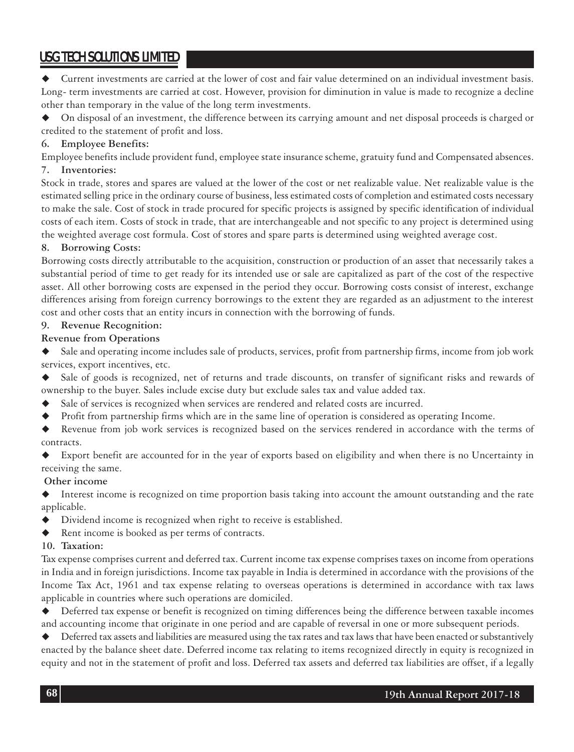- Current investments are carried at the lower of cost and fair value determined on an individual investment basis. Long- term investments are carried at cost. However, provision for diminution in value is made to recognize a decline other than temporary in the value of the long term investments.
- On disposal of an investment, the difference between its carrying amount and net disposal proceeds is charged or credited to the statement of profit and loss.

**6. Employee Benefits:**

Employee benefits include provident fund, employee state insurance scheme, gratuity fund and Compensated absences.

**7. Inventories:**

Stock in trade, stores and spares are valued at the lower of the cost or net realizable value. Net realizable value is the estimated selling price in the ordinary course of business, less estimated costs of completion and estimated costs necessary to make the sale. Cost of stock in trade procured for specific projects is assigned by specific identification of individual costs of each item. Costs of stock in trade, that are interchangeable and not specific to any project is determined using the weighted average cost formula. Cost of stores and spare parts is determined using weighted average cost.

**8. Borrowing Costs:**

Borrowing costs directly attributable to the acquisition, construction or production of an asset that necessarily takes a substantial period of time to get ready for its intended use or sale are capitalized as part of the cost of the respective asset. All other borrowing costs are expensed in the period they occur. Borrowing costs consist of interest, exchange differences arising from foreign currency borrowings to the extent they are regarded as an adjustment to the interest cost and other costs that an entity incurs in connection with the borrowing of funds.

**9. Revenue Recognition:**

**Revenue from Operations**

- Sale and operating income includes sale of products, services, profit from partnership firms, income from job work services, export incentives, etc.
- Sale of goods is recognized, net of returns and trade discounts, on transfer of significant risks and rewards of ownership to the buyer. Sales include excise duty but exclude sales tax and value added tax.
- Sale of services is recognized when services are rendered and related costs are incurred.
- Profit from partnership firms which are in the same line of operation is considered as operating Income.
- Revenue from job work services is recognized based on the services rendered in accordance with the terms of contracts.
- Export benefit are accounted for in the year of exports based on eligibility and when there is no Uncertainty in receiving the same.

**Other income**

- Interest income is recognized on time proportion basis taking into account the amount outstanding and the rate applicable.
- Dividend income is recognized when right to receive is established.
- Rent income is booked as per terms of contracts.

**10. Taxation:**

Tax expense comprises current and deferred tax. Current income tax expense comprises taxes on income from operations in India and in foreign jurisdictions. Income tax payable in India is determined in accordance with the provisions of the Income Tax Act, 1961 and tax expense relating to overseas operations is determined in accordance with tax laws applicable in countries where such operations are domiciled.

- Deferred tax expense or benefit is recognized on timing differences being the difference between taxable incomes and accounting income that originate in one period and are capable of reversal in one or more subsequent periods.
- Deferred tax assets and liabilities are measured using the tax rates and tax laws that have been enacted or substantively enacted by the balance sheet date. Deferred income tax relating to items recognized directly in equity is recognized in equity and not in the statement of profit and loss. Deferred tax assets and deferred tax liabilities are offset, if a legally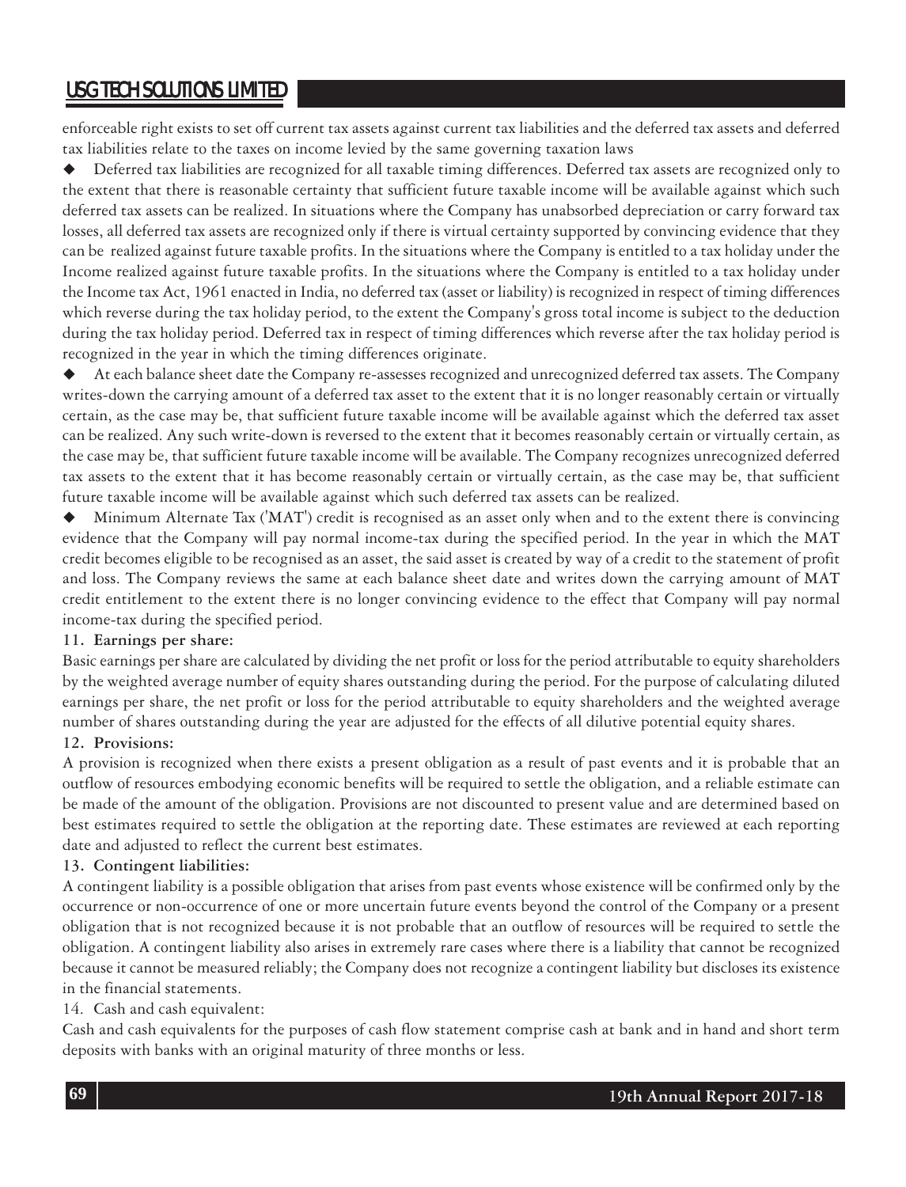enforceable right exists to set off current tax assets against current tax liabilities and the deferred tax assets and deferred tax liabilities relate to the taxes on income levied by the same governing taxation laws

- Deferred tax liabilities are recognized for all taxable timing differences. Deferred tax assets are recognized only to the extent that there is reasonable certainty that sufficient future taxable income will be available against which such deferred tax assets can be realized. In situations where the Company has unabsorbed depreciation or carry forward tax losses, all deferred tax assets are recognized only if there is virtual certainty supported by convincing evidence that they can be realized against future taxable profits. In the situations where the Company is entitled to a tax holiday under the Income realized against future taxable profits. In the situations where the Company is entitled to a tax holiday under the Income tax Act, 1961 enacted in India, no deferred tax (asset or liability) is recognized in respect of timing differences which reverse during the tax holiday period, to the extent the Company's gross total income is subject to the deduction during the tax holiday period. Deferred tax in respect of timing differences which reverse after the tax holiday period is recognized in the year in which the timing differences originate.

- At each balance sheet date the Company re-assesses recognized and unrecognized deferred tax assets. The Company writes-down the carrying amount of a deferred tax asset to the extent that it is no longer reasonably certain or virtually certain, as the case may be, that sufficient future taxable income will be available against which the deferred tax asset can be realized. Any such write-down is reversed to the extent that it becomes reasonably certain or virtually certain, as the case may be, that sufficient future taxable income will be available. The Company recognizes unrecognized deferred tax assets to the extent that it has become reasonably certain or virtually certain, as the case may be, that sufficient future taxable income will be available against which such deferred tax assets can be realized.

- Minimum Alternate Tax ('MAT') credit is recognised as an asset only when and to the extent there is convincing evidence that the Company will pay normal income-tax during the specified period. In the year in which the MAT credit becomes eligible to be recognised as an asset, the said asset is created by way of a credit to the statement of profit and loss. The Company reviews the same at each balance sheet date and writes down the carrying amount of MAT credit entitlement to the extent there is no longer convincing evidence to the effect that Company will pay normal income-tax during the specified period.

**11. Earnings per share:**

Basic earnings per share are calculated by dividing the net profit or loss for the period attributable to equity shareholders by the weighted average number of equity shares outstanding during the period. For the purpose of calculating diluted earnings per share, the net profit or loss for the period attributable to equity shareholders and the weighted average number of shares outstanding during the year are adjusted for the effects of all dilutive potential equity shares.

**12. Provisions:**

A provision is recognized when there exists a present obligation as a result of past events and it is probable that an outflow of resources embodying economic benefits will be required to settle the obligation, and a reliable estimate can be made of the amount of the obligation. Provisions are not discounted to present value and are determined based on best estimates required to settle the obligation at the reporting date. These estimates are reviewed at each reporting date and adjusted to reflect the current best estimates.

**13. Contingent liabilities:**

A contingent liability is a possible obligation that arises from past events whose existence will be confirmed only by the occurrence or non-occurrence of one or more uncertain future events beyond the control of the Company or a present obligation that is not recognized because it is not probable that an outflow of resources will be required to settle the obligation. A contingent liability also arises in extremely rare cases where there is a liability that cannot be recognized because it cannot be measured reliably; the Company does not recognize a contingent liability but discloses its existence in the financial statements.

14. Cash and cash equivalent:

Cash and cash equivalents for the purposes of cash flow statement comprise cash at bank and in hand and short term deposits with banks with an original maturity of three months or less.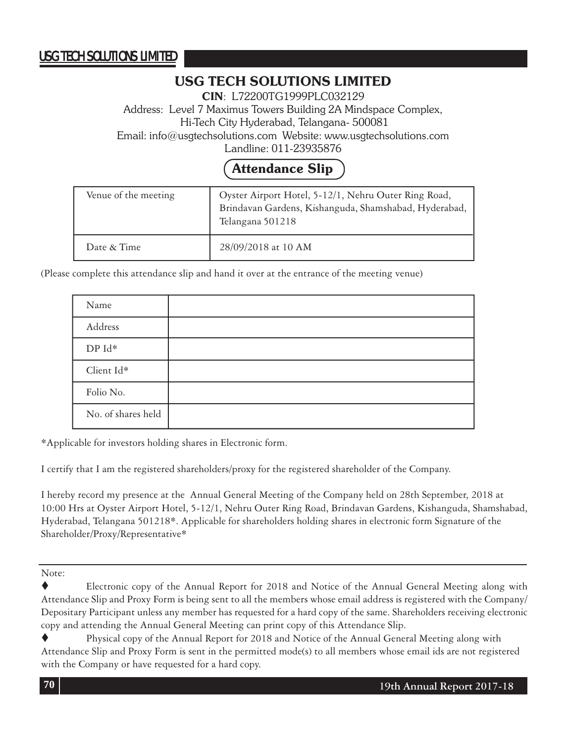# USG TECH SOLUTIONS LIMITED

**CIN**: L72200TG1999PLC032129

Address: Level 7 Maximus Towers Building 2A Mindspace Complex, Hi-Tech City Hyderabad, Telangana- 500081

Email: info@usgtechsolutions.com Website: www.usgtechsolutions.com

Landline: 011-23935876

## Attendance Slip

| Venue of the meeting | Oyster Airport Hotel, 5-12/1, Nehru Outer Ring Road, Brindavan Gardens, Kishanguda, Shamshabad, Hyderabad, Telangana 501218 |
|---|---|
| Date & Time | 28/09/2018 at 10 AM |

(Please complete this attendance slip and hand it over at the entrance of the meeting venue)

| Name | |
|---|---|
| Address | |
| DP Id* | |
| Client Id* | |
| Folio No. | |
| No. of shares held | |

*Applicable for investors holding shares in Electronic form.

I certify that I am the registered shareholders/proxy for the registered shareholder of the Company.

I hereby record my presence at the Annual General Meeting of the Company held on 28th September, 2018 at 10:00 Hrs at Oyster Airport Hotel, 5-12/1, Nehru Outer Ring Road, Brindavan Gardens, Kishanguda, Shamshabad, Hyderabad, Telangana 501218*. Applicable for shareholders holding shares in electronic form Signature of the Shareholder/Proxy/Representative*

Note:

- Electronic copy of the Annual Report for 2018 and Notice of the Annual General Meeting along with Attendance Slip and Proxy Form is being sent to all the members whose email address is registered with the Company/ Depositary Participant unless any member has requested for a hard copy of the same. Shareholders receiving electronic copy and attending the Annual General Meeting can print copy of this Attendance Slip.
- Physical copy of the Annual Report for 2018 and Notice of the Annual General Meeting along with Attendance Slip and Proxy Form is sent in the permitted mode(s) to all members whose email ids are not registered with the Company or have requested for a hard copy.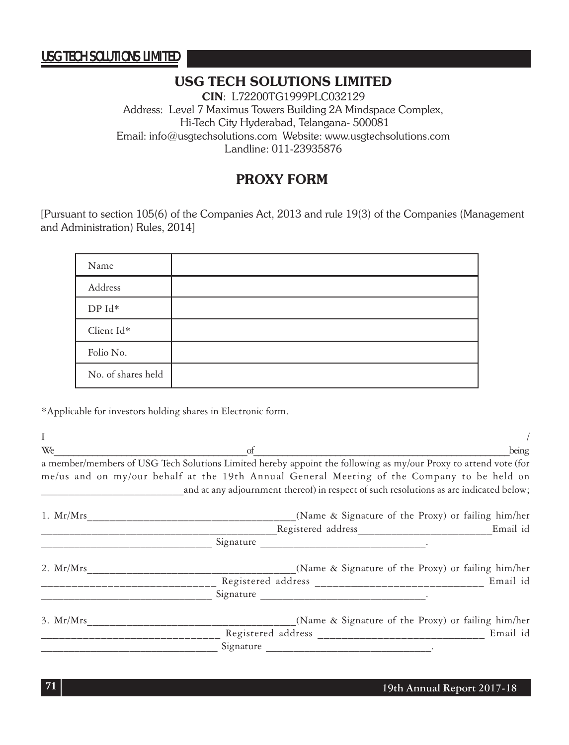# USG TECH SOLUTIONS LIMITED

**CIN**: L72200TG1999PLC032129
Address: Level 7 Maximus Towers Building 2A Mindspace Complex,
Hi-Tech City Hyderabad, Telangana- 500081
Email: info@usgtechsolutions.com Website: www.usgtechsolutions.com
Landline: 011-23935876

## PROXY FORM

[Pursuant to section 105(6) of the Companies Act, 2013 and rule 19(3) of the Companies (Management and Administration) Rules, 2014]

| Name | |
|---|---|
| Address | |
| DP Id* | |
| Client Id* | |
| Folio No. | |
| No. of shares held | |

*Applicable for investors holding shares in Electronic form.

I / We______________________________________of_____________________________________________________being a member/members of USG Tech Solutions Limited hereby appoint the following as my/our Proxy to attend vote (for me/us and on my/our behalf at the 19th Annual General Meeting of the Company to be held on ___________________________and at any adjournment thereof) in respect of such resolutions as are indicated below;

1. Mr/Mrs_______________________________________(Name & Signature of the Proxy) or failing him/her _____________________________________________Registered address__________________________Email id _________________________________ Signature ________________________________.

2. Mr/Mrs_______________________________________(Name & Signature of the Proxy) or failing him/her _____________________________ Registered address _____________________________ Email id _________________________________ Signature ________________________________.

3. Mr/Mrs_______________________________________(Name & Signature of the Proxy) or failing him/her _____________________________ Registered address _____________________________ Email id _________________________________ Signature ________________________________.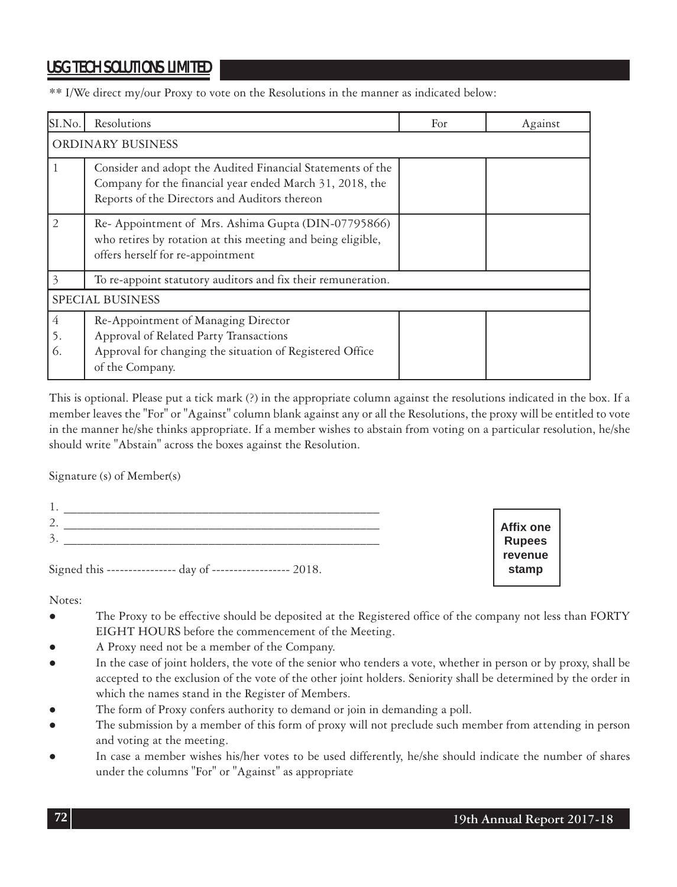** I/We direct my/our Proxy to vote on the Resolutions in the manner as indicated below:

| SI.No. | Resolutions | For | Against |
|---|---|---|---|
| ORDINARY BUSINESS | | | |
| 1 | Consider and adopt the Audited Financial Statements of the Company for the financial year ended March 31, 2018, the Reports of the Directors and Auditors thereon | | |
| 2 | Re- Appointment of Mrs. Ashima Gupta (DIN-07795866) who retires by rotation at this meeting and being eligible, offers herself for re-appointment | | |
| 3 | To re-appoint statutory auditors and fix their remuneration. | | |
| SPECIAL BUSINESS | | | |
| 4<br>5.<br>6. | Re-Appointment of Managing Director<br>Approval of Related Party Transactions<br>Approval for changing the situation of Registered Office of the Company. | | |

This is optional. Please put a tick mark (?) in the appropriate column against the resolutions indicated in the box. If a member leaves the "For" or "Against" column blank against any or all the Resolutions, the proxy will be entitled to vote in the manner he/she thinks appropriate. If a member wishes to abstain from voting on a particular resolution, he/she should write "Abstain" across the boxes against the Resolution.

Signature (s) of Member(s)

1. ____________________________________________
2. ____________________________________________
3. ____________________________________________

Signed this ---------------- day of ------------------ 2018.

Affix one Rupees revenue stamp

Notes:

- The Proxy to be effective should be deposited at the Registered office of the company not less than FORTY EIGHT HOURS before the commencement of the Meeting.
- A Proxy need not be a member of the Company.
- In the case of joint holders, the vote of the senior who tenders a vote, whether in person or by proxy, shall be accepted to the exclusion of the vote of the other joint holders. Seniority shall be determined by the order in which the names stand in the Register of Members.
- The form of Proxy confers authority to demand or join in demanding a poll.
- The submission by a member of this form of proxy will not preclude such member from attending in person and voting at the meeting.
- In case a member wishes his/her votes to be used differently, he/she should indicate the number of shares under the columns "For" or "Against" as appropriate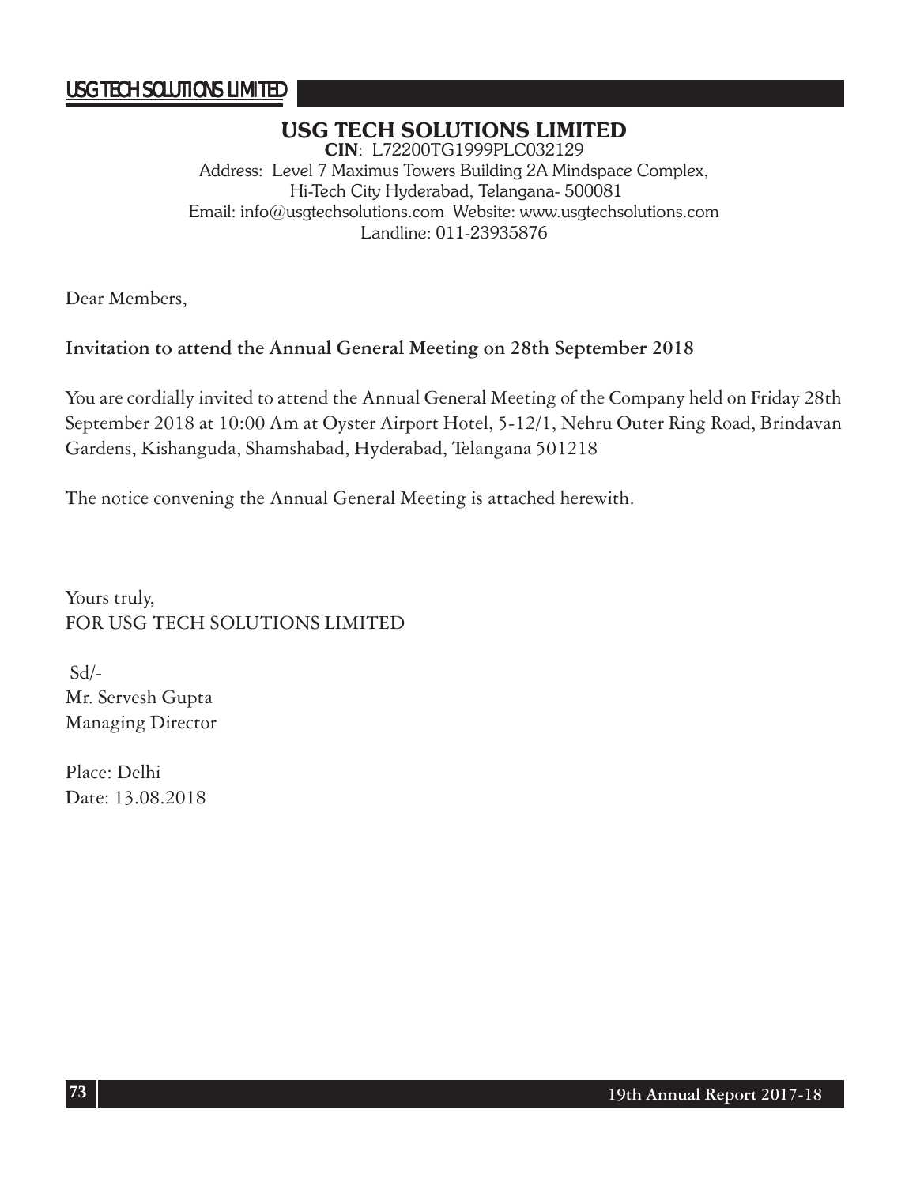# USG TECH SOLUTIONS LIMITED

**CIN**: L72200TG1999PLC032129
Address: Level 7 Maximus Towers Building 2A Mindspace Complex,
Hi-Tech City Hyderabad, Telangana- 500081
Email: info@usgtechsolutions.com Website: www.usgtechsolutions.com
Landline: 011-23935876

Dear Members,

**Invitation to attend the Annual General Meeting on 28th September 2018**

You are cordially invited to attend the Annual General Meeting of the Company held on Friday 28th September 2018 at 10:00 Am at Oyster Airport Hotel, 5-12/1, Nehru Outer Ring Road, Brindavan Gardens, Kishanguda, Shamshabad, Hyderabad, Telangana 501218

The notice convening the Annual General Meeting is attached herewith.

Yours truly,
FOR USG TECH SOLUTIONS LIMITED

Sd/-
Mr. Servesh Gupta
Managing Director

Place: Delhi
Date: 13.08.2018